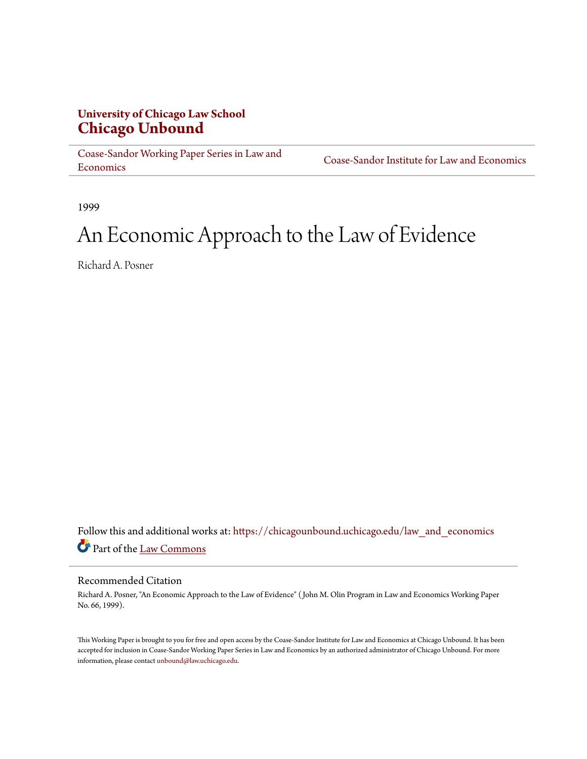**University of Chicago Law School**
# Chicago Unbound

Coase-Sandor Working Paper Series in Law and Economics | Coase-Sandor Institute for Law and Economics

1999

# An Economic Approach to the Law of Evidence

Richard A. Posner

Follow this and additional works at: https://chicagounbound.uchicago.edu/law_and_economics

Part of the Law Commons

## Recommended Citation

Richard A. Posner, "An Economic Approach to the Law of Evidence" ( John M. Olin Program in Law and Economics Working Paper No. 66, 1999).

This Working Paper is brought to you for free and open access by the Coase-Sandor Institute for Law and Economics at Chicago Unbound. It has been accepted for inclusion in Coase-Sandor Working Paper Series in Law and Economics by an authorized administrator of Chicago Unbound. For more information, please contact unbound@law.uchicago.edu.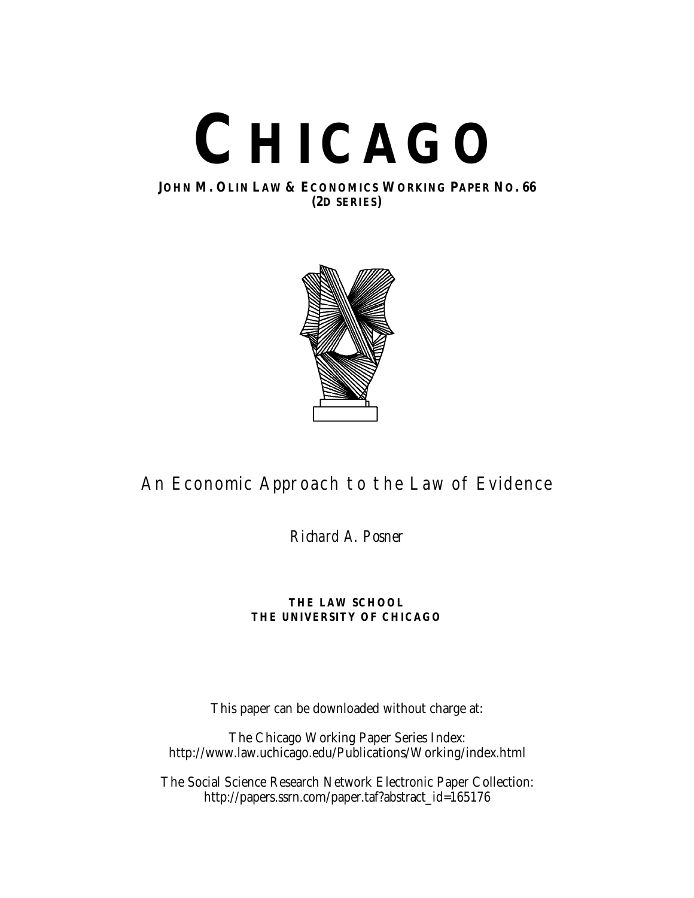# CHICAGO

**JOHN M. OLIN LAW & ECONOMICS WORKING PAPER NO. 66**
**(2D SERIES)**

## An Economic Approach to the Law of Evidence

*Richard A. Posner*

**THE LAW SCHOOL**
**THE UNIVERSITY OF CHICAGO**

This paper can be downloaded without charge at:

The Chicago Working Paper Series Index:
http://www.law.uchicago.edu/Publications/Working/index.html

The Social Science Research Network Electronic Paper Collection:
http://papers.ssrn.com/paper.taf?abstract_id=165176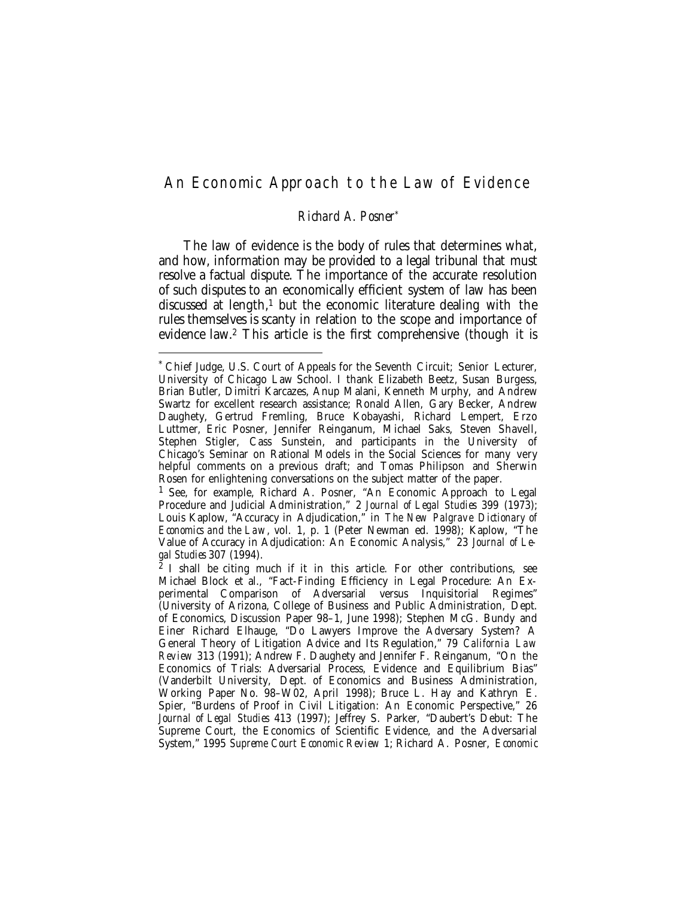# An Economic Approach to the Law of Evidence

*Richard A. Posner*[*]

The law of evidence is the body of rules that determines what, and how, information may be provided to a legal tribunal that must resolve a factual dispute. The importance of the accurate resolution of such disputes to an economically efficient system of law has been discussed at length,[1] but the economic literature dealing with the rules themselves is scanty in relation to the scope and importance of evidence law.[2] This article is the first comprehensive (though it is

---

[*] Chief Judge, U.S. Court of Appeals for the Seventh Circuit; Senior Lecturer, University of Chicago Law School. I thank Elizabeth Beetz, Susan Burgess, Brian Butler, Dimitri Karcazes, Anup Malani, Kenneth Murphy, and Andrew Swartz for excellent research assistance; Ronald Allen, Gary Becker, Andrew Daughety, Gertrud Fremling, Bruce Kobayashi, Richard Lempert, Erzo Luttmer, Eric Posner, Jennifer Reinganum, Michael Saks, Steven Shavell, Stephen Stigler, Cass Sunstein, and participants in the University of Chicago's Seminar on Rational Models in the Social Sciences for many very helpful comments on a previous draft; and Tomas Philipson and Sherwin Rosen for enlightening conversations on the subject matter of the paper.

[1] See, for example, Richard A. Posner, "An Economic Approach to Legal Procedure and Judicial Administration," 2 *Journal of Legal Studies* 399 (1973); Louis Kaplow, "Accuracy in Adjudication," in *The New Palgrave Dictionary of Economics and the Law*, vol. 1, p. 1 (Peter Newman ed. 1998); Kaplow, "The Value of Accuracy in Adjudication: An Economic Analysis," 23 *Journal of Legal Studies* 307 (1994).

[2] I shall be citing much if it in this article. For other contributions, see Michael Block et al., "Fact-Finding Efficiency in Legal Procedure: An Experimental Comparison of Adversarial versus Inquisitorial Regimes" (University of Arizona, College of Business and Public Administration, Dept. of Economics, Discussion Paper 98–1, June 1998); Stephen McG. Bundy and Einer Richard Elhauge, "Do Lawyers Improve the Adversary System? A General Theory of Litigation Advice and Its Regulation," 79 *California Law Review* 313 (1991); Andrew F. Daughety and Jennifer F. Reinganum, "On the Economics of Trials: Adversarial Process, Evidence and Equilibrium Bias" (Vanderbilt University, Dept. of Economics and Business Administration, Working Paper No. 98–W02, April 1998); Bruce L. Hay and Kathryn E. Spier, "Burdens of Proof in Civil Litigation: An Economic Perspective," 26 *Journal of Legal Studies* 413 (1997); Jeffrey S. Parker, "Daubert's Debut: The Supreme Court, the Economics of Scientific Evidence, and the Adversarial System," 1995 *Supreme Court Economic Review* 1; Richard A. Posner, *Economic*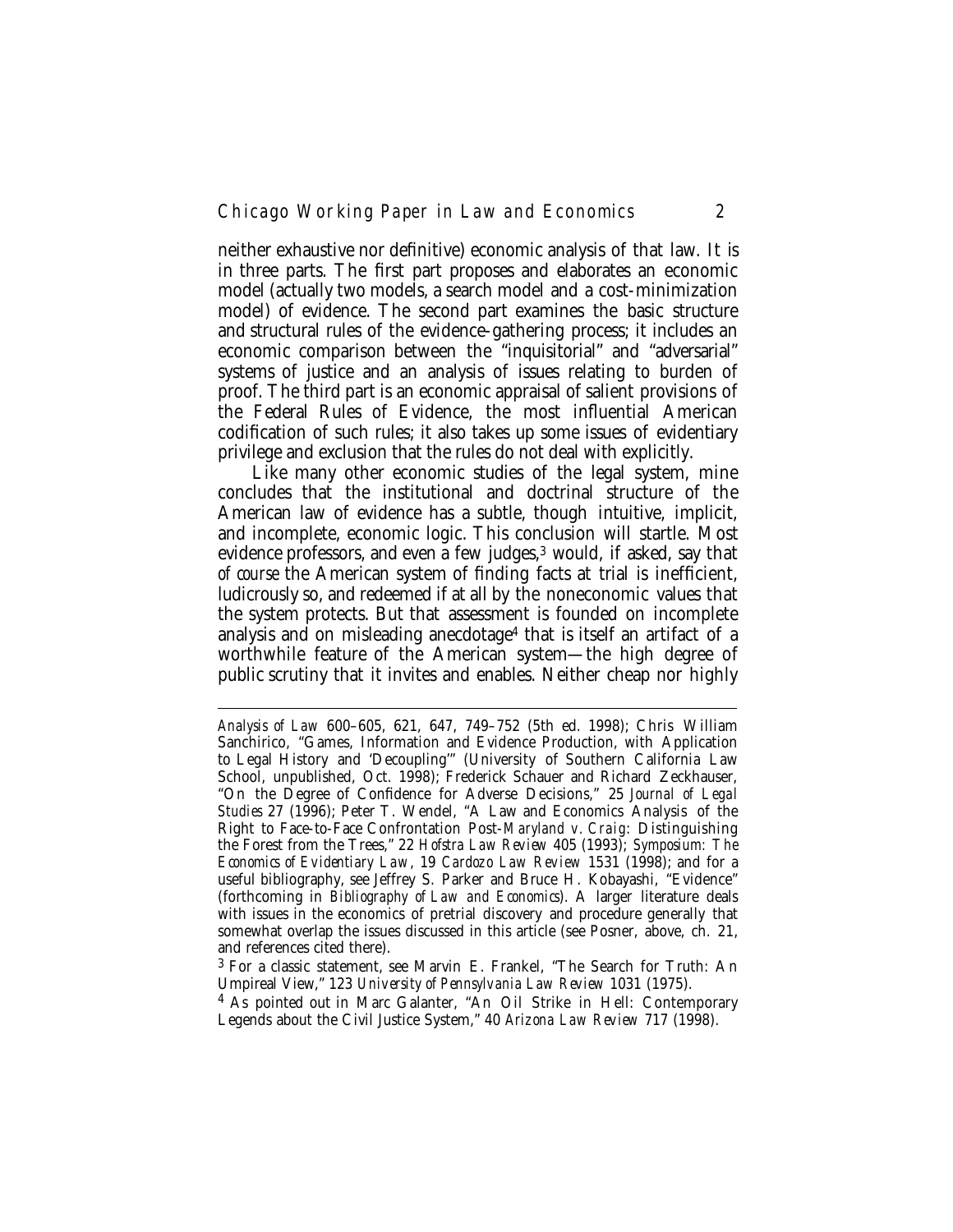neither exhaustive nor definitive) economic analysis of that law. It is in three parts. The first part proposes and elaborates an economic model (actually two models, a search model and a cost-minimization model) of evidence. The second part examines the basic structure and structural rules of the evidence-gathering process; it includes an economic comparison between the "inquisitorial" and "adversarial" systems of justice and an analysis of issues relating to burden of proof. The third part is an economic appraisal of salient provisions of the Federal Rules of Evidence, the most influential American codification of such rules; it also takes up some issues of evidentiary privilege and exclusion that the rules do not deal with explicitly.

Like many other economic studies of the legal system, mine concludes that the institutional and doctrinal structure of the American law of evidence has a subtle, though intuitive, implicit, and incomplete, economic logic. This conclusion will startle. Most evidence professors, and even a few judges,[3] would, if asked, say that *of course* the American system of finding facts at trial is inefficient, ludicrously so, and redeemed if at all by the noneconomic values that the system protects. But that assessment is founded on incomplete analysis and on misleading anecdotage[4] that is itself an artifact of a worthwhile feature of the American system—the high degree of public scrutiny that it invites and enables. Neither cheap nor highly

---

*Analysis of Law* 600–605, 621, 647, 749–752 (5th ed. 1998); Chris William Sanchirico, "Games, Information and Evidence Production, with Application to Legal History and 'Decoupling'" (University of Southern California Law School, unpublished, Oct. 1998); Frederick Schauer and Richard Zeckhauser, "On the Degree of Confidence for Adverse Decisions," 25 *Journal of Legal Studies* 27 (1996); Peter T. Wendel, "A Law and Economics Analysis of the Right to Face-to-Face Confrontation Post-*Maryland v. Craig*: Distinguishing the Forest from the Trees," 22 *Hofstra Law Review* 405 (1993); *Symposium: The Economics of Evidentiary Law*, 19 *Cardozo Law Review* 1531 (1998); and for a useful bibliography, see Jeffrey S. Parker and Bruce H. Kobayashi, "Evidence" (forthcoming in *Bibliography of Law and Economics*). A larger literature deals with issues in the economics of pretrial discovery and procedure generally that somewhat overlap the issues discussed in this article (see Posner, above, ch. 21, and references cited there).

[3] For a classic statement, see Marvin E. Frankel, "The Search for Truth: An Umpireal View," 123 *University of Pennsylvania Law Review* 1031 (1975).

[4] As pointed out in Marc Galanter, "An Oil Strike in Hell: Contemporary Legends about the Civil Justice System," 40 *Arizona Law Review* 717 (1998).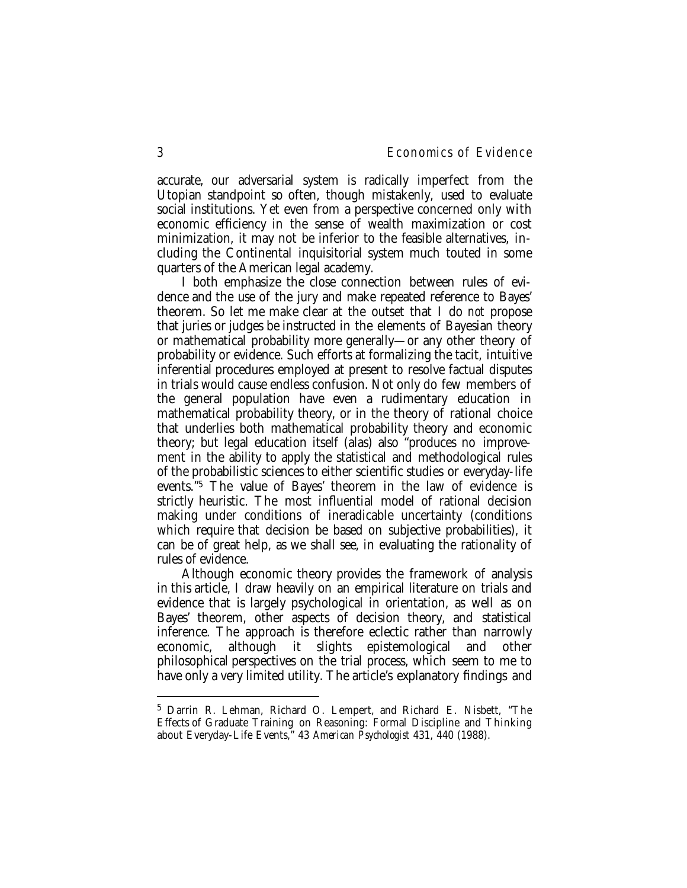accurate, our adversarial system is radically imperfect from the Utopian standpoint so often, though mistakenly, used to evaluate social institutions. Yet even from a perspective concerned only with economic efficiency in the sense of wealth maximization or cost minimization, it may not be inferior to the feasible alternatives, including the Continental inquisitorial system much touted in some quarters of the American legal academy.

I both emphasize the close connection between rules of evidence and the use of the jury and make repeated reference to Bayes' theorem. So let me make clear at the outset that I do *not* propose that juries or judges be instructed in the elements of Bayesian theory or mathematical probability more generally—or any other theory of probability or evidence. Such efforts at formalizing the tacit, intuitive inferential procedures employed at present to resolve factual disputes in trials would cause endless confusion. Not only do few members of the general population have even a rudimentary education in mathematical probability theory, or in the theory of rational choice that underlies both mathematical probability theory and economic theory; but legal education itself (alas) also "produces no improvement in the ability to apply the statistical and methodological rules of the probabilistic sciences to either scientific studies or everyday-life events."[5] The value of Bayes' theorem in the law of evidence is strictly heuristic. The most influential model of rational decision making under conditions of ineradicable uncertainty (conditions which require that decision be based on subjective probabilities), it can be of great help, as we shall see, in evaluating the rationality of rules of evidence.

Although economic theory provides the framework of analysis in this article, I draw heavily on an empirical literature on trials and evidence that is largely psychological in orientation, as well as on Bayes' theorem, other aspects of decision theory, and statistical inference. The approach is therefore eclectic rather than narrowly economic, although it slights epistemological and other philosophical perspectives on the trial process, which seem to me to have only a very limited utility. The article's explanatory findings and

---

[5] Darrin R. Lehman, Richard O. Lempert, and Richard E. Nisbett, "The Effects of Graduate Training on Reasoning: Formal Discipline and Thinking about Everyday-Life Events," 43 *American Psychologist* 431, 440 (1988).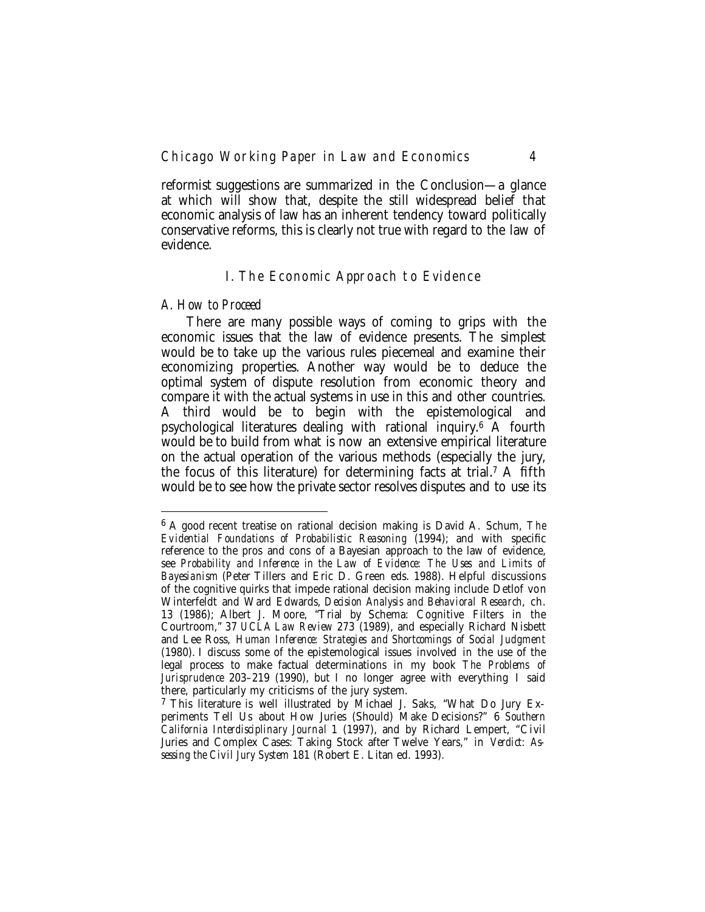reformist suggestions are summarized in the Conclusion—a glance at which will show that, despite the still widespread belief that economic analysis of law has an inherent tendency toward politically conservative reforms, this is clearly not true with regard to the law of evidence.

## I. The Economic Approach to Evidence

### *A. How to Proceed*

There are many possible ways of coming to grips with the economic issues that the law of evidence presents. The simplest would be to take up the various rules piecemeal and examine their economizing properties. Another way would be to deduce the optimal system of dispute resolution from economic theory and compare it with the actual systems in use in this and other countries. A third would be to begin with the epistemological and psychological literatures dealing with rational inquiry.[6] A fourth would be to build from what is now an extensive empirical literature on the actual operation of the various methods (especially the jury, the focus of this literature) for determining facts at trial.[7] A fifth would be to see how the private sector resolves disputes and to use its

---

[6] A good recent treatise on rational decision making is David A. Schum, *The Evidential Foundations of Probabilistic Reasoning* (1994); and with specific reference to the pros and cons of a Bayesian approach to the law of evidence, see *Probability and Inference in the Law of Evidence: The Uses and Limits of Bayesianism* (Peter Tillers and Eric D. Green eds. 1988). Helpful discussions of the cognitive quirks that impede rational decision making include Detlof von Winterfeldt and Ward Edwards, *Decision Analysis and Behavioral Research*, ch. 13 (1986); Albert J. Moore, "Trial by Schema: Cognitive Filters in the Courtroom," 37 *UCLA Law Review* 273 (1989), and especially Richard Nisbett and Lee Ross, *Human Inference: Strategies and Shortcomings of Social Judgment* (1980). I discuss some of the epistemological issues involved in the use of the legal process to make factual determinations in my book *The Problems of Jurisprudence* 203–219 (1990), but I no longer agree with everything I said there, particularly my criticisms of the jury system.

[7] This literature is well illustrated by Michael J. Saks, "What Do Jury Experiments Tell Us about How Juries (Should) Make Decisions?" 6 *Southern California Interdisciplinary Journal* 1 (1997), and by Richard Lempert, "Civil Juries and Complex Cases: Taking Stock after Twelve Years," in *Verdict: Assessing the Civil Jury System* 181 (Robert E. Litan ed. 1993).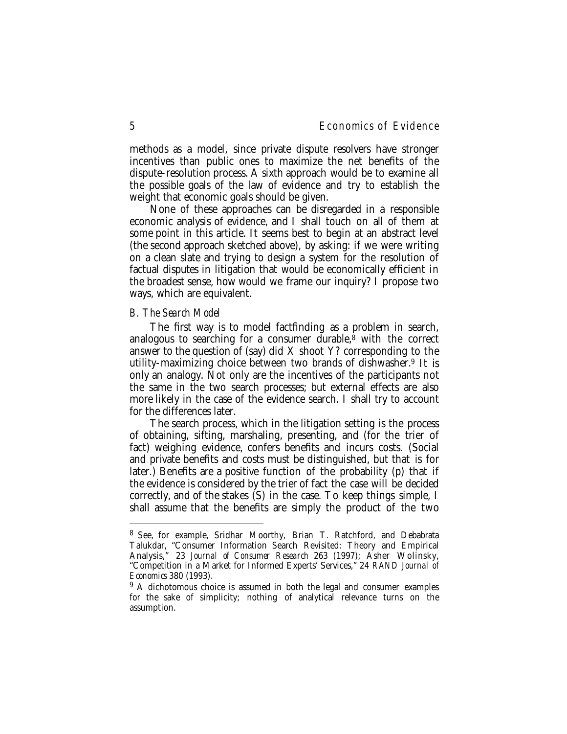methods as a model, since private dispute resolvers have stronger incentives than public ones to maximize the net benefits of the dispute-resolution process. A sixth approach would be to examine all the possible goals of the law of evidence and try to establish the weight that economic goals should be given.

None of these approaches can be disregarded in a responsible economic analysis of evidence, and I shall touch on all of them at some point in this article. It seems best to begin at an abstract level (the second approach sketched above), by asking: if we were writing on a clean slate and trying to design a system for the resolution of factual disputes in litigation that would be economically efficient in the broadest sense, how would we frame our inquiry? I propose two ways, which are equivalent.

### *B. The Search Model*

The first way is to model factfinding as a problem in search, analogous to searching for a consumer durable,[8] with the correct answer to the question of (say) did X shoot Y? corresponding to the utility-maximizing choice between two brands of dishwasher.[9] It is only an analogy. Not only are the incentives of the participants not the same in the two search processes; but external effects are also more likely in the case of the evidence search. I shall try to account for the differences later.

The search process, which in the litigation setting is the process of obtaining, sifting, marshaling, presenting, and (for the trier of fact) weighing evidence, confers benefits and incurs costs. (Social and private benefits and costs must be distinguished, but that is for later.) Benefits are a positive function of the probability ($p$) that if the evidence is considered by the trier of fact the case will be decided correctly, and of the stakes ($S$) in the case. To keep things simple, I shall assume that the benefits are simply the product of the two

---

[8] See, for example, Sridhar Moorthy, Brian T. Ratchford, and Debabrata Talukdar, "Consumer Information Search Revisited: Theory and Empirical Analysis," 23 *Journal of Consumer Research* 263 (1997); Asher Wolinsky, "Competition in a Market for Informed Experts' Services," 24 *RAND Journal of Economics* 380 (1993).

[9] A dichotomous choice is assumed in both the legal and consumer examples for the sake of simplicity; nothing of analytical relevance turns on the assumption.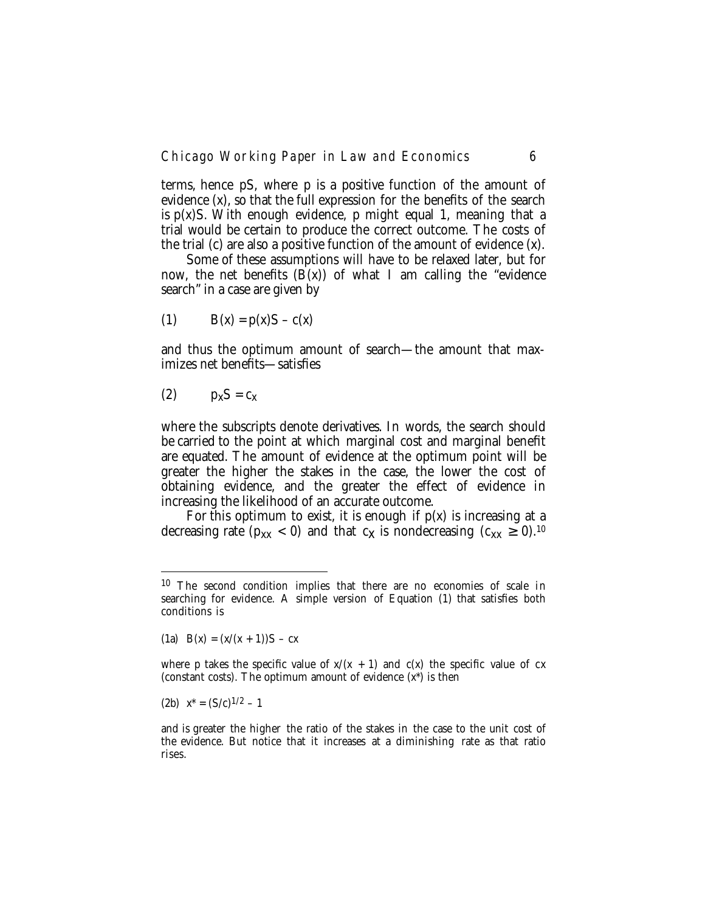terms, hence $pS$, where $p$ is a positive function of the amount of evidence ($x$), so that the full expression for the benefits of the search is $p(x)S$. With enough evidence, $p$ might equal 1, meaning that a trial would be certain to produce the correct outcome. The costs of the trial ($c$) are also a positive function of the amount of evidence ($x$).

Some of these assumptions will have to be relaxed later, but for now, the net benefits ($B(x)$) of what I am calling the "evidence search" in a case are given by

$$(1) \qquad B(x) = p(x)S - c(x)$$

and thus the optimum amount of search—the amount that maximizes net benefits—satisfies

$$(2) \qquad p_x S = c_x$$

where the subscripts denote derivatives. In words, the search should be carried to the point at which marginal cost and marginal benefit are equated. The amount of evidence at the optimum point will be greater the higher the stakes in the case, the lower the cost of obtaining evidence, and the greater the effect of evidence in increasing the likelihood of an accurate outcome.

For this optimum to exist, it is enough if $p(x)$ is increasing at a decreasing rate ($p_{xx} < 0$) and that $c_x$ is nondecreasing ($c_{xx} \geq 0$).[10]

---

[10] The second condition implies that there are no economies of scale in searching for evidence. A simple version of Equation (1) that satisfies both conditions is

$$(1a) \quad B(x) = (x/(x+1))S - cx$$

where $p$ takes the specific value of $x/(x+1)$ and $c(x)$ the specific value of $cx$ (constant costs). The optimum amount of evidence ($x^*$) is then

$$(2b) \quad x^* = (S/c)^{1/2} - 1$$

and is greater the higher the ratio of the stakes in the case to the unit cost of the evidence. But notice that it increases at a diminishing rate as that ratio rises.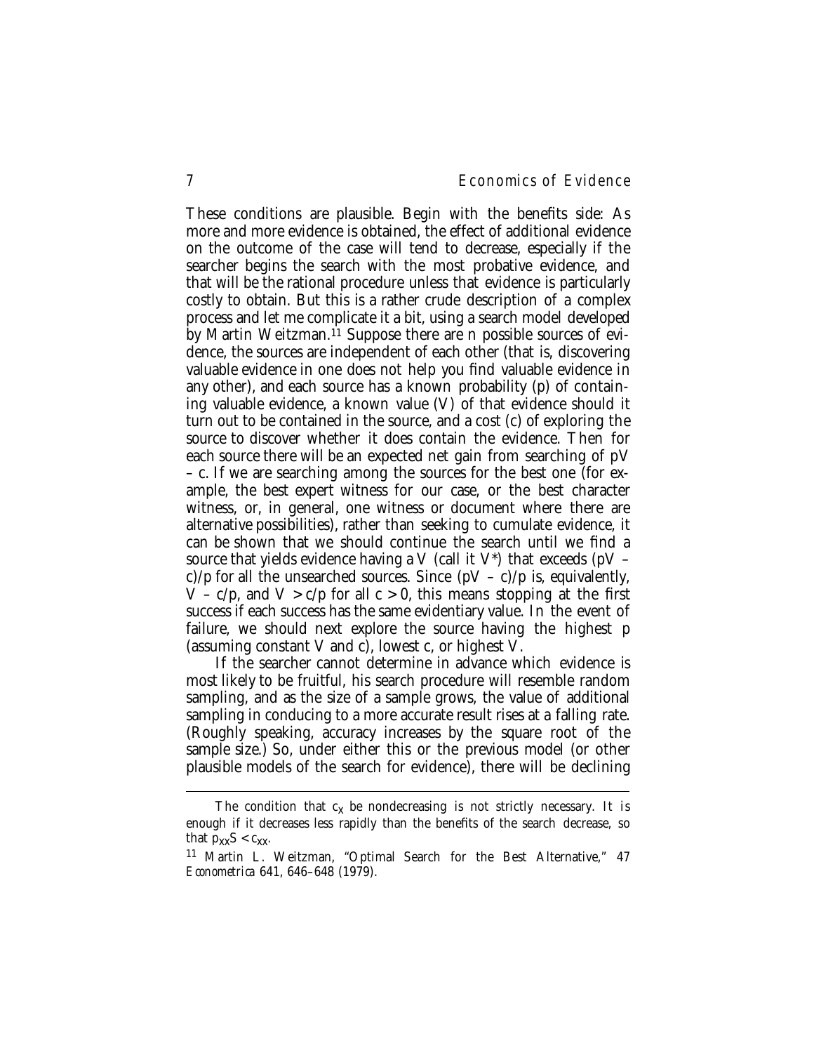These conditions are plausible. Begin with the benefits side: As more and more evidence is obtained, the effect of additional evidence on the outcome of the case will tend to decrease, especially if the searcher begins the search with the most probative evidence, and that will be the rational procedure unless that evidence is particularly costly to obtain. But this is a rather crude description of a complex process and let me complicate it a bit, using a search model developed by Martin Weitzman.[11] Suppose there are n possible sources of evidence, the sources are independent of each other (that is, discovering valuable evidence in one does not help you find valuable evidence in any other), and each source has a known probability ($p$) of containing valuable evidence, a known value ($V$) of that evidence should it turn out to be contained in the source, and a cost ($c$) of exploring the source to discover whether it does contain the evidence. Then for each source there will be an expected net gain from searching of $pV - c$. If we are searching among the sources for the best one (for example, the best expert witness for our case, or the best character witness, or, in general, one witness or document where there are alternative possibilities), rather than seeking to cumulate evidence, it can be shown that we should continue the search until we find a source that yields evidence having a $V$ (call it $V^*$) that exceeds $(pV - c)/p$ for all the unsearched sources. Since $(pV - c)/p$ is, equivalently, $V - c/p$, and $V > c/p$ for all $c > 0$, this means stopping at the first success if each success has the same evidentiary value. In the event of failure, we should next explore the source having the highest $p$ (assuming constant $V$ and $c$), lowest $c$, or highest $V$.

If the searcher cannot determine in advance which evidence is most likely to be fruitful, his search procedure will resemble random sampling, and as the size of a sample grows, the value of additional sampling in conducing to a more accurate result rises at a falling rate. (Roughly speaking, accuracy increases by the square root of the sample size.) So, under either this or the previous model (or other plausible models of the search for evidence), there will be declining

---

The condition that $c_x$ be nondecreasing is not strictly necessary. It is enough if it decreases less rapidly than the benefits of the search decrease, so that $p_{xx}S < c_{xx}$.

[11] Martin L. Weitzman, "Optimal Search for the Best Alternative," 47 *Econometrica* 641, 646–648 (1979).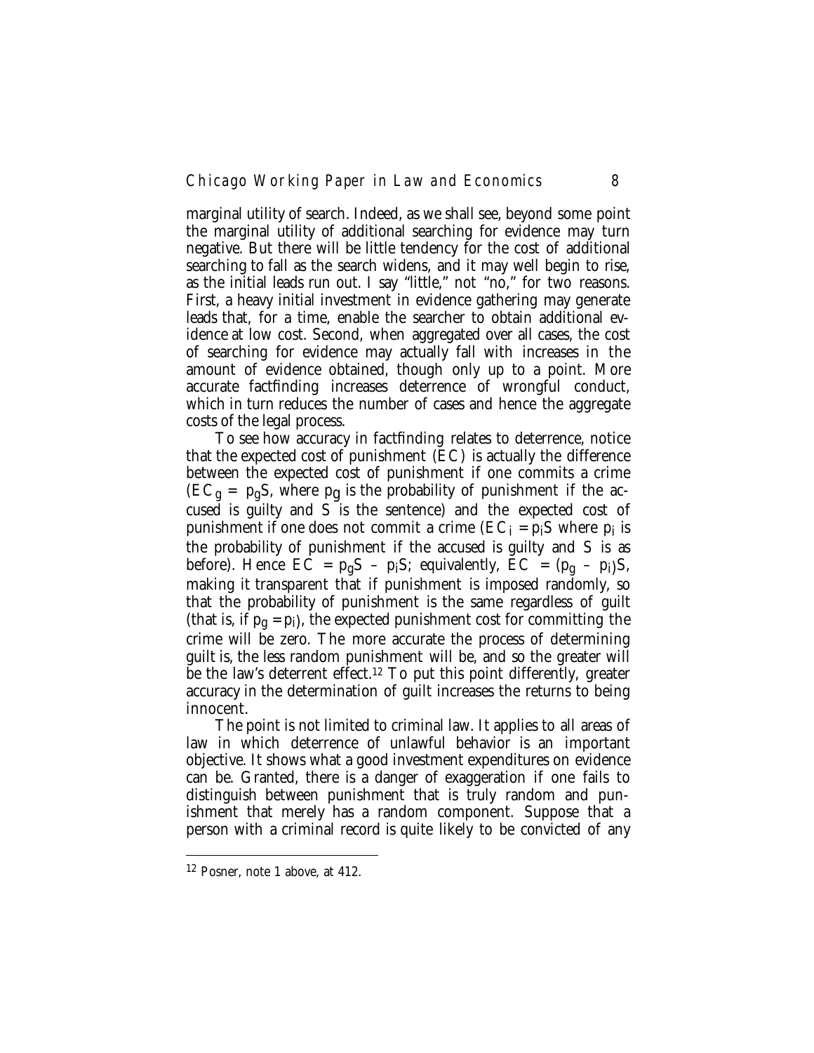marginal utility of search. Indeed, as we shall see, beyond some point the marginal utility of additional searching for evidence may turn negative. But there will be little tendency for the cost of additional searching to fall as the search widens, and it may well begin to rise, as the initial leads run out. I say "little," not "no," for two reasons. First, a heavy initial investment in evidence gathering may generate leads that, for a time, enable the searcher to obtain additional evidence at low cost. Second, when aggregated over all cases, the cost of searching for evidence may actually fall with increases in the amount of evidence obtained, though only up to a point. More accurate factfinding increases deterrence of wrongful conduct, which in turn reduces the number of cases and hence the aggregate costs of the legal process.

To see how accuracy in factfinding relates to deterrence, notice that the expected cost of punishment ($EC$) is actually the difference between the expected cost of punishment if one commits a crime ($EC_g = p_gS$, where $p_g$ is the probability of punishment if the accused is guilty and $S$ is the sentence) and the expected cost of punishment if one does not commit a crime ($EC_i = p_iS$ where $p_i$ is the probability of punishment if the accused is guilty and $S$ is as before). Hence $EC = p_gS - p_iS$; equivalently, $EC = (p_g - p_i)S$, making it transparent that if punishment is imposed randomly, so that the probability of punishment is the same regardless of guilt (that is, if $p_g = p_i$), the expected punishment cost for committing the crime will be zero. The more accurate the process of determining guilt is, the less random punishment will be, and so the greater will be the law's deterrent effect.[12] To put this point differently, greater accuracy in the determination of guilt increases the returns to being innocent.

The point is not limited to criminal law. It applies to all areas of law in which deterrence of unlawful behavior is an important objective. It shows what a good investment expenditures on evidence can be. Granted, there is a danger of exaggeration if one fails to distinguish between punishment that is truly random and punishment that merely has a random component. Suppose that a person with a criminal record is quite likely to be convicted of any

---

[12] Posner, note 1 above, at 412.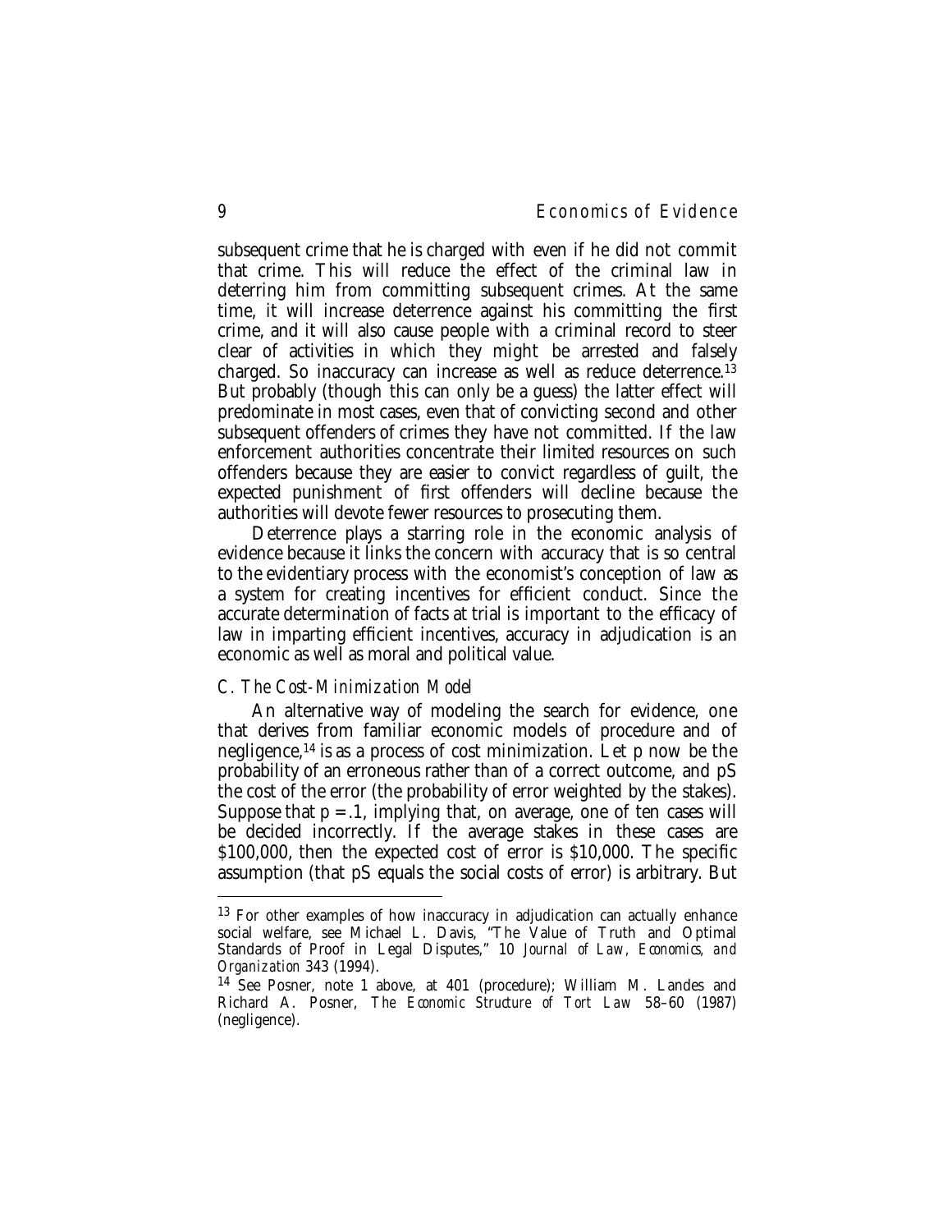subsequent crime that he is charged with even if he did not commit that crime. This will reduce the effect of the criminal law in deterring him from committing subsequent crimes. At the same time, it will increase deterrence against his committing the first crime, and it will also cause people with a criminal record to steer clear of activities in which they might be arrested and falsely charged. So inaccuracy can increase as well as reduce deterrence.[13] But probably (though this can only be a guess) the latter effect will predominate in most cases, even that of convicting second and other subsequent offenders of crimes they have not committed. If the law enforcement authorities concentrate their limited resources on such offenders because they are easier to convict regardless of guilt, the expected punishment of first offenders will decline because the authorities will devote fewer resources to prosecuting them.

Deterrence plays a starring role in the economic analysis of evidence because it links the concern with accuracy that is so central to the evidentiary process with the economist's conception of law as a system for creating incentives for efficient conduct. Since the accurate determination of facts at trial is important to the efficacy of law in imparting efficient incentives, accuracy in adjudication is an economic as well as moral and political value.

### *C. The Cost-Minimization Model*

An alternative way of modeling the search for evidence, one that derives from familiar economic models of procedure and of negligence,[14] is as a process of cost minimization. Let $p$ now be the probability of an erroneous rather than of a correct outcome, and $pS$ the cost of the error (the probability of error weighted by the stakes). Suppose that $p = .1$, implying that, on average, one of ten cases will be decided incorrectly. If the average stakes in these cases are \$100,000, then the expected cost of error is \$10,000. The specific assumption (that $pS$ equals the social costs of error) is arbitrary. But

---

[13] For other examples of how inaccuracy in adjudication can actually enhance social welfare, see Michael L. Davis, "The Value of Truth and Optimal Standards of Proof in Legal Disputes," 10 *Journal of Law, Economics, and Organization* 343 (1994).

[14] See Posner, note 1 above, at 401 (procedure); William M. Landes and Richard A. Posner, *The Economic Structure of Tort Law* 58–60 (1987) (negligence).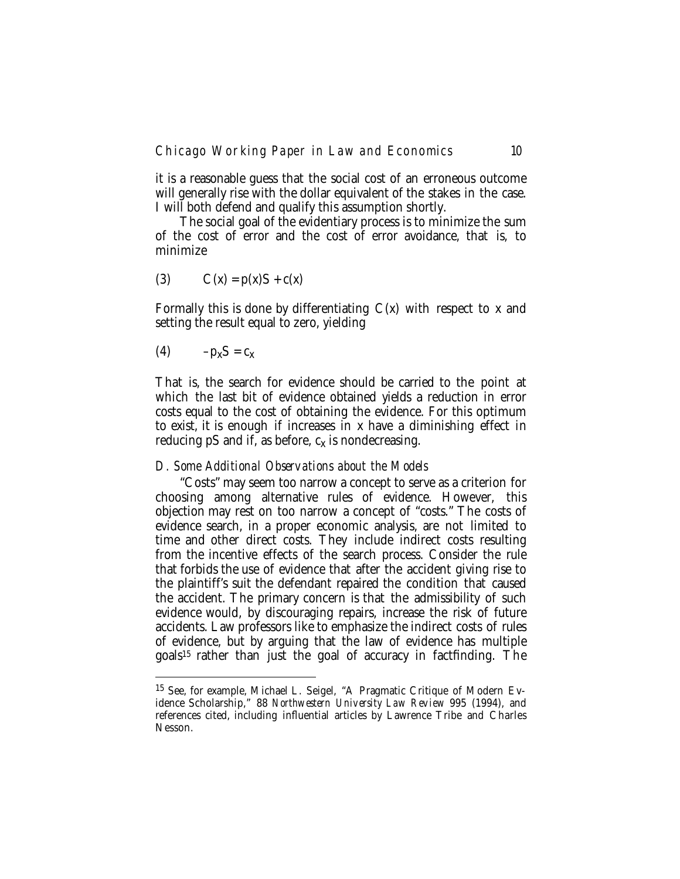it is a reasonable guess that the social cost of an erroneous outcome will generally rise with the dollar equivalent of the stakes in the case. I will both defend and qualify this assumption shortly.

The social goal of the evidentiary process is to minimize the sum of the cost of error and the cost of error avoidance, that is, to minimize

$$(3) \qquad C(x) = p(x)S + c(x)$$

Formally this is done by differentiating $C(x)$ with respect to $x$ and setting the result equal to zero, yielding

$$(4) \qquad -p_x S = c_x$$

That is, the search for evidence should be carried to the point at which the last bit of evidence obtained yields a reduction in error costs equal to the cost of obtaining the evidence. For this optimum to exist, it is enough if increases in $x$ have a diminishing effect in reducing $pS$ and if, as before, $c_x$ is nondecreasing.

### D. *Some Additional Observations about the Models*

"Costs" may seem too narrow a concept to serve as a criterion for choosing among alternative rules of evidence. However, this objection may rest on too narrow a concept of "costs." The costs of evidence search, in a proper economic analysis, are not limited to time and other direct costs. They include indirect costs resulting from the incentive effects of the search process. Consider the rule that forbids the use of evidence that after the accident giving rise to the plaintiff's suit the defendant repaired the condition that caused the accident. The primary concern is that the admissibility of such evidence would, by discouraging repairs, increase the risk of future accidents. Law professors like to emphasize the indirect costs of rules of evidence, but by arguing that the law of evidence has multiple goals[15] rather than just the goal of accuracy in factfinding. The

[15] See, for example, Michael L. Seigel, "A Pragmatic Critique of Modern Evidence Scholarship," 88 *Northwestern University Law Review* 995 (1994), and references cited, including influential articles by Lawrence Tribe and Charles Nesson.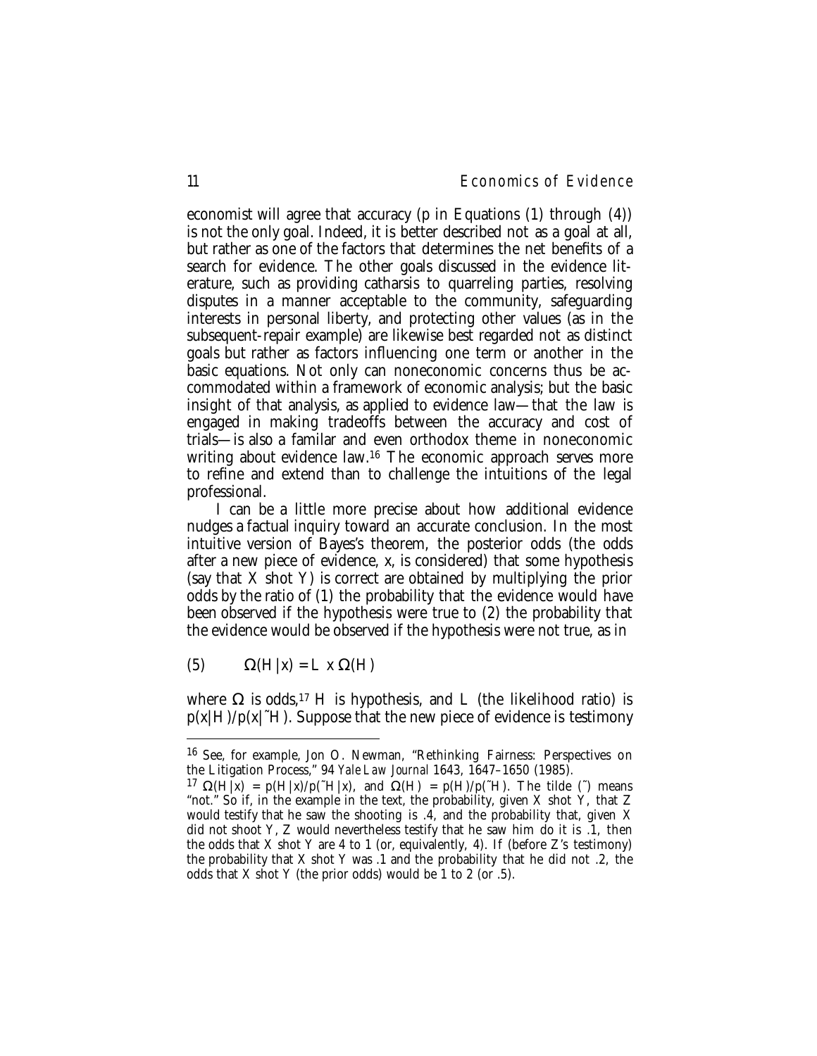economist will agree that accuracy ($p$ in Equations (1) through (4)) is not the only goal. Indeed, it is better described not as a goal at all, but rather as one of the factors that determines the net benefits of a search for evidence. The other goals discussed in the evidence literature, such as providing catharsis to quarreling parties, resolving disputes in a manner acceptable to the community, safeguarding interests in personal liberty, and protecting other values (as in the subsequent-repair example) are likewise best regarded not as distinct goals but rather as factors influencing one term or another in the basic equations. Not only can noneconomic concerns thus be accommodated within a framework of economic analysis; but the basic insight of that analysis, as applied to evidence law—that the law is engaged in making tradeoffs between the accuracy and cost of trials—is also a familar and even orthodox theme in noneconomic writing about evidence law.[16] The economic approach serves more to refine and extend than to challenge the intuitions of the legal professional.

I can be a little more precise about how additional evidence nudges a factual inquiry toward an accurate conclusion. In the most intuitive version of Bayes's theorem, the posterior odds (the odds after a new piece of evidence, $x$, is considered) that some hypothesis (say that X shot Y) is correct are obtained by multiplying the prior odds by the ratio of (1) the probability that the evidence would have been observed if the hypothesis were true to (2) the probability that the evidence would be observed if the hypothesis were not true, as in

$$(5) \qquad \Omega(H|x) = L \times \Omega(H)$$

where $\Omega$ is odds,[17] $H$ is hypothesis, and $L$ (the likelihood ratio) is $p(x|H)/p(x|\tilde{}H)$. Suppose that the new piece of evidence is testimony

---

[16] See, for example, Jon O. Newman, "Rethinking Fairness: Perspectives on the Litigation Process," 94 *Yale Law Journal* 1643, 1647–1650 (1985).

[17] $\Omega(H|x) = p(H|x)/p(\tilde{}H|x)$, and $\Omega(H) = p(H)/p(\tilde{}H)$. The tilde (˜) means "not." So if, in the example in the text, the probability, given X shot Y, that Z would testify that he saw the shooting is .4, and the probability that, given X did not shoot Y, Z would nevertheless testify that he saw him do it is .1, then the odds that X shot Y are 4 to 1 (or, equivalently, 4). If (before Z's testimony) the probability that X shot Y was .1 and the probability that he did not .2, the odds that X shot Y (the prior odds) would be 1 to 2 (or .5).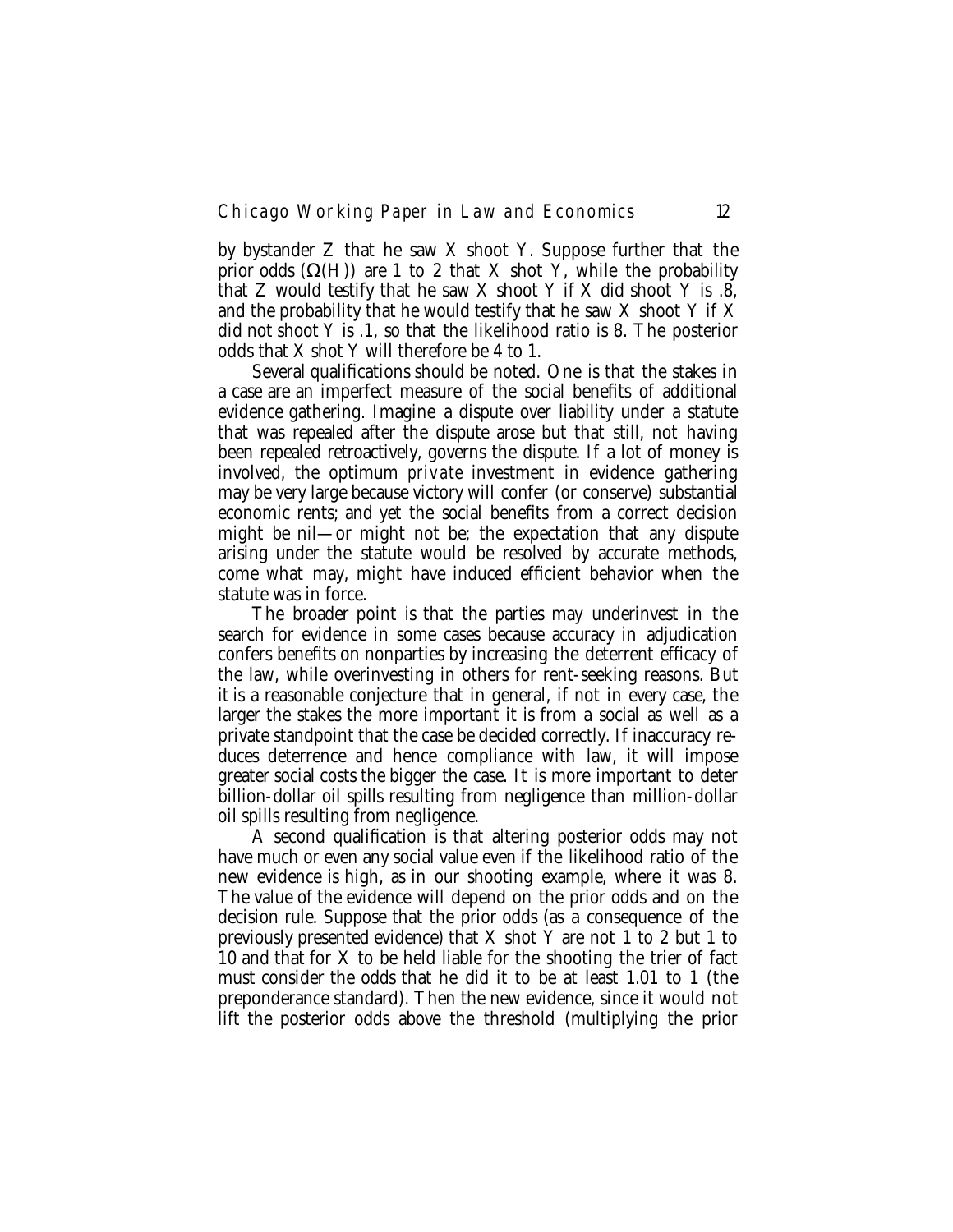by bystander Z that he saw X shoot Y. Suppose further that the prior odds ($\Omega(H)$) are 1 to 2 that X shot Y, while the probability that Z would testify that he saw X shoot Y if X did shoot Y is .8, and the probability that he would testify that he saw X shoot Y if X did not shoot Y is .1, so that the likelihood ratio is 8. The posterior odds that X shot Y will therefore be 4 to 1.

Several qualifications should be noted. One is that the stakes in a case are an imperfect measure of the social benefits of additional evidence gathering. Imagine a dispute over liability under a statute that was repealed after the dispute arose but that still, not having been repealed retroactively, governs the dispute. If a lot of money is involved, the optimum *private* investment in evidence gathering may be very large because victory will confer (or conserve) substantial economic rents; and yet the social benefits from a correct decision might be nil—or might not be; the expectation that any dispute arising under the statute would be resolved by accurate methods, come what may, might have induced efficient behavior when the statute was in force.

The broader point is that the parties may underinvest in the search for evidence in some cases because accuracy in adjudication confers benefits on nonparties by increasing the deterrent efficacy of the law, while overinvesting in others for rent-seeking reasons. But it is a reasonable conjecture that in general, if not in every case, the larger the stakes the more important it is from a social as well as a private standpoint that the case be decided correctly. If inaccuracy reduces deterrence and hence compliance with law, it will impose greater social costs the bigger the case. It is more important to deter billion-dollar oil spills resulting from negligence than million-dollar oil spills resulting from negligence.

A second qualification is that altering posterior odds may not have much or even any social value even if the likelihood ratio of the new evidence is high, as in our shooting example, where it was 8. The value of the evidence will depend on the prior odds and on the decision rule. Suppose that the prior odds (as a consequence of the previously presented evidence) that X shot Y are not 1 to 2 but 1 to 10 and that for X to be held liable for the shooting the trier of fact must consider the odds that he did it to be at least 1.01 to 1 (the preponderance standard). Then the new evidence, since it would not lift the posterior odds above the threshold (multiplying the prior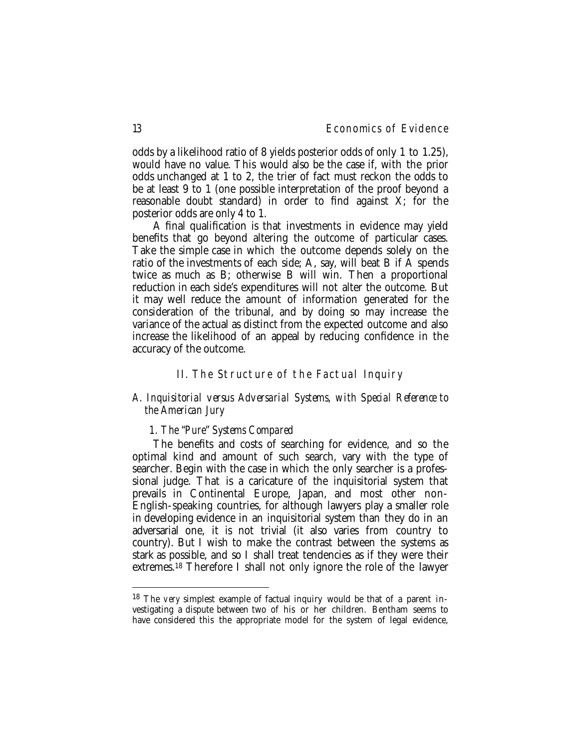odds by a likelihood ratio of 8 yields posterior odds of only 1 to 1.25), would have no value. This would also be the case if, with the prior odds unchanged at 1 to 2, the trier of fact must reckon the odds to be at least 9 to 1 (one possible interpretation of the proof beyond a reasonable doubt standard) in order to find against X; for the posterior odds are only 4 to 1.

A final qualification is that investments in evidence may yield benefits that go beyond altering the outcome of particular cases. Take the simple case in which the outcome depends solely on the ratio of the investments of each side; A, say, will beat B if A spends twice as much as B; otherwise B will win. Then a proportional reduction in each side's expenditures will not alter the outcome. But it may well reduce the amount of information generated for the consideration of the tribunal, and by doing so may increase the variance of the actual as distinct from the expected outcome and also increase the likelihood of an appeal by reducing confidence in the accuracy of the outcome.

## II. The Structure of the Factual Inquiry

### *A. Inquisitorial versus Adversarial Systems, with Special Reference to the American Jury*

#### *1. The "Pure" Systems Compared*

The benefits and costs of searching for evidence, and so the optimal kind and amount of such search, vary with the type of searcher. Begin with the case in which the only searcher is a professional judge. That is a caricature of the inquisitorial system that prevails in Continental Europe, Japan, and most other non-English-speaking countries, for although lawyers play a smaller role in developing evidence in an inquisitorial system than they do in an adversarial one, it is not trivial (it also varies from country to country). But I wish to make the contrast between the systems as stark as possible, and so I shall treat tendencies as if they were their extremes.[18] Therefore I shall not only ignore the role of the lawyer

---

[18] The very simplest example of factual inquiry would be that of a parent investigating a dispute between two of his or her children. Bentham seems to have considered this the appropriate model for the system of legal evidence,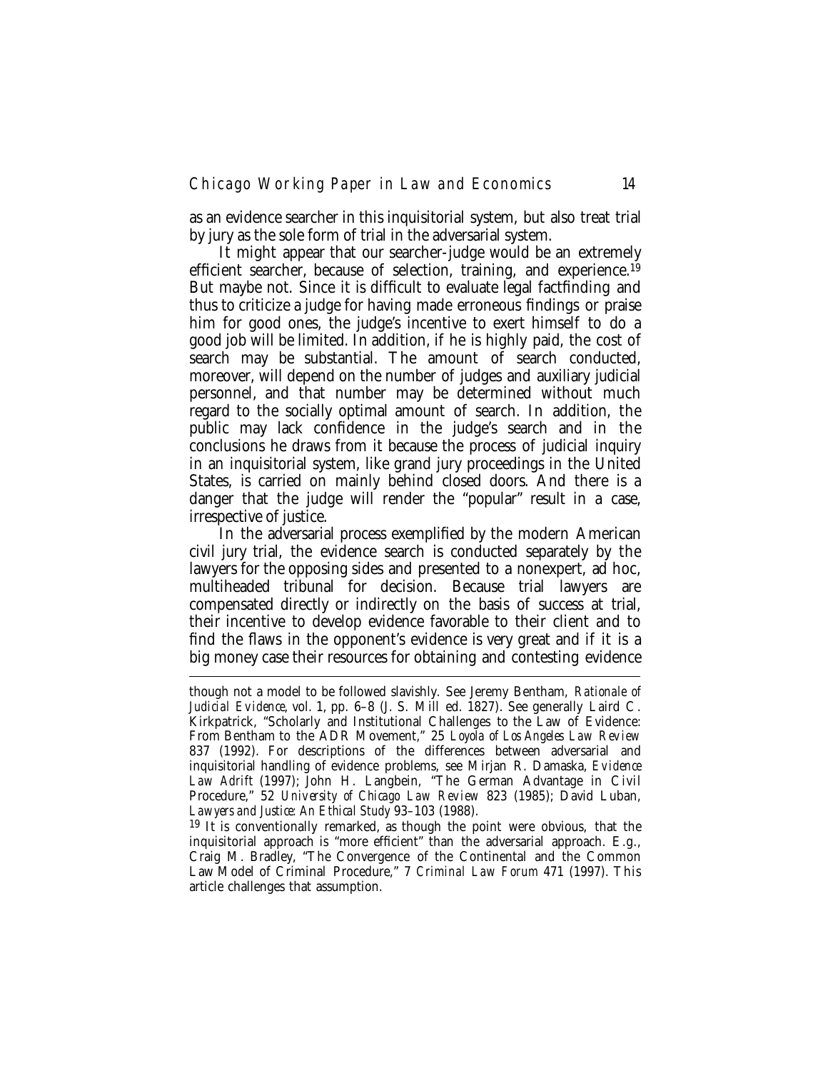as an evidence searcher in this inquisitorial system, but also treat trial by jury as the sole form of trial in the adversarial system.

It might appear that our searcher-judge would be an extremely efficient searcher, because of selection, training, and experience.[19] But maybe not. Since it is difficult to evaluate legal factfinding and thus to criticize a judge for having made erroneous findings or praise him for good ones, the judge's incentive to exert himself to do a good job will be limited. In addition, if he is highly paid, the cost of search may be substantial. The amount of search conducted, moreover, will depend on the number of judges and auxiliary judicial personnel, and that number may be determined without much regard to the socially optimal amount of search. In addition, the public may lack confidence in the judge's search and in the conclusions he draws from it because the process of judicial inquiry in an inquisitorial system, like grand jury proceedings in the United States, is carried on mainly behind closed doors. And there is a danger that the judge will render the "popular" result in a case, irrespective of justice.

In the adversarial process exemplified by the modern American civil jury trial, the evidence search is conducted separately by the lawyers for the opposing sides and presented to a nonexpert, ad hoc, multiheaded tribunal for decision. Because trial lawyers are compensated directly or indirectly on the basis of success at trial, their incentive to develop evidence favorable to their client and to find the flaws in the opponent's evidence is very great and if it is a big money case their resources for obtaining and contesting evidence

---

though not a model to be followed slavishly. See Jeremy Bentham, *Rationale of Judicial Evidence*, vol. 1, pp. 6–8 (J. S. Mill ed. 1827). See generally Laird C. Kirkpatrick, "Scholarly and Institutional Challenges to the Law of Evidence: From Bentham to the ADR Movement," 25 *Loyola of Los Angeles Law Review* 837 (1992). For descriptions of the differences between adversarial and inquisitorial handling of evidence problems, see Mirjan R. Damaska, *Evidence Law Adrift* (1997); John H. Langbein, "The German Advantage in Civil Procedure," 52 *University of Chicago Law Review* 823 (1985); David Luban, *Lawyers and Justice: An Ethical Study* 93–103 (1988).

[19] It is conventionally remarked, as though the point were obvious, that the inquisitorial approach is "more efficient" than the adversarial approach. E.g., Craig M. Bradley, "The Convergence of the Continental and the Common Law Model of Criminal Procedure," 7 *Criminal Law Forum* 471 (1997). This article challenges that assumption.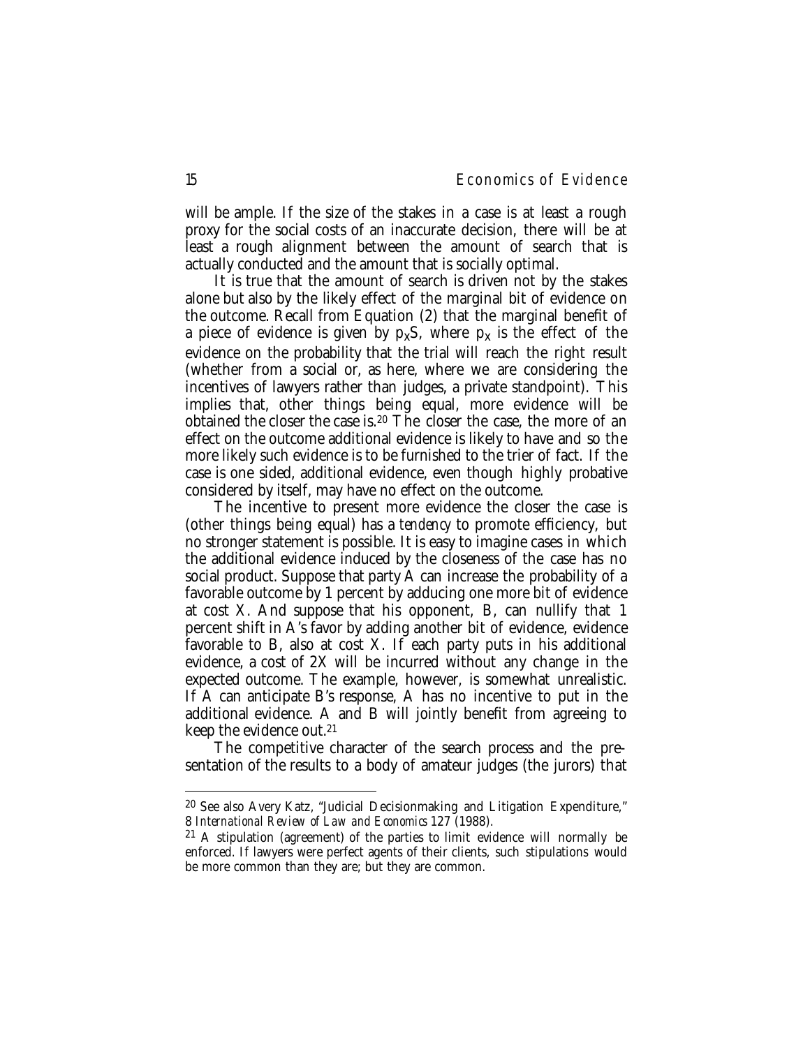will be ample. If the size of the stakes in a case is at least a rough proxy for the social costs of an inaccurate decision, there will be at least a rough alignment between the amount of search that is actually conducted and the amount that is socially optimal.

It is true that the amount of search is driven not by the stakes alone but also by the likely effect of the marginal bit of evidence on the outcome. Recall from Equation (2) that the marginal benefit of a piece of evidence is given by $p_x S$, where $p_x$ is the effect of the evidence on the probability that the trial will reach the right result (whether from a social or, as here, where we are considering the incentives of lawyers rather than judges, a private standpoint). This implies that, other things being equal, more evidence will be obtained the closer the case is.[20] The closer the case, the more of an effect on the outcome additional evidence is likely to have and so the more likely such evidence is to be furnished to the trier of fact. If the case is one sided, additional evidence, even though highly probative considered by itself, may have no effect on the outcome.

The incentive to present more evidence the closer the case is (other things being equal) has a *tendency* to promote efficiency, but no stronger statement is possible. It is easy to imagine cases in which the additional evidence induced by the closeness of the case has no social product. Suppose that party A can increase the probability of a favorable outcome by 1 percent by adducing one more bit of evidence at cost X. And suppose that his opponent, B, can nullify that 1 percent shift in A's favor by adding another bit of evidence, evidence favorable to B, also at cost X. If each party puts in his additional evidence, a cost of 2X will be incurred without any change in the expected outcome. The example, however, is somewhat unrealistic. If A can anticipate B's response, A has no incentive to put in the additional evidence. A and B will jointly benefit from agreeing to keep the evidence out.[21]

The competitive character of the search process and the presentation of the results to a body of amateur judges (the jurors) that

---

[20] See also Avery Katz, "Judicial Decisionmaking and Litigation Expenditure," 8 *International Review of Law and Economics* 127 (1988).

[21] A stipulation (agreement) of the parties to limit evidence will normally be enforced. If lawyers were perfect agents of their clients, such stipulations would be more common than they are; but they are common.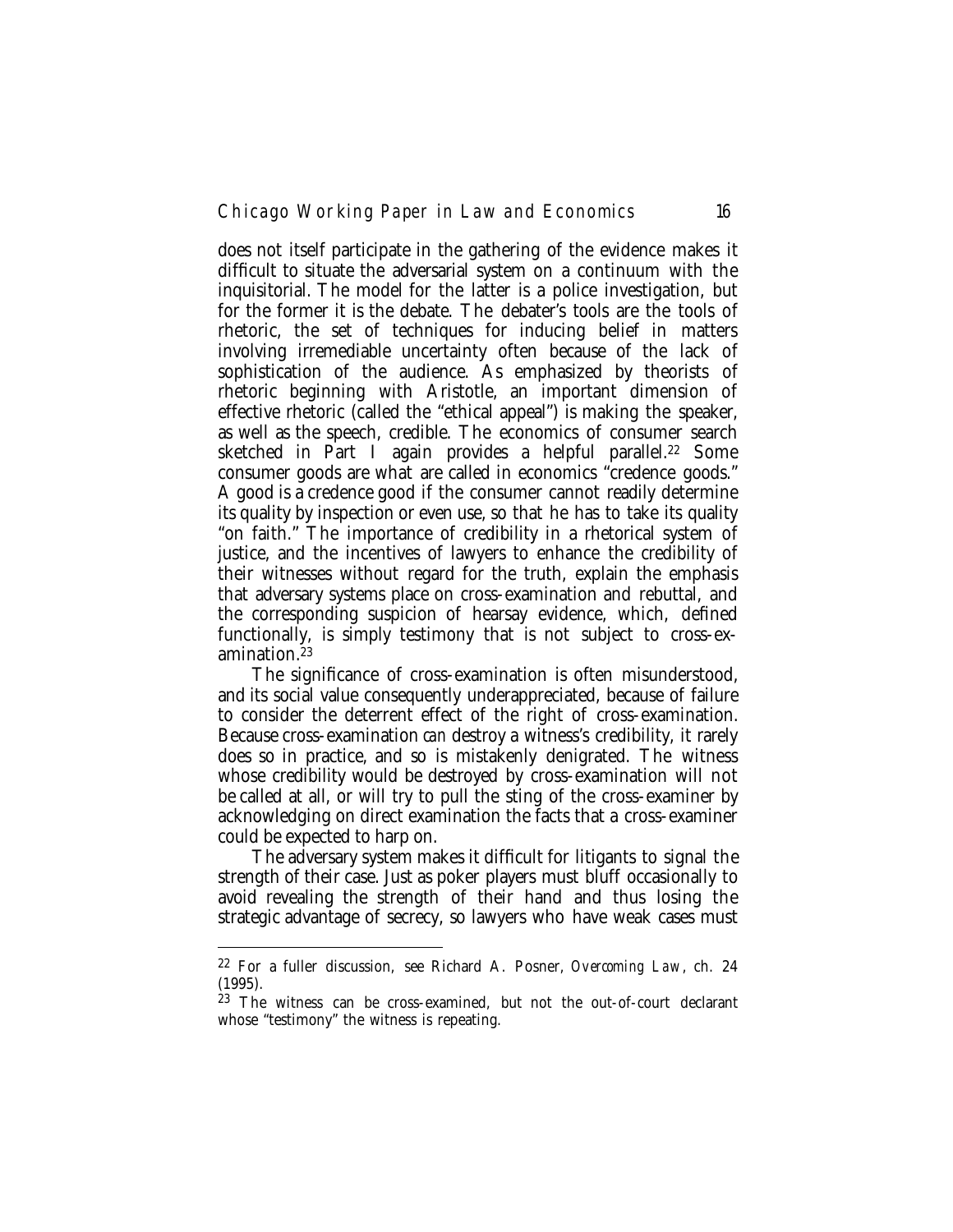does not itself participate in the gathering of the evidence makes it difficult to situate the adversarial system on a continuum with the inquisitorial. The model for the latter is a police investigation, but for the former it is the debate. The debater's tools are the tools of rhetoric, the set of techniques for inducing belief in matters involving irremediable uncertainty often because of the lack of sophistication of the audience. As emphasized by theorists of rhetoric beginning with Aristotle, an important dimension of effective rhetoric (called the "ethical appeal") is making the speaker, as well as the speech, credible. The economics of consumer search sketched in Part I again provides a helpful parallel.[22] Some consumer goods are what are called in economics "credence goods." A good is a credence good if the consumer cannot readily determine its quality by inspection or even use, so that he has to take its quality "on faith." The importance of credibility in a rhetorical system of justice, and the incentives of lawyers to enhance the credibility of their witnesses without regard for the truth, explain the emphasis that adversary systems place on cross-examination and rebuttal, and the corresponding suspicion of hearsay evidence, which, defined functionally, is simply testimony that is not subject to cross-examination.[23]

The significance of cross-examination is often misunderstood, and its social value consequently underappreciated, because of failure to consider the deterrent effect of the right of cross-examination. Because cross-examination *can* destroy a witness's credibility, it rarely does so in practice, and so is mistakenly denigrated. The witness whose credibility would be destroyed by cross-examination will not be called at all, or will try to pull the sting of the cross-examiner by acknowledging on direct examination the facts that a cross-examiner could be expected to harp on.

The adversary system makes it difficult for litigants to signal the strength of their case. Just as poker players must bluff occasionally to avoid revealing the strength of their hand and thus losing the strategic advantage of secrecy, so lawyers who have weak cases must

---

[22] For a fuller discussion, see Richard A. Posner, *Overcoming Law*, ch. 24 (1995).

[23] The witness can be cross-examined, but not the out-of-court declarant whose "testimony" the witness is repeating.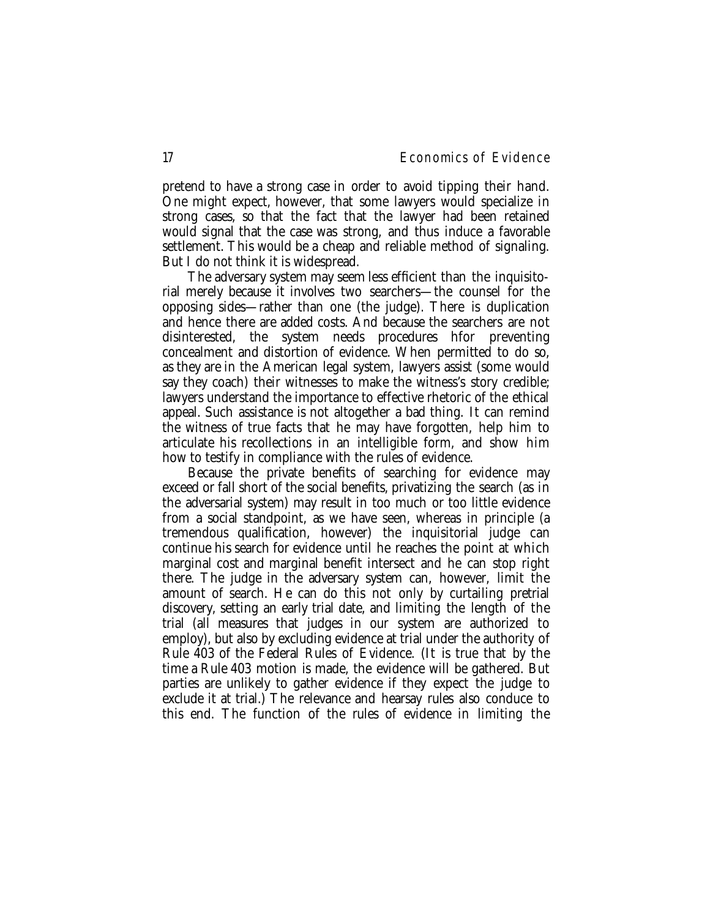pretend to have a strong case in order to avoid tipping their hand. One might expect, however, that some lawyers would specialize in strong cases, so that the fact that the lawyer had been retained would signal that the case was strong, and thus induce a favorable settlement. This would be a cheap and reliable method of signaling. But I do not think it is widespread.

The adversary system may seem less efficient than the inquisitorial merely because it involves two searchers—the counsel for the opposing sides—rather than one (the judge). There is duplication and hence there are added costs. And because the searchers are not disinterested, the system needs procedures hfor preventing concealment and distortion of evidence. When permitted to do so, as they are in the American legal system, lawyers assist (some would say they coach) their witnesses to make the witness's story credible; lawyers understand the importance to effective rhetoric of the ethical appeal. Such assistance is not altogether a bad thing. It can remind the witness of true facts that he may have forgotten, help him to articulate his recollections in an intelligible form, and show him how to testify in compliance with the rules of evidence.

Because the private benefits of searching for evidence may exceed or fall short of the social benefits, privatizing the search (as in the adversarial system) may result in too much or too little evidence from a social standpoint, as we have seen, whereas in principle (a tremendous qualification, however) the inquisitorial judge can continue his search for evidence until he reaches the point at which marginal cost and marginal benefit intersect and he can stop right there. The judge in the adversary system can, however, limit the amount of search. He can do this not only by curtailing pretrial discovery, setting an early trial date, and limiting the length of the trial (all measures that judges in our system are authorized to employ), but also by excluding evidence at trial under the authority of Rule 403 of the Federal Rules of Evidence. (It is true that by the time a Rule 403 motion is made, the evidence will be gathered. But parties are unlikely to gather evidence if they expect the judge to exclude it at trial.) The relevance and hearsay rules also conduce to this end. The function of the rules of evidence in limiting the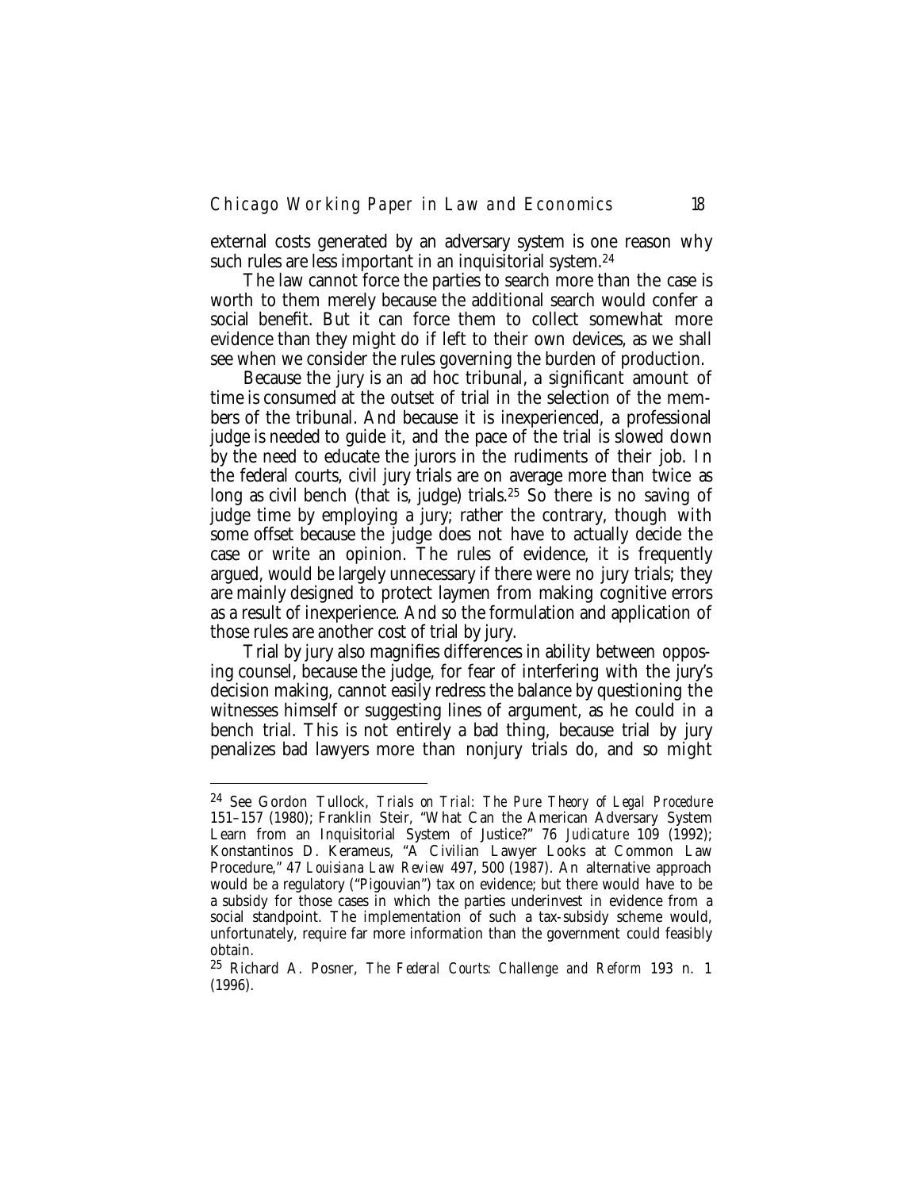external costs generated by an adversary system is one reason why such rules are less important in an inquisitorial system.[24]

The law cannot force the parties to search more than the case is worth to them merely because the additional search would confer a social benefit. But it can force them to collect somewhat more evidence than they might do if left to their own devices, as we shall see when we consider the rules governing the burden of production.

Because the jury is an ad hoc tribunal, a significant amount of time is consumed at the outset of trial in the selection of the members of the tribunal. And because it is inexperienced, a professional judge is needed to guide it, and the pace of the trial is slowed down by the need to educate the jurors in the rudiments of their job. In the federal courts, civil jury trials are on average more than twice as long as civil bench (that is, judge) trials.[25] So there is no saving of judge time by employing a jury; rather the contrary, though with some offset because the judge does not have to actually decide the case or write an opinion. The rules of evidence, it is frequently argued, would be largely unnecessary if there were no jury trials; they are mainly designed to protect laymen from making cognitive errors as a result of inexperience. And so the formulation and application of those rules are another cost of trial by jury.

Trial by jury also magnifies differences in ability between opposing counsel, because the judge, for fear of interfering with the jury's decision making, cannot easily redress the balance by questioning the witnesses himself or suggesting lines of argument, as he could in a bench trial. This is not entirely a bad thing, because trial by jury penalizes bad lawyers more than nonjury trials do, and so might

---

[24] See Gordon Tullock, *Trials on Trial: The Pure Theory of Legal Procedure* 151–157 (1980); Franklin Steir, "What Can the American Adversary System Learn from an Inquisitorial System of Justice?" 76 *Judicature* 109 (1992); Konstantinos D. Kerameus, "A Civilian Lawyer Looks at Common Law Procedure," 47 *Louisiana Law Review* 497, 500 (1987). An alternative approach would be a regulatory ("Pigouvian") tax on evidence; but there would have to be a subsidy for those cases in which the parties underinvest in evidence from a social standpoint. The implementation of such a tax-subsidy scheme would, unfortunately, require far more information than the government could feasibly obtain.

[25] Richard A. Posner, *The Federal Courts: Challenge and Reform* 193 n. 1 (1996).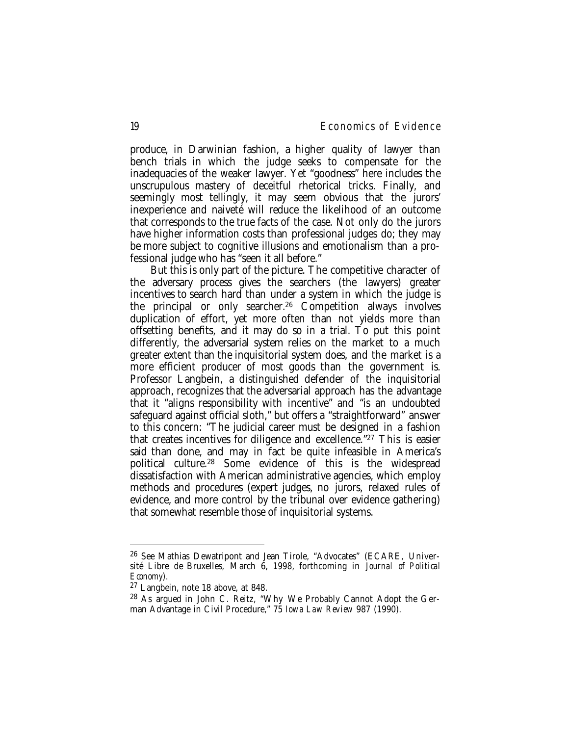produce, in Darwinian fashion, a higher quality of lawyer than bench trials in which the judge seeks to compensate for the inadequacies of the weaker lawyer. Yet "goodness" here includes the unscrupulous mastery of deceitful rhetorical tricks. Finally, and seemingly most tellingly, it may seem obvious that the jurors' inexperience and naiveté will reduce the likelihood of an outcome that corresponds to the true facts of the case. Not only do the jurors have higher information costs than professional judges do; they may be more subject to cognitive illusions and emotionalism than a professional judge who has "seen it all before."

But this is only part of the picture. The competitive character of the adversary process gives the searchers (the lawyers) greater incentives to search hard than under a system in which the judge is the principal or only searcher.[26] Competition always involves duplication of effort, yet more often than not yields more than offsetting benefits, and it may do so in a trial. To put this point differently, the adversarial system relies on the market to a much greater extent than the inquisitorial system does, and the market is a more efficient producer of most goods than the government is. Professor Langbein, a distinguished defender of the inquisitorial approach, recognizes that the adversarial approach has the advantage that it "aligns responsibility with incentive" and "is an undoubted safeguard against official sloth," but offers a "straightforward" answer to this concern: "The judicial career must be designed in a fashion that creates incentives for diligence and excellence."[27] This is easier said than done, and may in fact be quite infeasible in America's political culture.[28] Some evidence of this is the widespread dissatisfaction with American administrative agencies, which employ methods and procedures (expert judges, no jurors, relaxed rules of evidence, and more control by the tribunal over evidence gathering) that somewhat resemble those of inquisitorial systems.

---

[26] See Mathias Dewatripont and Jean Tirole, "Advocates" (ECARE, Université Libre de Bruxelles, March 6, 1998, forthcoming in *Journal of Political Economy*).

[27] Langbein, note 18 above, at 848.

[28] As argued in John C. Reitz, "Why We Probably Cannot Adopt the German Advantage in Civil Procedure," 75 *Iowa Law Review* 987 (1990).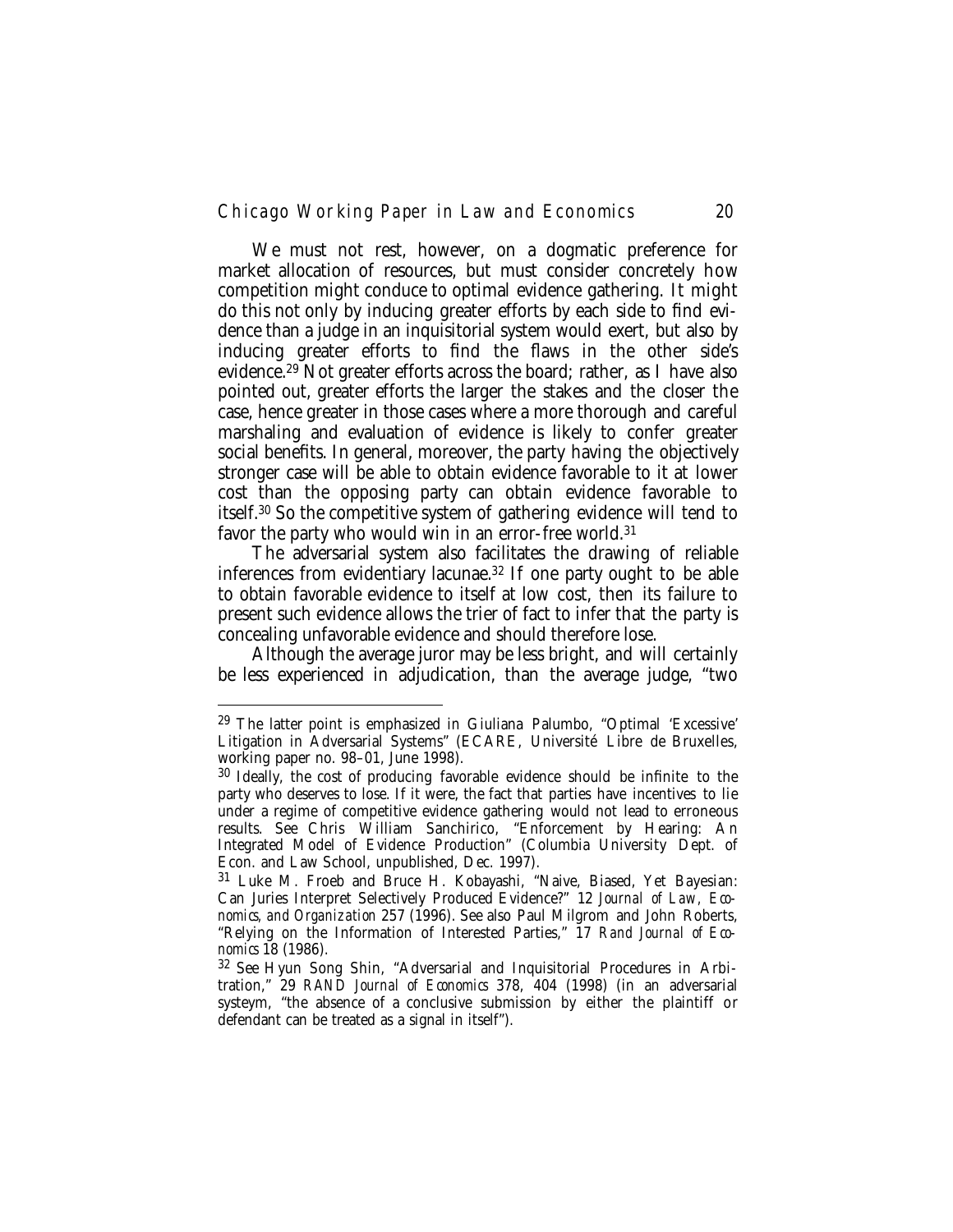We must not rest, however, on a dogmatic preference for market allocation of resources, but must consider concretely how competition might conduce to optimal evidence gathering. It might do this not only by inducing greater efforts by each side to find evidence than a judge in an inquisitorial system would exert, but also by inducing greater efforts to find the flaws in the other side's evidence.[29] Not greater efforts across the board; rather, as I have also pointed out, greater efforts the larger the stakes and the closer the case, hence greater in those cases where a more thorough and careful marshaling and evaluation of evidence is likely to confer greater social benefits. In general, moreover, the party having the objectively stronger case will be able to obtain evidence favorable to it at lower cost than the opposing party can obtain evidence favorable to itself.[30] So the competitive system of gathering evidence will tend to favor the party who would win in an error-free world.[31]

The adversarial system also facilitates the drawing of reliable inferences from evidentiary lacunae.[32] If one party ought to be able to obtain favorable evidence to itself at low cost, then its failure to present such evidence allows the trier of fact to infer that the party is concealing unfavorable evidence and should therefore lose.

Although the average juror may be less bright, and will certainly be less experienced in adjudication, than the average judge, "two

---

[29] The latter point is emphasized in Giuliana Palumbo, "Optimal 'Excessive' Litigation in Adversarial Systems" (ECARE, Université Libre de Bruxelles, working paper no. 98–01, June 1998).

[30] Ideally, the cost of producing favorable evidence should be infinite to the party who deserves to lose. If it were, the fact that parties have incentives to lie under a regime of competitive evidence gathering would not lead to erroneous results. See Chris William Sanchirico, "Enforcement by Hearing: An Integrated Model of Evidence Production" (Columbia University Dept. of Econ. and Law School, unpublished, Dec. 1997).

[31] Luke M. Froeb and Bruce H. Kobayashi, "Naive, Biased, Yet Bayesian: Can Juries Interpret Selectively Produced Evidence?" 12 *Journal of Law, Economics, and Organization* 257 (1996). See also Paul Milgrom and John Roberts, "Relying on the Information of Interested Parties," 17 *Rand Journal of Economics* 18 (1986).

[32] See Hyun Song Shin, "Adversarial and Inquisitorial Procedures in Arbitration," 29 *RAND Journal of Economics* 378, 404 (1998) (in an adversarial systeym, "the absence of a conclusive submission by either the plaintiff or defendant can be treated as a signal in itself").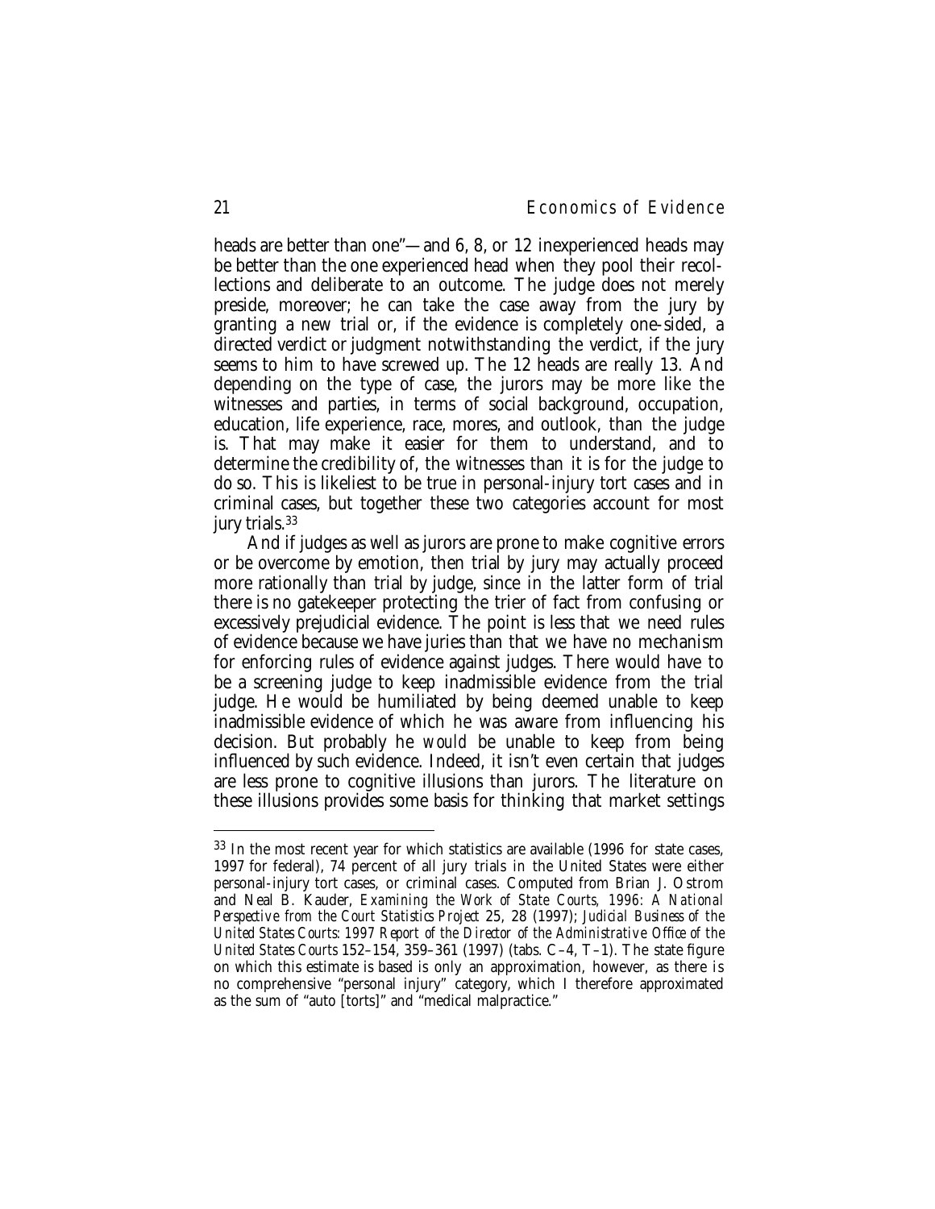heads are better than one"—and 6, 8, or 12 inexperienced heads may be better than the one experienced head when they pool their recollections and deliberate to an outcome. The judge does not merely preside, moreover; he can take the case away from the jury by granting a new trial or, if the evidence is completely one-sided, a directed verdict or judgment notwithstanding the verdict, if the jury seems to him to have screwed up. The 12 heads are really 13. And depending on the type of case, the jurors may be more like the witnesses and parties, in terms of social background, occupation, education, life experience, race, mores, and outlook, than the judge is. That may make it easier for them to understand, and to determine the credibility of, the witnesses than it is for the judge to do so. This is likeliest to be true in personal-injury tort cases and in criminal cases, but together these two categories account for most jury trials.[33]

And if judges as well as jurors are prone to make cognitive errors or be overcome by emotion, then trial by jury may actually proceed more rationally than trial by judge, since in the latter form of trial there is no gatekeeper protecting the trier of fact from confusing or excessively prejudicial evidence. The point is less that we need rules of evidence because we have juries than that we have no mechanism for enforcing rules of evidence against judges. There would have to be a screening judge to keep inadmissible evidence from the trial judge. He would be humiliated by being deemed unable to keep inadmissible evidence of which he was aware from influencing his decision. But probably he *would* be unable to keep from being influenced by such evidence. Indeed, it isn't even certain that judges are less prone to cognitive illusions than jurors. The literature on these illusions provides some basis for thinking that market settings

---

[33] In the most recent year for which statistics are available (1996 for state cases, 1997 for federal), 74 percent of all jury trials in the United States were either personal-injury tort cases, or criminal cases. Computed from Brian J. Ostrom and Neal B. Kauder, *Examining the Work of State Courts, 1996: A National Perspective from the Court Statistics Project* 25, 28 (1997); *Judicial Business of the United States Courts: 1997 Report of the Director of the Administrative Office of the United States Courts* 152–154, 359–361 (1997) (tabs. C–4, T–1). The state figure on which this estimate is based is only an approximation, however, as there is no comprehensive "personal injury" category, which I therefore approximated as the sum of "auto [torts]" and "medical malpractice."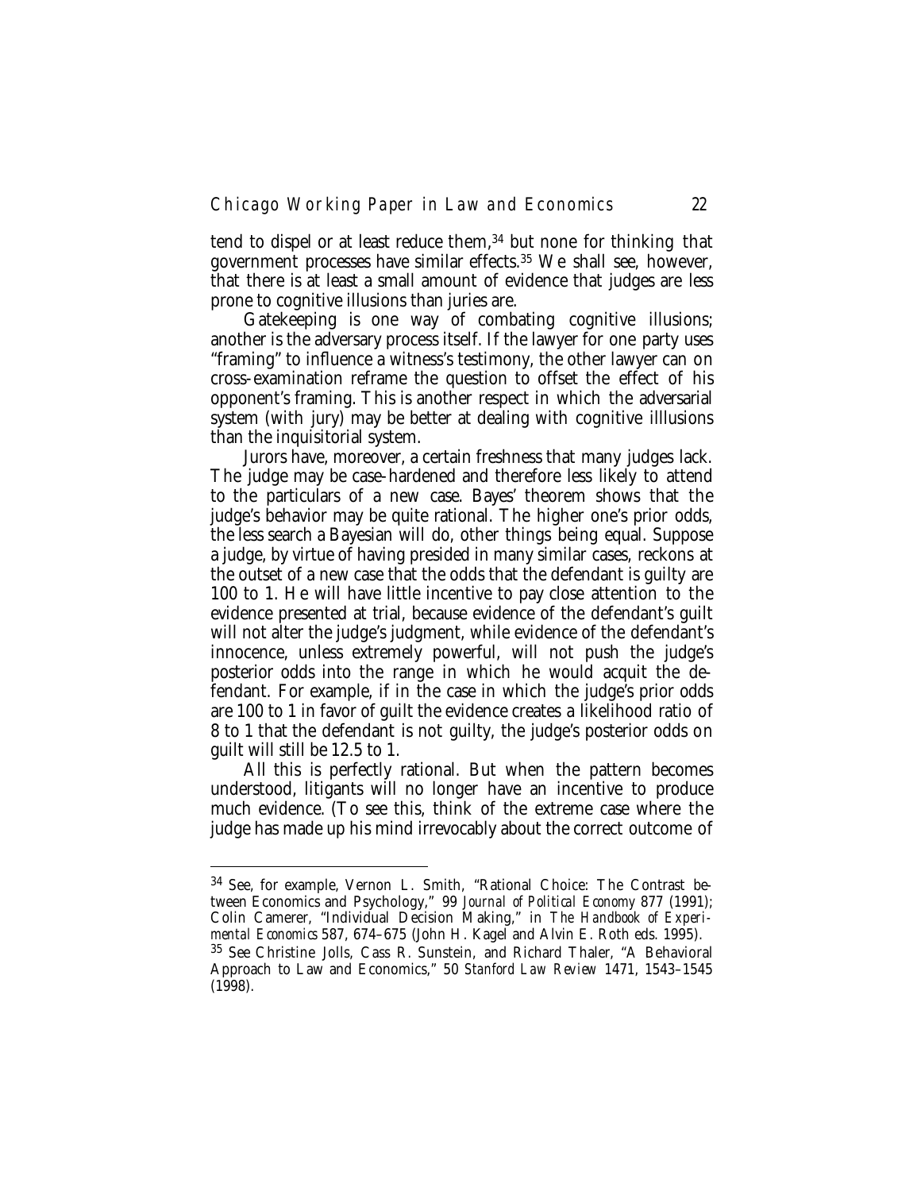tend to dispel or at least reduce them,[34] but none for thinking that government processes have similar effects.[35] We shall see, however, that there is at least a small amount of evidence that judges are less prone to cognitive illusions than juries are.

Gatekeeping is one way of combating cognitive illusions; another is the adversary process itself. If the lawyer for one party uses "framing" to influence a witness's testimony, the other lawyer can on cross-examination reframe the question to offset the effect of his opponent's framing. This is another respect in which the adversarial system (with jury) may be better at dealing with cognitive illlusions than the inquisitorial system.

Jurors have, moreover, a certain freshness that many judges lack. The judge may be case-hardened and therefore less likely to attend to the particulars of a new case. Bayes' theorem shows that the judge's behavior may be quite rational. The higher one's prior odds, the less search a Bayesian will do, other things being equal. Suppose a judge, by virtue of having presided in many similar cases, reckons at the outset of a new case that the odds that the defendant is guilty are 100 to 1. He will have little incentive to pay close attention to the evidence presented at trial, because evidence of the defendant's guilt will not alter the judge's judgment, while evidence of the defendant's innocence, unless extremely powerful, will not push the judge's posterior odds into the range in which he would acquit the defendant. For example, if in the case in which the judge's prior odds are 100 to 1 in favor of guilt the evidence creates a likelihood ratio of 8 to 1 that the defendant is not guilty, the judge's posterior odds on guilt will still be 12.5 to 1.

All this is perfectly rational. But when the pattern becomes understood, litigants will no longer have an incentive to produce much evidence. (To see this, think of the extreme case where the judge has made up his mind irrevocably about the correct outcome of

---

[34] See, for example, Vernon L. Smith, "Rational Choice: The Contrast between Economics and Psychology," 99 *Journal of Political Economy* 877 (1991); Colin Camerer, "Individual Decision Making," in *The Handbook of Experimental Economics* 587, 674–675 (John H. Kagel and Alvin E. Roth eds. 1995).

[35] See Christine Jolls, Cass R. Sunstein, and Richard Thaler, "A Behavioral Approach to Law and Economics," 50 *Stanford Law Review* 1471, 1543–1545 (1998).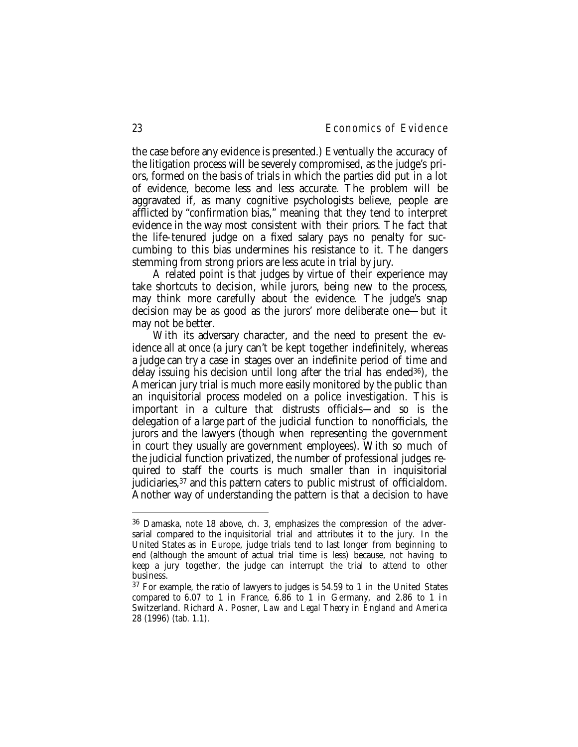the case before any evidence is presented.) Eventually the accuracy of the litigation process will be severely compromised, as the judge's priors, formed on the basis of trials in which the parties did put in a lot of evidence, become less and less accurate. The problem will be aggravated if, as many cognitive psychologists believe, people are afflicted by "confirmation bias," meaning that they tend to interpret evidence in the way most consistent with their priors. The fact that the life-tenured judge on a fixed salary pays no penalty for succumbing to this bias undermines his resistance to it. The dangers stemming from strong priors are less acute in trial by jury.

A related point is that judges by virtue of their experience may take shortcuts to decision, while jurors, being new to the process, may think more carefully about the evidence. The judge's snap decision may be as good as the jurors' more deliberate one—but it may not be better.

With its adversary character, and the need to present the evidence all at once (a jury can't be kept together indefinitely, whereas a judge can try a case in stages over an indefinite period of time and delay issuing his decision until long after the trial has ended[36]), the American jury trial is much more easily monitored by the public than an inquisitorial process modeled on a police investigation. This is important in a culture that distrusts officials—and so is the delegation of a large part of the judicial function to nonofficials, the jurors and the lawyers (though when representing the government in court they usually are government employees). With so much of the judicial function privatized, the number of professional judges required to staff the courts is much smaller than in inquisitorial judiciaries,[37] and this pattern caters to public mistrust of officialdom. Another way of understanding the pattern is that a decision to have

---

[36] Damaska, note 18 above, ch. 3, emphasizes the compression of the adversarial compared to the inquisitorial trial and attributes it to the jury. In the United States as in Europe, judge trials tend to last longer from beginning to end (although the amount of actual trial time is less) because, not having to keep a jury together, the judge can interrupt the trial to attend to other business.

[37] For example, the ratio of lawyers to judges is 54.59 to 1 in the United States compared to 6.07 to 1 in France, 6.86 to 1 in Germany, and 2.86 to 1 in Switzerland. Richard A. Posner, *Law and Legal Theory in England and America* 28 (1996) (tab. 1.1).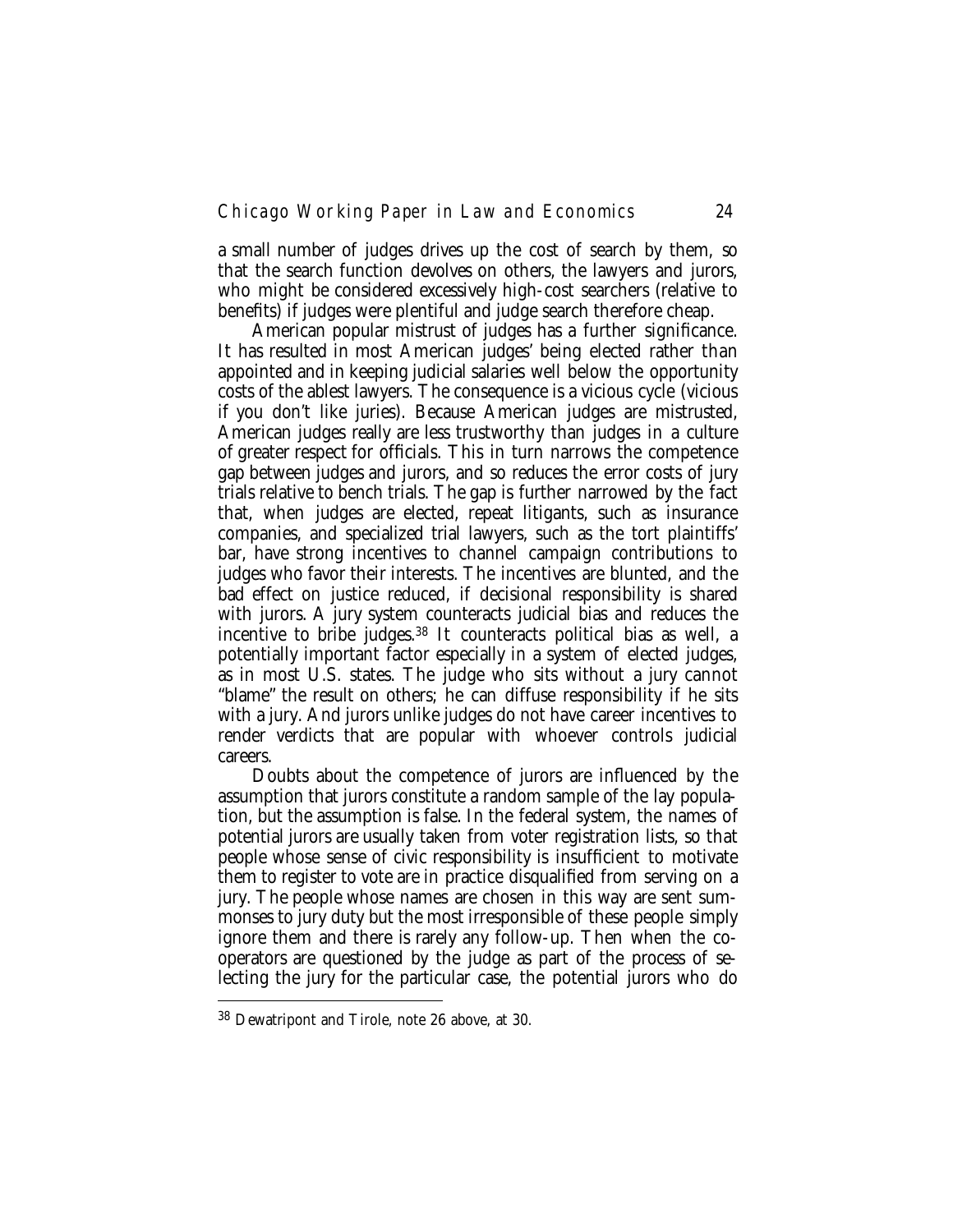a small number of judges drives up the cost of search by them, so that the search function devolves on others, the lawyers and jurors, who might be considered excessively high-cost searchers (relative to benefits) if judges were plentiful and judge search therefore cheap.

American popular mistrust of judges has a further significance. It has resulted in most American judges' being elected rather than appointed and in keeping judicial salaries well below the opportunity costs of the ablest lawyers. The consequence is a vicious cycle (vicious if you don't like juries). Because American judges are mistrusted, American judges really are less trustworthy than judges in a culture of greater respect for officials. This in turn narrows the competence gap between judges and jurors, and so reduces the error costs of jury trials relative to bench trials. The gap is further narrowed by the fact that, when judges are elected, repeat litigants, such as insurance companies, and specialized trial lawyers, such as the tort plaintiffs' bar, have strong incentives to channel campaign contributions to judges who favor their interests. The incentives are blunted, and the bad effect on justice reduced, if decisional responsibility is shared with jurors. A jury system counteracts judicial bias and reduces the incentive to bribe judges.[38] It counteracts political bias as well, a potentially important factor especially in a system of elected judges, as in most U.S. states. The judge who sits without a jury cannot "blame" the result on others; he can diffuse responsibility if he sits with a jury. And jurors unlike judges do not have career incentives to render verdicts that are popular with whoever controls judicial careers.

Doubts about the competence of jurors are influenced by the assumption that jurors constitute a random sample of the lay population, but the assumption is false. In the federal system, the names of potential jurors are usually taken from voter registration lists, so that people whose sense of civic responsibility is insufficient to motivate them to register to vote are in practice disqualified from serving on a jury. The people whose names are chosen in this way are sent summonses to jury duty but the most irresponsible of these people simply ignore them and there is rarely any follow-up. Then when the cooperators are questioned by the judge as part of the process of selecting the jury for the particular case, the potential jurors who do

[38] Dewatripont and Tirole, note 26 above, at 30.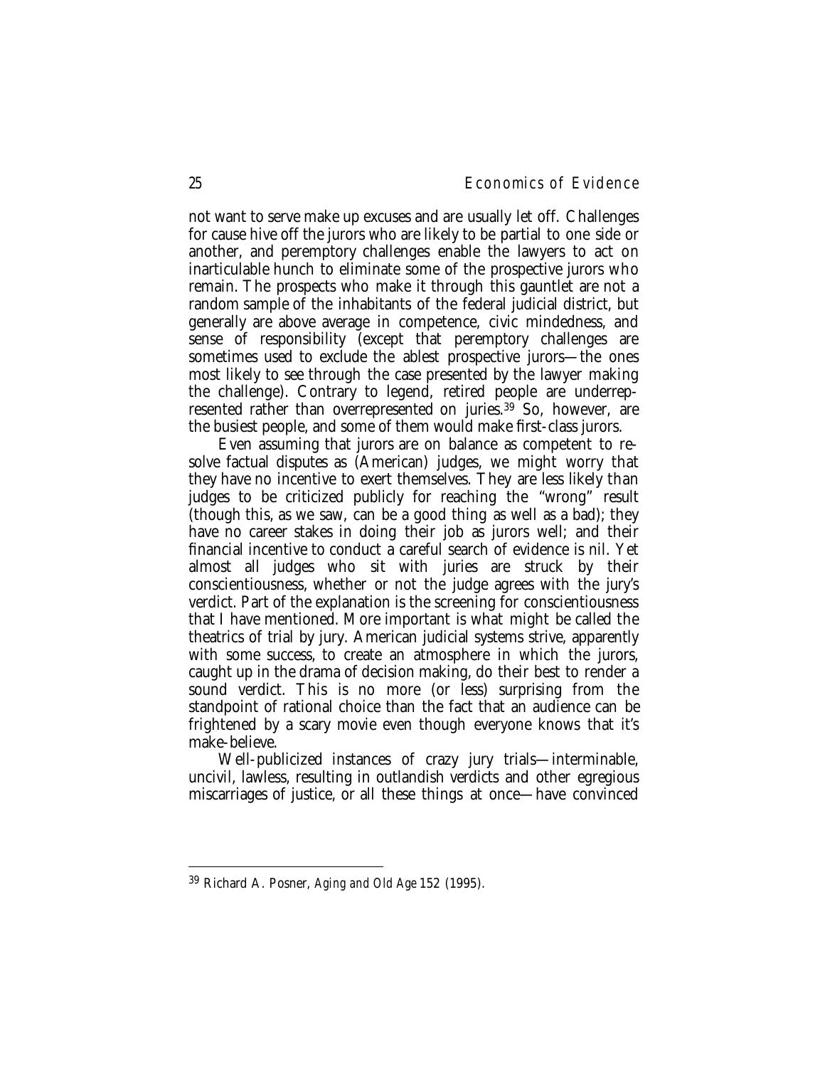not want to serve make up excuses and are usually let off. Challenges for cause hive off the jurors who are likely to be partial to one side or another, and peremptory challenges enable the lawyers to act on inarticulable hunch to eliminate some of the prospective jurors who remain. The prospects who make it through this gauntlet are not a random sample of the inhabitants of the federal judicial district, but generally are above average in competence, civic mindedness, and sense of responsibility (except that peremptory challenges are sometimes used to exclude the ablest prospective jurors—the ones most likely to see through the case presented by the lawyer making the challenge). Contrary to legend, retired people are underrepresented rather than overrepresented on juries.[39] So, however, are the busiest people, and some of them would make first-class jurors.

Even assuming that jurors are on balance as competent to resolve factual disputes as (American) judges, we might worry that they have no incentive to exert themselves. They are less likely than judges to be criticized publicly for reaching the "wrong" result (though this, as we saw, can be a good thing as well as a bad); they have no career stakes in doing their job as jurors well; and their financial incentive to conduct a careful search of evidence is nil. Yet almost all judges who sit with juries are struck by their conscientiousness, whether or not the judge agrees with the jury's verdict. Part of the explanation is the screening for conscientiousness that I have mentioned. More important is what might be called the theatrics of trial by jury. American judicial systems strive, apparently with some success, to create an atmosphere in which the jurors, caught up in the drama of decision making, do their best to render a sound verdict. This is no more (or less) surprising from the standpoint of rational choice than the fact that an audience can be frightened by a scary movie even though everyone knows that it's make-believe.

Well-publicized instances of crazy jury trials—interminable, uncivil, lawless, resulting in outlandish verdicts and other egregious miscarriages of justice, or all these things at once—have convinced

---

[39] Richard A. Posner, *Aging and Old Age* 152 (1995).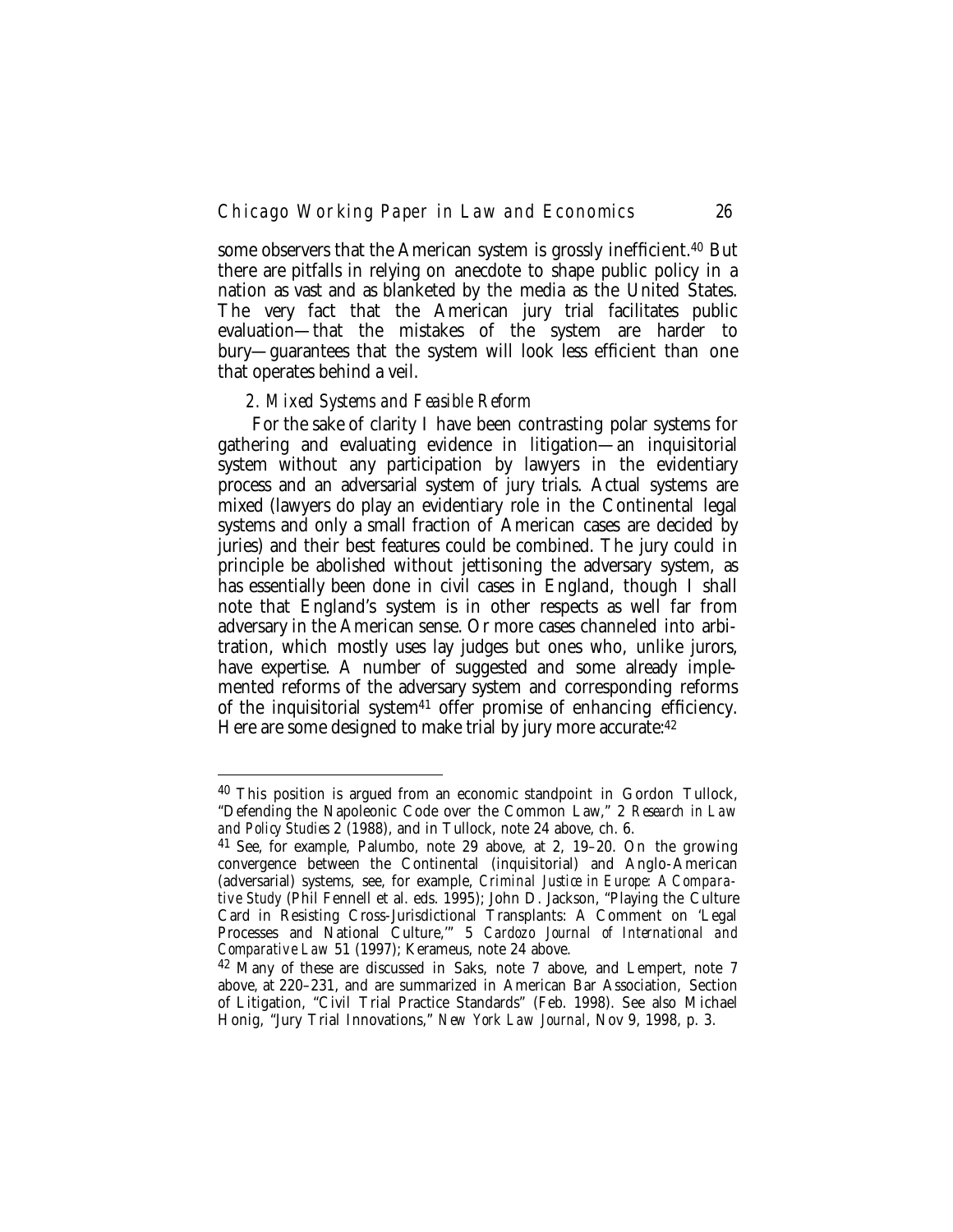some observers that the American system is grossly inefficient.[40] But there are pitfalls in relying on anecdote to shape public policy in a nation as vast and as blanketed by the media as the United States. The very fact that the American jury trial facilitates public evaluation—that the mistakes of the system are harder to bury—guarantees that the system will look less efficient than one that operates behind a veil.

### 2. *Mixed Systems and Feasible Reform*

For the sake of clarity I have been contrasting polar systems for gathering and evaluating evidence in litigation—an inquisitorial system without any participation by lawyers in the evidentiary process and an adversarial system of jury trials. Actual systems are mixed (lawyers do play an evidentiary role in the Continental legal systems and only a small fraction of American cases are decided by juries) and their best features could be combined. The jury could in principle be abolished without jettisoning the adversary system, as has essentially been done in civil cases in England, though I shall note that England's system is in other respects as well far from adversary in the American sense. Or more cases channeled into arbitration, which mostly uses lay judges but ones who, unlike jurors, have expertise. A number of suggested and some already implemented reforms of the adversary system and corresponding reforms of the inquisitorial system[41] offer promise of enhancing efficiency. Here are some designed to make trial by jury more accurate:[42]

---

[40] This position is argued from an economic standpoint in Gordon Tullock, "Defending the Napoleonic Code over the Common Law," 2 *Research in Law and Policy Studies* 2 (1988), and in Tullock, note 24 above, ch. 6.

[41] See, for example, Palumbo, note 29 above, at 2, 19–20. On the growing convergence between the Continental (inquisitorial) and Anglo-American (adversarial) systems, see, for example, *Criminal Justice in Europe: A Comparative Study* (Phil Fennell et al. eds. 1995); John D. Jackson, "Playing the Culture Card in Resisting Cross-Jurisdictional Transplants: A Comment on 'Legal Processes and National Culture,'" 5 *Cardozo Journal of International and Comparative Law* 51 (1997); Kerameus, note 24 above.

[42] Many of these are discussed in Saks, note 7 above, and Lempert, note 7 above, at 220–231, and are summarized in American Bar Association, Section of Litigation, "Civil Trial Practice Standards" (Feb. 1998). See also Michael Honig, "Jury Trial Innovations," *New York Law Journal*, Nov 9, 1998, p. 3.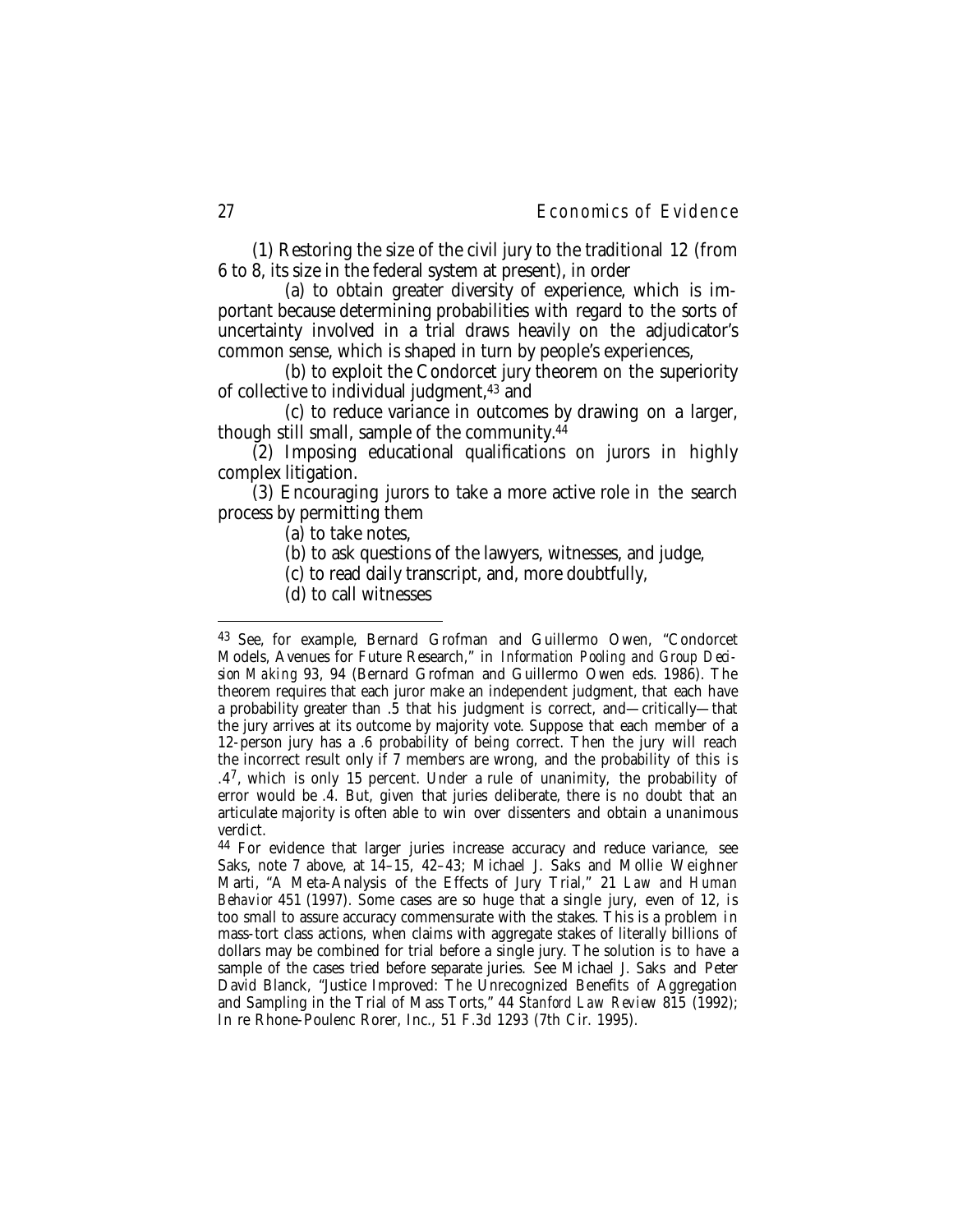(1) Restoring the size of the civil jury to the traditional 12 (from 6 to 8, its size in the federal system at present), in order

(a) to obtain greater diversity of experience, which is important because determining probabilities with regard to the sorts of uncertainty involved in a trial draws heavily on the adjudicator's common sense, which is shaped in turn by people's experiences,

(b) to exploit the Condorcet jury theorem on the superiority of collective to individual judgment,[43] and

(c) to reduce variance in outcomes by drawing on a larger, though still small, sample of the community.[44]

(2) Imposing educational qualifications on jurors in highly complex litigation.

(3) Encouraging jurors to take a more active role in the search process by permitting them

(a) to take notes,

(b) to ask questions of the lawyers, witnesses, and judge,

(c) to read daily transcript, and, more doubtfully,

(d) to call witnesses

---

[43] See, for example, Bernard Grofman and Guillermo Owen, "Condorcet Models, Avenues for Future Research," in *Information Pooling and Group Decision Making* 93, 94 (Bernard Grofman and Guillermo Owen eds. 1986). The theorem requires that each juror make an independent judgment, that each have a probability greater than .5 that his judgment is correct, and—critically—that the jury arrives at its outcome by majority vote. Suppose that each member of a 12-person jury has a .6 probability of being correct. Then the jury will reach the incorrect result only if 7 members are wrong, and the probability of this is $.4^7$, which is only 15 percent. Under a rule of unanimity, the probability of error would be .4. But, given that juries deliberate, there is no doubt that an articulate majority is often able to win over dissenters and obtain a unanimous verdict.

[44] For evidence that larger juries increase accuracy and reduce variance, see Saks, note 7 above, at 14–15, 42–43; Michael J. Saks and Mollie Weighner Marti, "A Meta-Analysis of the Effects of Jury Trial," 21 *Law and Human Behavior* 451 (1997). Some cases are so huge that a single jury, even of 12, is too small to assure accuracy commensurate with the stakes. This is a problem in mass-tort class actions, when claims with aggregate stakes of literally billions of dollars may be combined for trial before a single jury. The solution is to have a sample of the cases tried before separate juries. See Michael J. Saks and Peter David Blanck, "Justice Improved: The Unrecognized Benefits of Aggregation and Sampling in the Trial of Mass Torts," 44 *Stanford Law Review* 815 (1992); In re Rhone-Poulenc Rorer, Inc., 51 F.3d 1293 (7th Cir. 1995).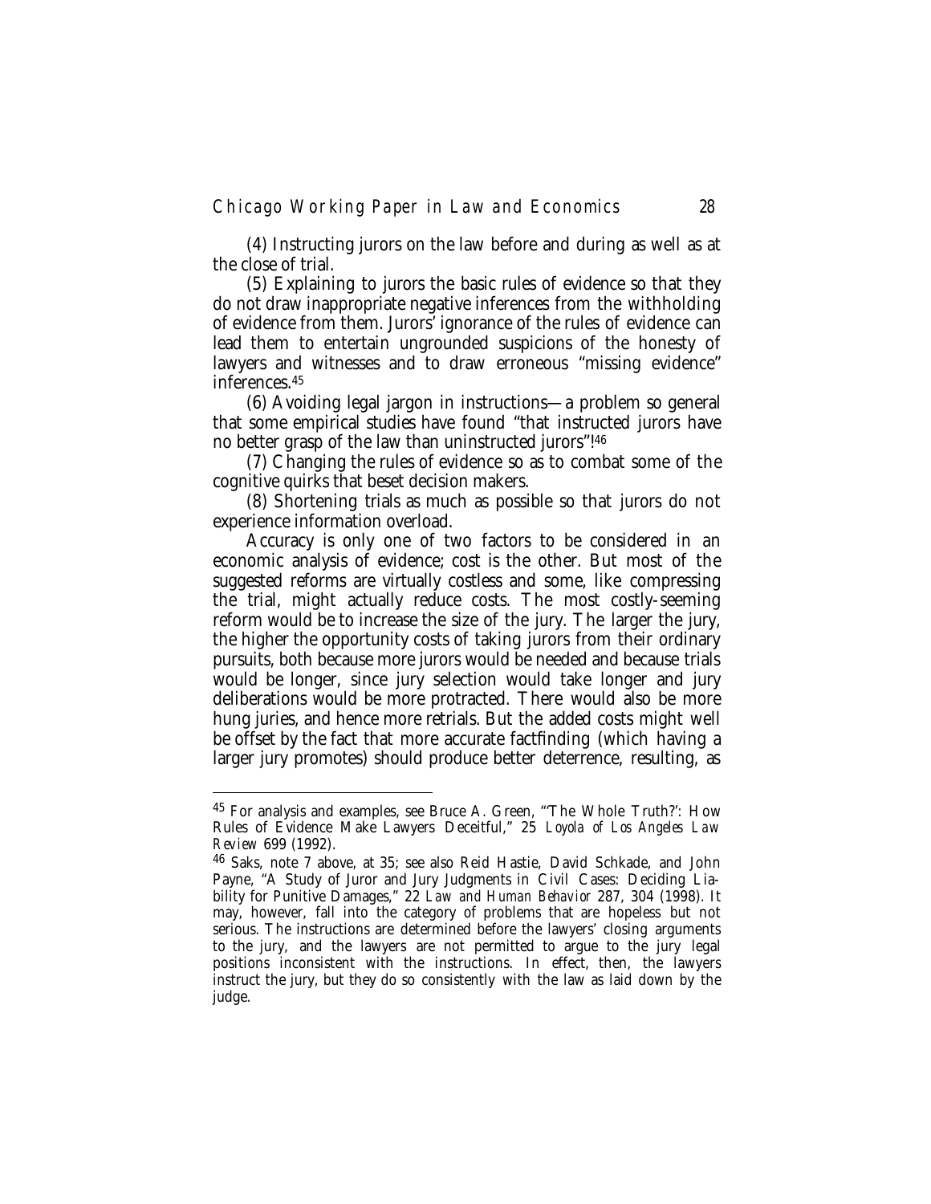(4) Instructing jurors on the law before and during as well as at the close of trial.

(5) Explaining to jurors the basic rules of evidence so that they do not draw inappropriate negative inferences from the withholding of evidence from them. Jurors' ignorance of the rules of evidence can lead them to entertain ungrounded suspicions of the honesty of lawyers and witnesses and to draw erroneous "missing evidence" inferences.[45]

(6) Avoiding legal jargon in instructions—a problem so general that some empirical studies have found "that instructed jurors have no better grasp of the law than uninstructed jurors"![46]

(7) Changing the rules of evidence so as to combat some of the cognitive quirks that beset decision makers.

(8) Shortening trials as much as possible so that jurors do not experience information overload.

Accuracy is only one of two factors to be considered in an economic analysis of evidence; cost is the other. But most of the suggested reforms are virtually costless and some, like compressing the trial, might actually reduce costs. The most costly-seeming reform would be to increase the size of the jury. The larger the jury, the higher the opportunity costs of taking jurors from their ordinary pursuits, both because more jurors would be needed and because trials would be longer, since jury selection would take longer and jury deliberations would be more protracted. There would also be more hung juries, and hence more retrials. But the added costs might well be offset by the fact that more accurate factfinding (which having a larger jury promotes) should produce better deterrence, resulting, as

---

[45] For analysis and examples, see Bruce A. Green, "'The Whole Truth?': How Rules of Evidence Make Lawyers Deceitful," 25 *Loyola of Los Angeles Law Review* 699 (1992).

[46] Saks, note 7 above, at 35; see also Reid Hastie, David Schkade, and John Payne, "A Study of Juror and Jury Judgments in Civil Cases: Deciding Liability for Punitive Damages," 22 *Law and Human Behavior* 287, 304 (1998). It may, however, fall into the category of problems that are hopeless but not serious. The instructions are determined before the lawyers' closing arguments to the jury, and the lawyers are not permitted to argue to the jury legal positions inconsistent with the instructions. In effect, then, the lawyers instruct the jury, but they do so consistently with the law as laid down by the judge.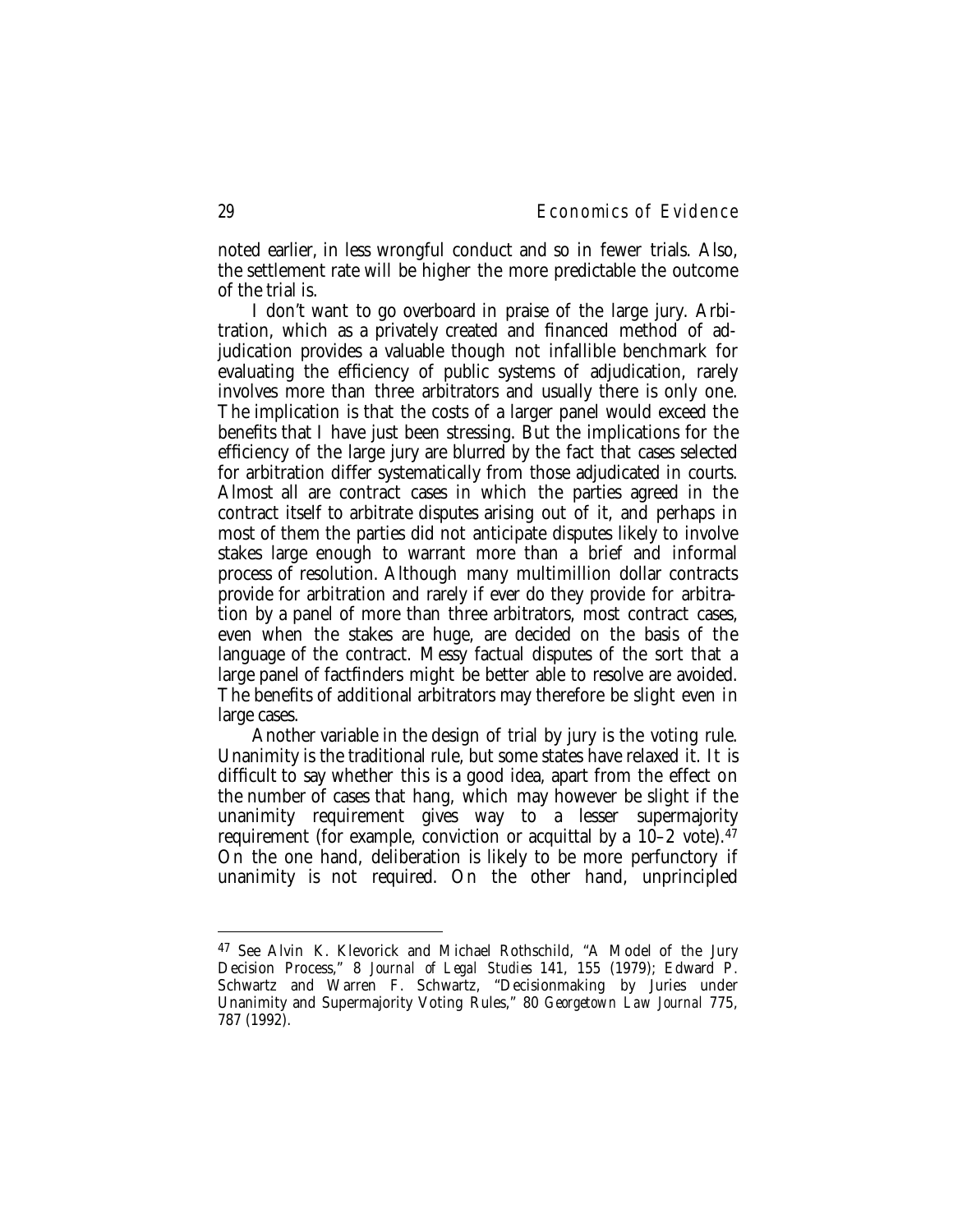noted earlier, in less wrongful conduct and so in fewer trials. Also, the settlement rate will be higher the more predictable the outcome of the trial is.

I don't want to go overboard in praise of the large jury. Arbitration, which as a privately created and financed method of adjudication provides a valuable though not infallible benchmark for evaluating the efficiency of public systems of adjudication, rarely involves more than three arbitrators and usually there is only one. The implication is that the costs of a larger panel would exceed the benefits that I have just been stressing. But the implications for the efficiency of the large jury are blurred by the fact that cases selected for arbitration differ systematically from those adjudicated in courts. Almost all are contract cases in which the parties agreed in the contract itself to arbitrate disputes arising out of it, and perhaps in most of them the parties did not anticipate disputes likely to involve stakes large enough to warrant more than a brief and informal process of resolution. Although many multimillion dollar contracts provide for arbitration and rarely if ever do they provide for arbitration by a panel of more than three arbitrators, most contract cases, even when the stakes are huge, are decided on the basis of the language of the contract. Messy factual disputes of the sort that a large panel of factfinders might be better able to resolve are avoided. The benefits of additional arbitrators may therefore be slight even in large cases.

Another variable in the design of trial by jury is the voting rule. Unanimity is the traditional rule, but some states have relaxed it. It is difficult to say whether this is a good idea, apart from the effect on the number of cases that hang, which may however be slight if the unanimity requirement gives way to a lesser supermajority requirement (for example, conviction or acquittal by a 10–2 vote).[47] On the one hand, deliberation is likely to be more perfunctory if unanimity is not required. On the other hand, unprincipled

---

[47] See Alvin K. Klevorick and Michael Rothschild, "A Model of the Jury Decision Process," 8 *Journal of Legal Studies* 141, 155 (1979); Edward P. Schwartz and Warren F. Schwartz, "Decisionmaking by Juries under Unanimity and Supermajority Voting Rules," 80 *Georgetown Law Journal* 775, 787 (1992).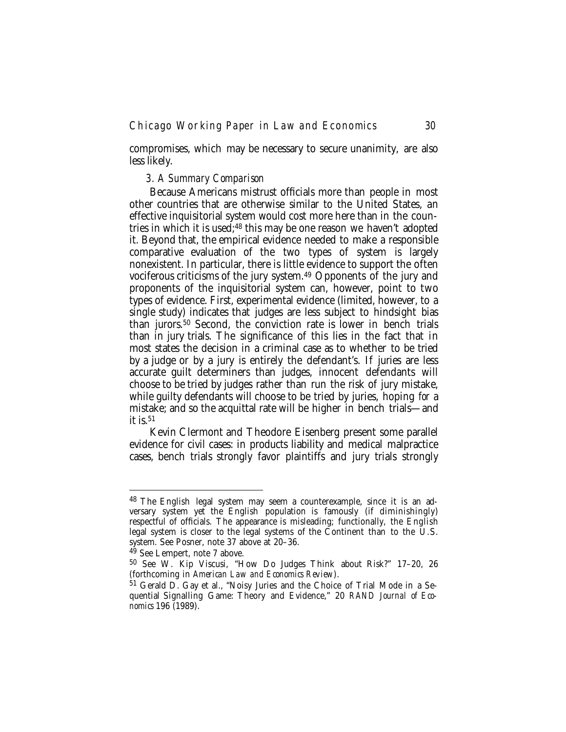compromises, which may be necessary to secure unanimity, are also less likely.

### *3. A Summary Comparison*

Because Americans mistrust officials more than people in most other countries that are otherwise similar to the United States, an effective inquisitorial system would cost more here than in the countries in which it is used;[48] this may be one reason we haven't adopted it. Beyond that, the empirical evidence needed to make a responsible comparative evaluation of the two types of system is largely nonexistent. In particular, there is little evidence to support the often vociferous criticisms of the jury system.[49] Opponents of the jury and proponents of the inquisitorial system can, however, point to two types of evidence. First, experimental evidence (limited, however, to a single study) indicates that judges are less subject to hindsight bias than jurors.[50] Second, the conviction rate is lower in bench trials than in jury trials. The significance of this lies in the fact that in most states the decision in a criminal case as to whether to be tried by a judge or by a jury is entirely the defendant's. If juries are less accurate guilt determiners than judges, innocent defendants will choose to be tried by judges rather than run the risk of jury mistake, while guilty defendants will choose to be tried by juries, hoping *for* a mistake; and so the acquittal rate will be higher in bench trials—and it is.[51]

Kevin Clermont and Theodore Eisenberg present some parallel evidence for civil cases: in products liability and medical malpractice cases, bench trials strongly favor plaintiffs and jury trials strongly

---

[48] The English legal system may seem a counterexample, since it is an adversary system yet the English population is famously (if diminishingly) respectful of officials. The appearance is misleading; functionally, the English legal system is closer to the legal systems of the Continent than to the U.S. system. See Posner, note 37 above at 20–36.

[49] See Lempert, note 7 above.

[50] See W. Kip Viscusi, "How Do Judges Think about Risk?" 17–20, 26 (forthcoming in *American Law and Economics Review*).

[51] Gerald D. Gay et al., "Noisy Juries and the Choice of Trial Mode in a Sequential Signalling Game: Theory and Evidence," 20 *RAND Journal of Economics* 196 (1989).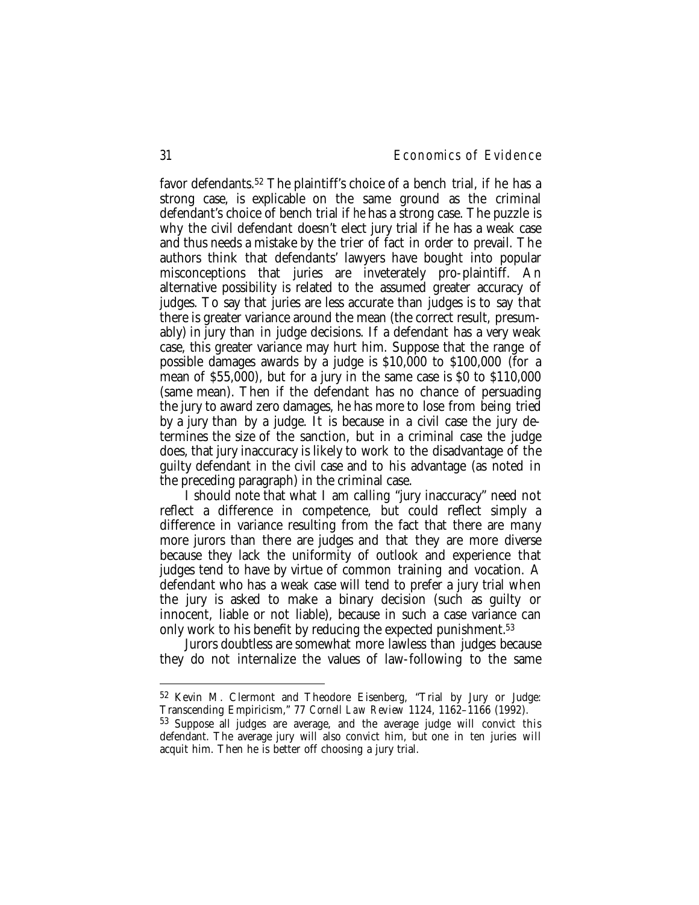favor defendants.[52] The plaintiff's choice of a bench trial, if he has a strong case, is explicable on the same ground as the criminal defendant's choice of bench trial if *he* has a strong case. The puzzle is why the civil defendant doesn't elect jury trial if he has a weak case and thus needs a mistake by the trier of fact in order to prevail. The authors think that defendants' lawyers have bought into popular misconceptions that juries are inveterately pro-plaintiff. An alternative possibility is related to the assumed greater accuracy of judges. To say that juries are less accurate than judges is to say that there is greater variance around the mean (the correct result, presumably) in jury than in judge decisions. If a defendant has a very weak case, this greater variance may hurt him. Suppose that the range of possible damages awards by a judge is $10,000 to $100,000 (for a mean of $55,000), but for a jury in the same case is $0 to $110,000 (same mean). Then if the defendant has no chance of persuading the jury to award zero damages, he has more to lose from being tried by a jury than by a judge. It is because in a civil case the jury determines the size of the sanction, but in a criminal case the judge does, that jury inaccuracy is likely to work to the disadvantage of the guilty defendant in the civil case and to his advantage (as noted in the preceding paragraph) in the criminal case.

I should note that what I am calling "jury inaccuracy" need not reflect a difference in competence, but could reflect simply a difference in variance resulting from the fact that there are many more jurors than there are judges and that they are more diverse because they lack the uniformity of outlook and experience that judges tend to have by virtue of common training and vocation. A defendant who has a weak case will tend to prefer a jury trial when the jury is asked to make a binary decision (such as guilty or innocent, liable or not liable), because in such a case variance can only work to his benefit by reducing the expected punishment.[53]

Jurors doubtless are somewhat more lawless than judges because they do not internalize the values of law-following to the same

---

[52] Kevin M. Clermont and Theodore Eisenberg, "Trial by Jury or Judge: Transcending Empiricism," 77 *Cornell Law Review* 1124, 1162–1166 (1992).

[53] Suppose all judges are average, and the average judge will convict this defendant. The average jury will also convict him, but one in ten juries will acquit him. Then he is better off choosing a jury trial.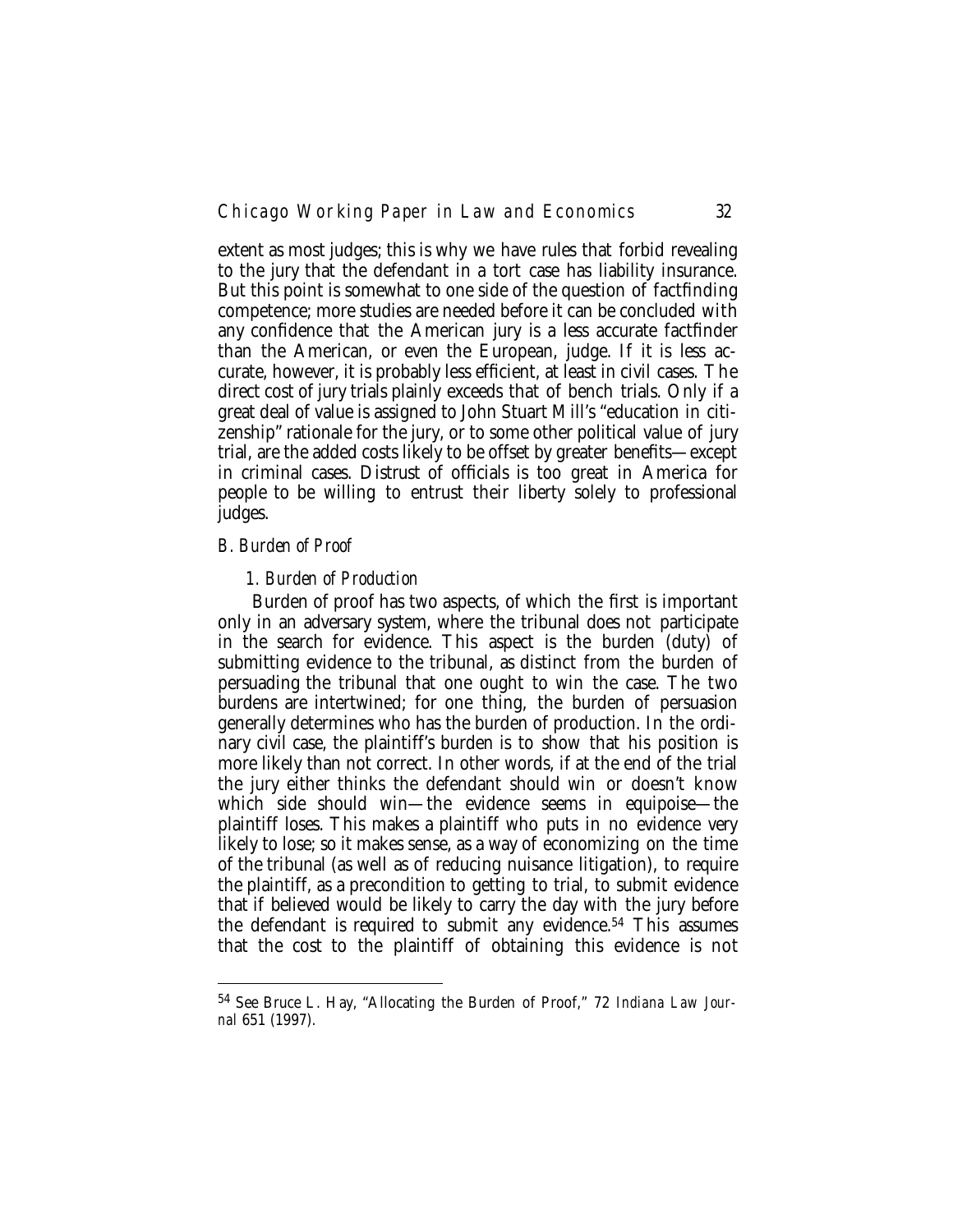extent as most judges; this is why we have rules that forbid revealing to the jury that the defendant in a tort case has liability insurance. But this point is somewhat to one side of the question of factfinding competence; more studies are needed before it can be concluded with any confidence that the American jury is a less accurate factfinder than the American, or even the European, judge. If it is less accurate, however, it is probably less efficient, at least in civil cases. The direct cost of jury trials plainly exceeds that of bench trials. Only if a great deal of value is assigned to John Stuart Mill's "education in citizenship" rationale for the jury, or to some other political value of jury trial, are the added costs likely to be offset by greater benefits—except in criminal cases. Distrust of officials is too great in America for people to be willing to entrust their liberty solely to professional judges.

### *B. Burden of Proof*

#### *1. Burden of Production*

Burden of proof has two aspects, of which the first is important only in an adversary system, where the tribunal does not participate in the search for evidence. This aspect is the burden (duty) of submitting evidence to the tribunal, as distinct from the burden of persuading the tribunal that one ought to win the case. The two burdens are intertwined; for one thing, the burden of persuasion generally determines who has the burden of production. In the ordinary civil case, the plaintiff's burden is to show that his position is more likely than not correct. In other words, if at the end of the trial the jury either thinks the defendant should win or doesn't know which side should win—the evidence seems in equipoise—the plaintiff loses. This makes a plaintiff who puts in no evidence very likely to lose; so it makes sense, as a way of economizing on the time of the tribunal (as well as of reducing nuisance litigation), to require the plaintiff, as a precondition to getting to trial, to submit evidence that if believed would be likely to carry the day with the jury before the defendant is required to submit any evidence.[54] This assumes that the cost to the plaintiff of obtaining this evidence is not

[54] See Bruce L. Hay, "Allocating the Burden of Proof," 72 *Indiana Law Journal* 651 (1997).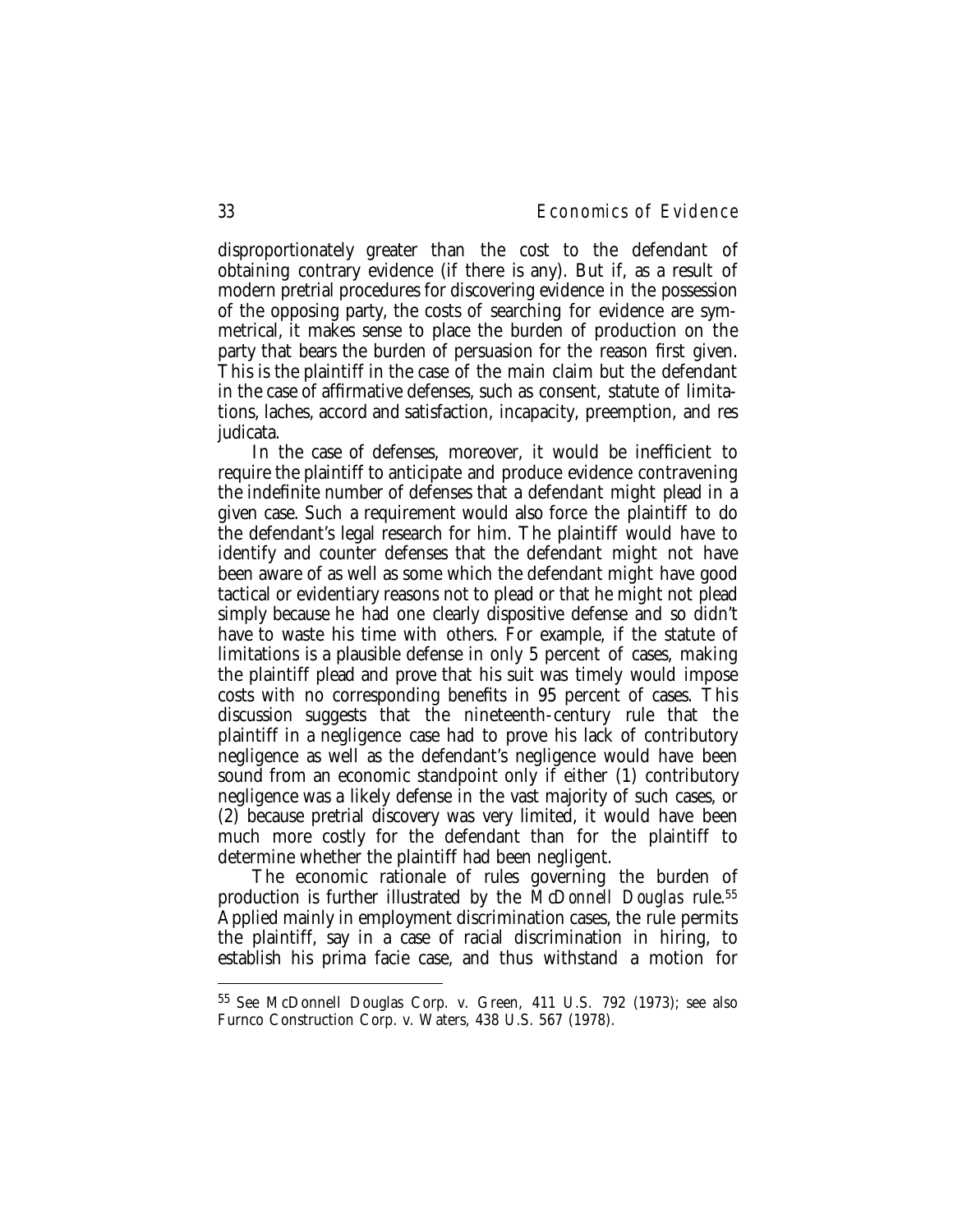disproportionately greater than the cost to the defendant of obtaining contrary evidence (if there is any). But if, as a result of modern pretrial procedures for discovering evidence in the possession of the opposing party, the costs of searching for evidence are symmetrical, it makes sense to place the burden of production on the party that bears the burden of persuasion for the reason first given. This is the plaintiff in the case of the main claim but the defendant in the case of affirmative defenses, such as consent, statute of limitations, laches, accord and satisfaction, incapacity, preemption, and res judicata.

In the case of defenses, moreover, it would be inefficient to require the plaintiff to anticipate and produce evidence contravening the indefinite number of defenses that a defendant might plead in a given case. Such a requirement would also force the plaintiff to do the defendant's legal research for him. The plaintiff would have to identify and counter defenses that the defendant might not have been aware of as well as some which the defendant might have good tactical or evidentiary reasons not to plead or that he might not plead simply because he had one clearly dispositive defense and so didn't have to waste his time with others. For example, if the statute of limitations is a plausible defense in only 5 percent of cases, making the plaintiff plead and prove that his suit was timely would impose costs with no corresponding benefits in 95 percent of cases. This discussion suggests that the nineteenth-century rule that the plaintiff in a negligence case had to prove his lack of contributory negligence as well as the defendant's negligence would have been sound from an economic standpoint only if either (1) contributory negligence was a likely defense in the vast majority of such cases, or (2) because pretrial discovery was very limited, it would have been much more costly for the defendant than for the plaintiff to determine whether the plaintiff had been negligent.

The economic rationale of rules governing the burden of production is further illustrated by the *McDonnell Douglas* rule.[55] Applied mainly in employment discrimination cases, the rule permits the plaintiff, say in a case of racial discrimination in hiring, to establish his prima facie case, and thus withstand a motion for

[55] See McDonnell Douglas Corp. v. Green, 411 U.S. 792 (1973); see also Furnco Construction Corp. v. Waters, 438 U.S. 567 (1978).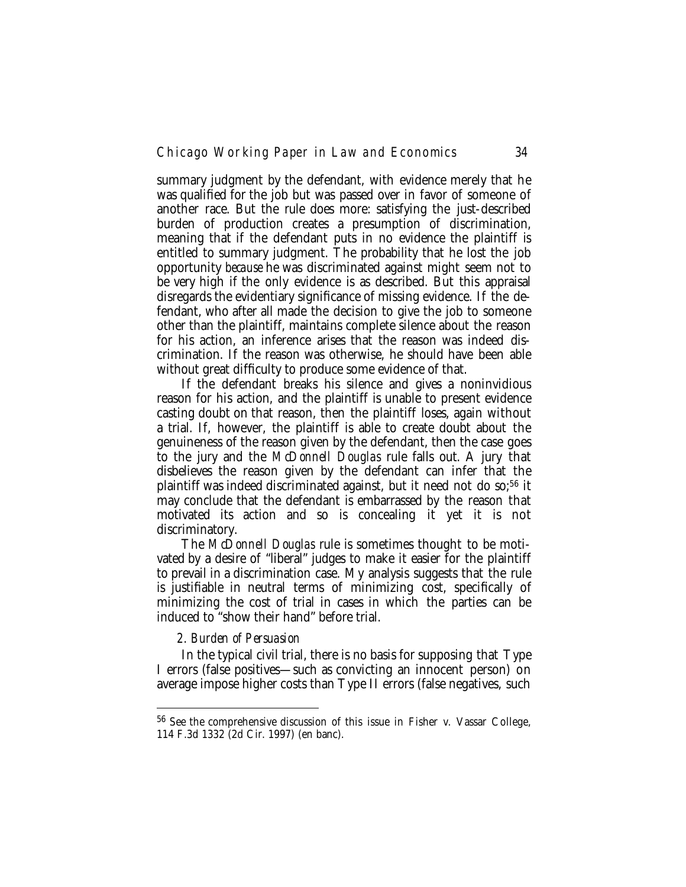summary judgment by the defendant, with evidence merely that he was qualified for the job but was passed over in favor of someone of another race. But the rule does more: satisfying the just-described burden of production creates a presumption of discrimination, meaning that if the defendant puts in no evidence the plaintiff is entitled to summary judgment. The probability that he lost the job opportunity *because* he was discriminated against might seem not to be very high if the only evidence is as described. But this appraisal disregards the evidentiary significance of missing evidence. If the defendant, who after all made the decision to give the job to someone other than the plaintiff, maintains complete silence about the reason for his action, an inference arises that the reason was indeed discrimination. If the reason was otherwise, he should have been able without great difficulty to produce some evidence of that.

If the defendant breaks his silence and gives a noninvidious reason for his action, and the plaintiff is unable to present evidence casting doubt on that reason, then the plaintiff loses, again without a trial. If, however, the plaintiff is able to create doubt about the genuineness of the reason given by the defendant, then the case goes to the jury and the *McDonnell Douglas* rule falls out. A jury that disbelieves the reason given by the defendant can infer that the plaintiff was indeed discriminated against, but it need not do so;[56] it may conclude that the defendant is embarrassed by the reason that motivated its action and so is concealing it yet it is not discriminatory.

The *McDonnell Douglas* rule is sometimes thought to be motivated by a desire of "liberal" judges to make it easier for the plaintiff to prevail in a discrimination case. My analysis suggests that the rule is justifiable in neutral terms of minimizing cost, specifically of minimizing the cost of trial in cases in which the parties can be induced to "show their hand" before trial.

### 2. *Burden of Persuasion*

In the typical civil trial, there is no basis for supposing that Type I errors (false positives—such as convicting an innocent person) on average impose higher costs than Type II errors (false negatives, such

---

[56] See the comprehensive discussion of this issue in Fisher v. Vassar College, 114 F.3d 1332 (2d Cir. 1997) (en banc).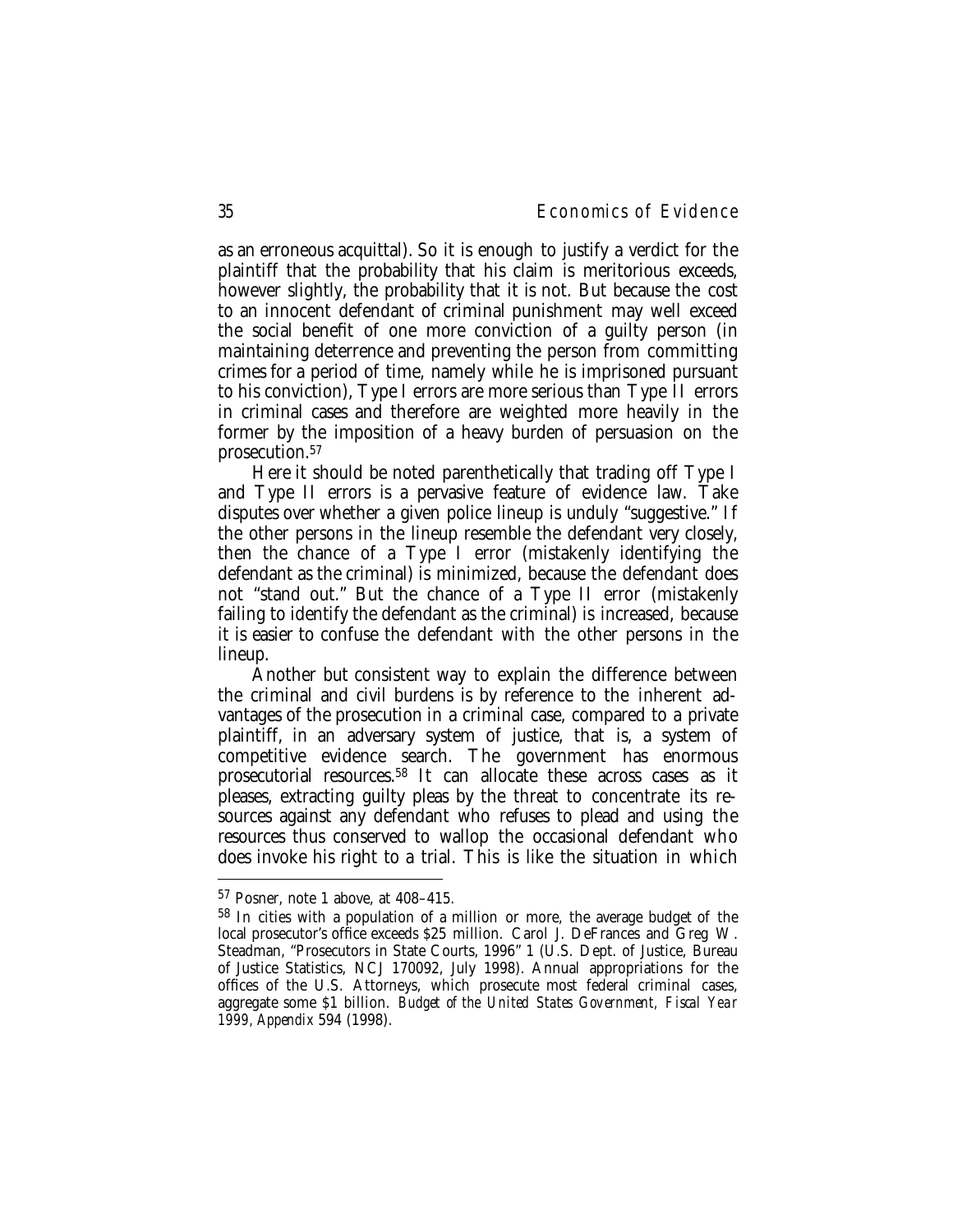as an erroneous acquittal). So it is enough to justify a verdict for the plaintiff that the probability that his claim is meritorious exceeds, however slightly, the probability that it is not. But because the cost to an innocent defendant of criminal punishment may well exceed the social benefit of one more conviction of a guilty person (in maintaining deterrence and preventing the person from committing crimes for a period of time, namely while he is imprisoned pursuant to his conviction), Type I errors are more serious than Type II errors in criminal cases and therefore are weighted more heavily in the former by the imposition of a heavy burden of persuasion on the prosecution.[57]

Here it should be noted parenthetically that trading off Type I and Type II errors is a pervasive feature of evidence law. Take disputes over whether a given police lineup is unduly "suggestive." If the other persons in the lineup resemble the defendant very closely, then the chance of a Type I error (mistakenly identifying the defendant as the criminal) is minimized, because the defendant does not "stand out." But the chance of a Type II error (mistakenly failing to identify the defendant as the criminal) is increased, because it is easier to confuse the defendant with the other persons in the lineup.

Another but consistent way to explain the difference between the criminal and civil burdens is by reference to the inherent advantages of the prosecution in a criminal case, compared to a private plaintiff, in an adversary system of justice, that is, a system of competitive evidence search. The government has enormous prosecutorial resources.[58] It can allocate these across cases as it pleases, extracting guilty pleas by the threat to concentrate its resources against any defendant who refuses to plead and using the resources thus conserved to wallop the occasional defendant who does invoke his right to a trial. This is like the situation in which

---

[57] Posner, note 1 above, at 408–415.

[58] In cities with a population of a million or more, the average budget of the local prosecutor's office exceeds $25 million. Carol J. DeFrances and Greg W. Steadman, "Prosecutors in State Courts, 1996" 1 (U.S. Dept. of Justice, Bureau of Justice Statistics, NCJ 170092, July 1998). Annual appropriations for the offices of the U.S. Attorneys, which prosecute most federal criminal cases, aggregate some $1 billion. *Budget of the United States Government, Fiscal Year 1999, Appendix* 594 (1998).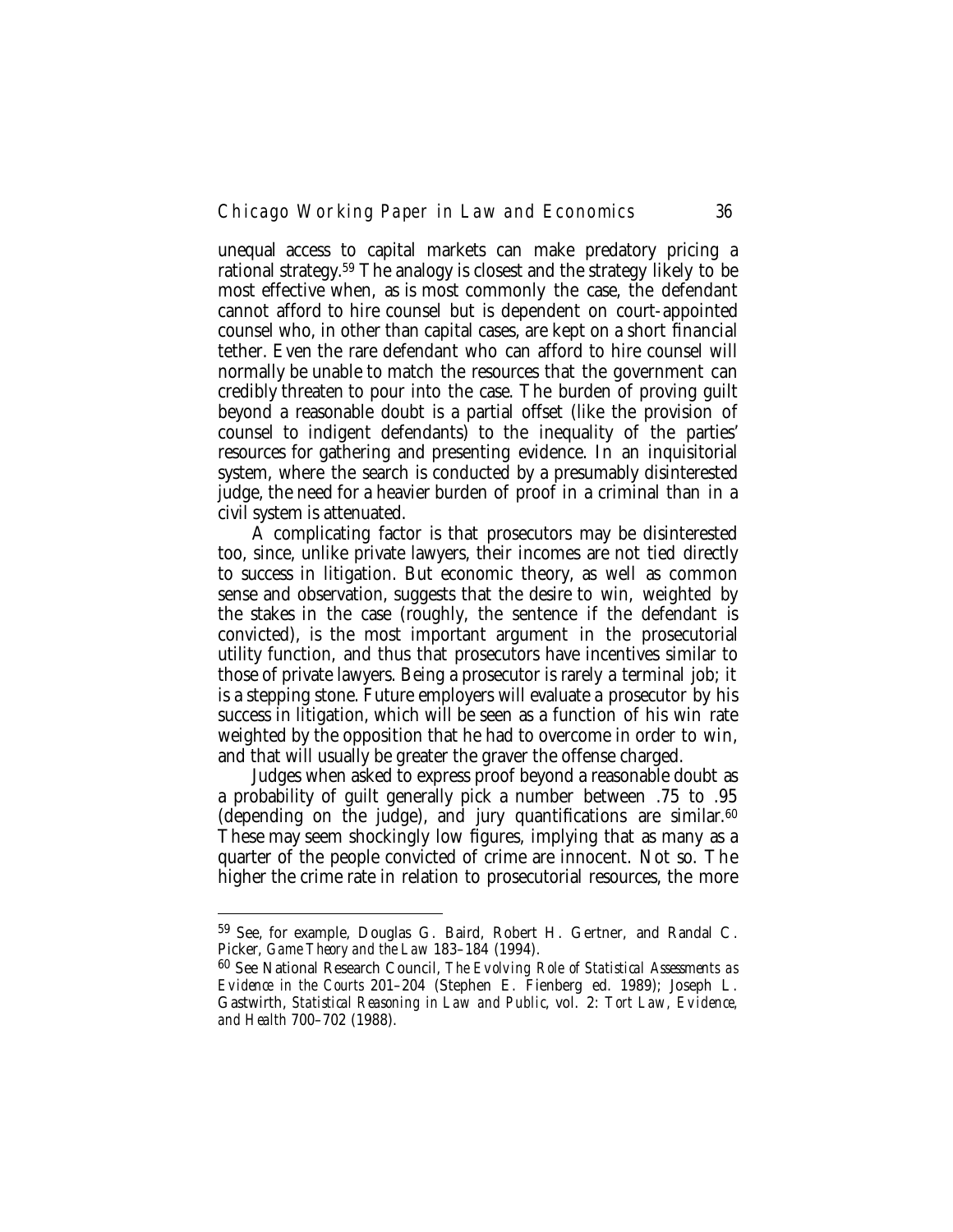unequal access to capital markets can make predatory pricing a rational strategy.[59] The analogy is closest and the strategy likely to be most effective when, as is most commonly the case, the defendant cannot afford to hire counsel but is dependent on court-appointed counsel who, in other than capital cases, are kept on a short financial tether. Even the rare defendant who can afford to hire counsel will normally be unable to match the resources that the government can credibly threaten to pour into the case. The burden of proving guilt beyond a reasonable doubt is a partial offset (like the provision of counsel to indigent defendants) to the inequality of the parties' resources for gathering and presenting evidence. In an inquisitorial system, where the search is conducted by a presumably disinterested judge, the need for a heavier burden of proof in a criminal than in a civil system is attenuated.

A complicating factor is that prosecutors may be disinterested too, since, unlike private lawyers, their incomes are not tied directly to success in litigation. But economic theory, as well as common sense and observation, suggests that the desire to win, weighted by the stakes in the case (roughly, the sentence if the defendant is convicted), is the most important argument in the prosecutorial utility function, and thus that prosecutors have incentives similar to those of private lawyers. Being a prosecutor is rarely a terminal job; it is a stepping stone. Future employers will evaluate a prosecutor by his success in litigation, which will be seen as a function of his win rate weighted by the opposition that he had to overcome in order to win, and that will usually be greater the graver the offense charged.

Judges when asked to express proof beyond a reasonable doubt as a probability of guilt generally pick a number between .75 to .95 (depending on the judge), and jury quantifications are similar.[60] These may seem shockingly low figures, implying that as many as a quarter of the people convicted of crime are innocent. Not so. The higher the crime rate in relation to prosecutorial resources, the more

---

[59] See, for example, Douglas G. Baird, Robert H. Gertner, and Randal C. Picker, *Game Theory and the Law* 183–184 (1994).

[60] See National Research Council, *The Evolving Role of Statistical Assessments as Evidence in the Courts* 201–204 (Stephen E. Fienberg ed. 1989); Joseph L. Gastwirth, *Statistical Reasoning in Law and Public*, vol. 2: *Tort Law, Evidence, and Health* 700–702 (1988).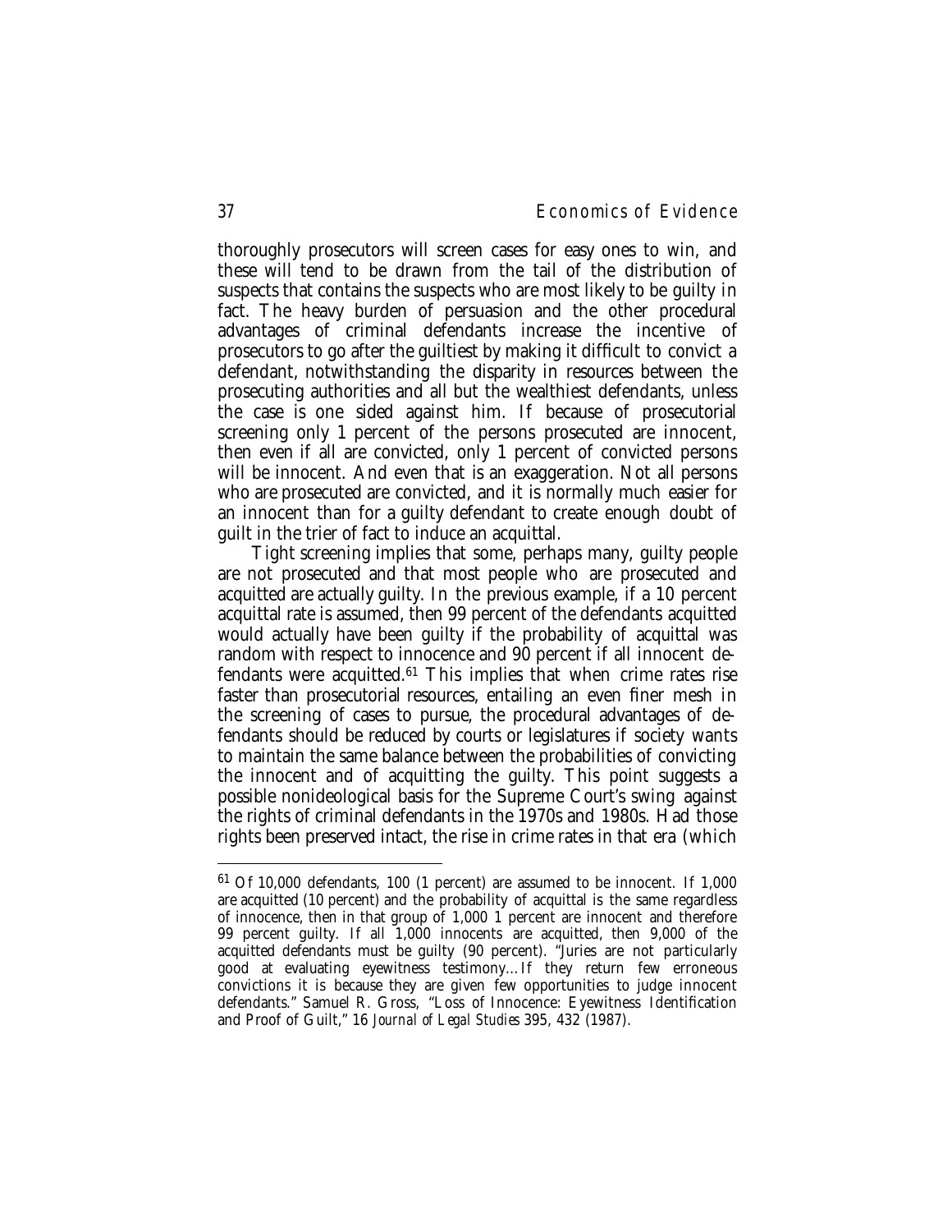thoroughly prosecutors will screen cases for easy ones to win, and these will tend to be drawn from the tail of the distribution of suspects that contains the suspects who are most likely to be guilty in fact. The heavy burden of persuasion and the other procedural advantages of criminal defendants increase the incentive of prosecutors to go after the guiltiest by making it difficult to convict a defendant, notwithstanding the disparity in resources between the prosecuting authorities and all but the wealthiest defendants, unless the case is one sided against him. If because of prosecutorial screening only 1 percent of the persons prosecuted are innocent, then even if all are convicted, only 1 percent of convicted persons will be innocent. And even that is an exaggeration. Not all persons who are prosecuted are convicted, and it is normally much easier for an innocent than for a guilty defendant to create enough doubt of guilt in the trier of fact to induce an acquittal.

Tight screening implies that some, perhaps many, guilty people are not prosecuted and that most people who are prosecuted and acquitted are actually guilty. In the previous example, if a 10 percent acquittal rate is assumed, then 99 percent of the defendants acquitted would actually have been guilty if the probability of acquittal was random with respect to innocence and 90 percent if all innocent defendants were acquitted.[61] This implies that when crime rates rise faster than prosecutorial resources, entailing an even finer mesh in the screening of cases to pursue, the procedural advantages of defendants should be reduced by courts or legislatures if society wants to maintain the same balance between the probabilities of convicting the innocent and of acquitting the guilty. This point suggests a possible nonideological basis for the Supreme Court's swing against the rights of criminal defendants in the 1970s and 1980s. Had those rights been preserved intact, the rise in crime rates in that era (which

---

[61] Of 10,000 defendants, 100 (1 percent) are assumed to be innocent. If 1,000 are acquitted (10 percent) and the probability of acquittal is the same regardless of innocence, then in that group of 1,000 1 percent are innocent and therefore 99 percent guilty. If all 1,000 innocents are acquitted, then 9,000 of the acquitted defendants must be guilty (90 percent). "Juries are not particularly good at evaluating eyewitness testimony…If they return few erroneous convictions it is because they are given few opportunities to judge innocent defendants." Samuel R. Gross, "Loss of Innocence: Eyewitness Identification and Proof of Guilt," 16 *Journal of Legal Studies* 395, 432 (1987).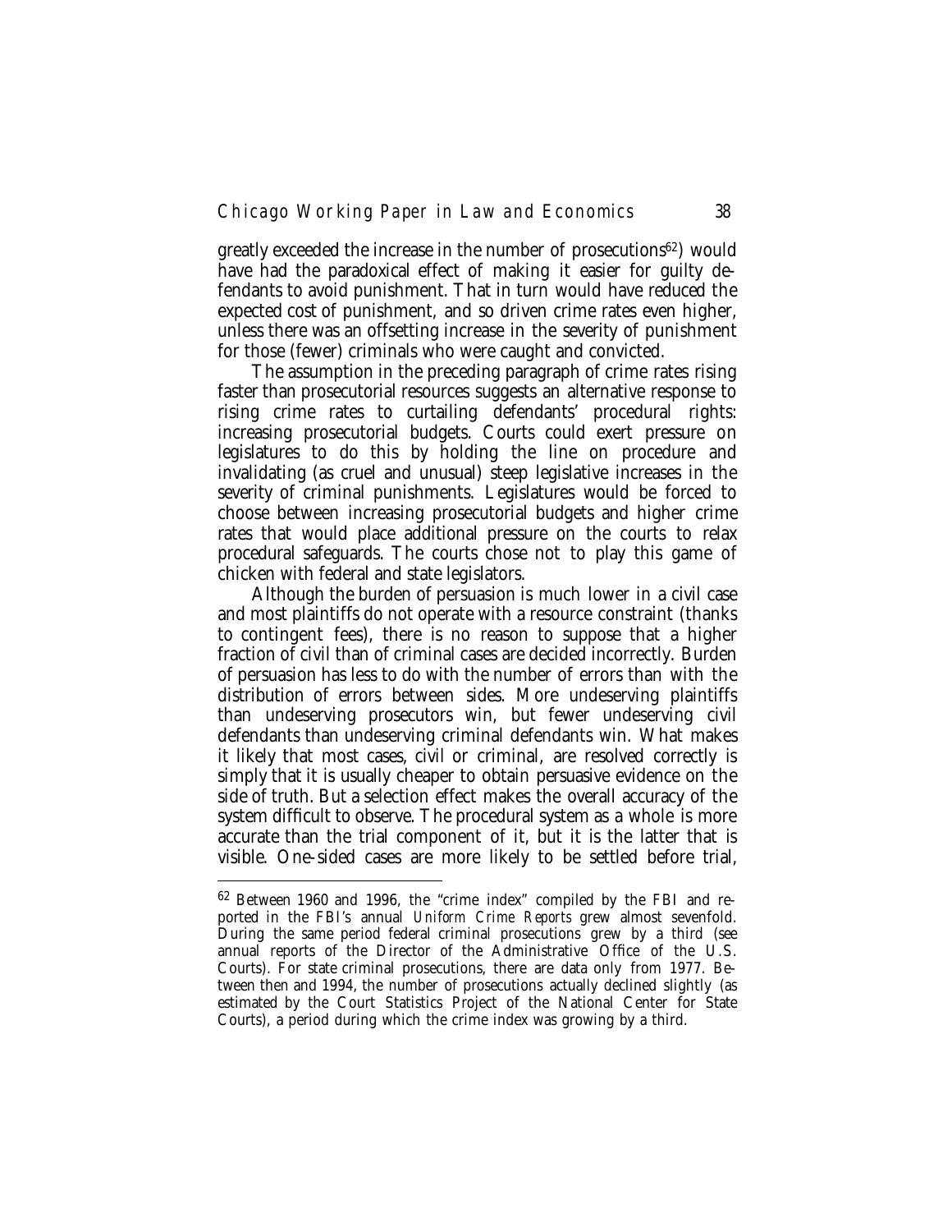greatly exceeded the increase in the number of prosecutions[62]) would have had the paradoxical effect of making it easier for guilty defendants to avoid punishment. That in turn would have reduced the expected cost of punishment, and so driven crime rates even higher, unless there was an offsetting increase in the severity of punishment for those (fewer) criminals who were caught and convicted.

The assumption in the preceding paragraph of crime rates rising faster than prosecutorial resources suggests an alternative response to rising crime rates to curtailing defendants' procedural rights: increasing prosecutorial budgets. Courts could exert pressure on legislatures to do this by holding the line on procedure and invalidating (as cruel and unusual) steep legislative increases in the severity of criminal punishments. Legislatures would be forced to choose between increasing prosecutorial budgets and higher crime rates that would place additional pressure on the courts to relax procedural safeguards. The courts chose not to play this game of chicken with federal and state legislators.

Although the burden of persuasion is much lower in a civil case and most plaintiffs do not operate with a resource constraint (thanks to contingent fees), there is no reason to suppose that a higher fraction of civil than of criminal cases are decided incorrectly. Burden of persuasion has less to do with the number of errors than with the distribution of errors between sides. More undeserving plaintiffs than undeserving prosecutors win, but fewer undeserving civil defendants than undeserving criminal defendants win. What makes it likely that most cases, civil or criminal, are resolved correctly is simply that it is usually cheaper to obtain persuasive evidence on the side of truth. But a selection effect makes the overall accuracy of the system difficult to observe. The procedural system as a whole is more accurate than the trial component of it, but it is the latter that is visible. One-sided cases are more likely to be settled before trial,

[62] Between 1960 and 1996, the "crime index" compiled by the FBI and reported in the FBI's annual *Uniform Crime Reports* grew almost sevenfold. During the same period federal criminal prosecutions grew by a third (see annual reports of the Director of the Administrative Office of the U.S. Courts). For state criminal prosecutions, there are data only from 1977. Between then and 1994, the number of prosecutions actually declined slightly (as estimated by the Court Statistics Project of the National Center for State Courts), a period during which the crime index was growing by a third.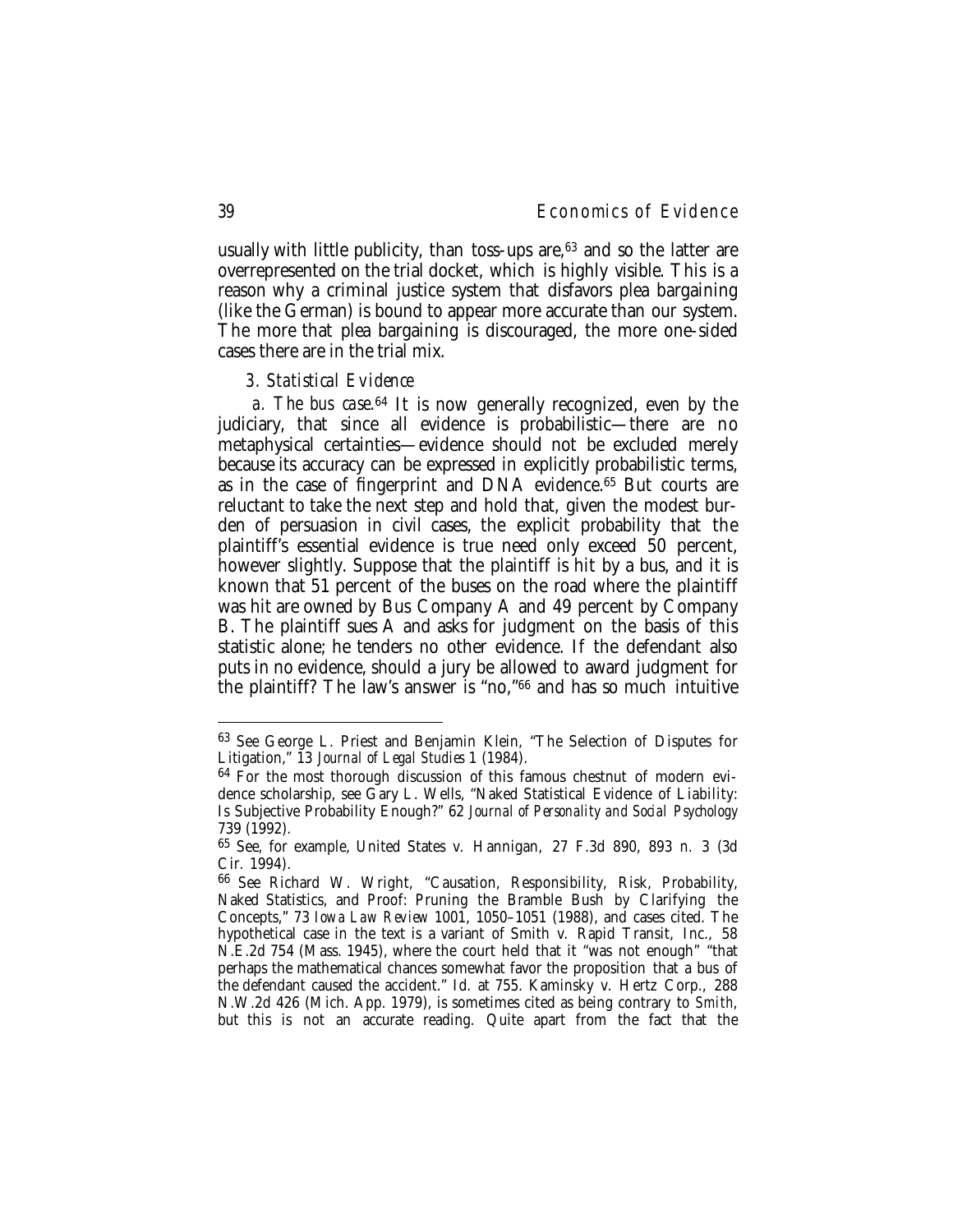usually with little publicity, than toss-ups are,[63] and so the latter are overrepresented on the trial docket, which is highly visible. This is a reason why a criminal justice system that disfavors plea bargaining (like the German) is bound to appear more accurate than our system. The more that plea bargaining is discouraged, the more one-sided cases there are in the trial mix.

### *3. Statistical Evidence*

*a. The bus case.*[64] It is now generally recognized, even by the judiciary, that since all evidence is probabilistic—there are no metaphysical certainties—evidence should not be excluded merely because its accuracy can be expressed in explicitly probabilistic terms, as in the case of fingerprint and DNA evidence.[65] But courts are reluctant to take the next step and hold that, given the modest burden of persuasion in civil cases, the explicit probability that the plaintiff's essential evidence is true need only exceed 50 percent, however slightly. Suppose that the plaintiff is hit by a bus, and it is known that 51 percent of the buses on the road where the plaintiff was hit are owned by Bus Company A and 49 percent by Company B. The plaintiff sues A and asks for judgment on the basis of this statistic alone; he tenders no other evidence. If the defendant also puts in no evidence, should a jury be allowed to award judgment for the plaintiff? The law's answer is "no,"[66] and has so much intuitive

---

[63] See George L. Priest and Benjamin Klein, "The Selection of Disputes for Litigation," 13 *Journal of Legal Studies* 1 (1984).

[64] For the most thorough discussion of this famous chestnut of modern evidence scholarship, see Gary L. Wells, "Naked Statistical Evidence of Liability: Is Subjective Probability Enough?" 62 *Journal of Personality and Social Psychology* 739 (1992).

[65] See, for example, United States v. Hannigan, 27 F.3d 890, 893 n. 3 (3d Cir. 1994).

[66] See Richard W. Wright, "Causation, Responsibility, Risk, Probability, Naked Statistics, and Proof: Pruning the Bramble Bush by Clarifying the Concepts," 73 *Iowa Law Review* 1001, 1050–1051 (1988), and cases cited. The hypothetical case in the text is a variant of Smith v. Rapid Transit, Inc., 58 N.E.2d 754 (Mass. 1945), where the court held that it "was not enough" "that perhaps the mathematical chances somewhat favor the proposition that a bus of the defendant caused the accident." Id. at 755. Kaminsky v. Hertz Corp., 288 N.W.2d 426 (Mich. App. 1979), is sometimes cited as being contrary to *Smith*, but this is not an accurate reading. Quite apart from the fact that the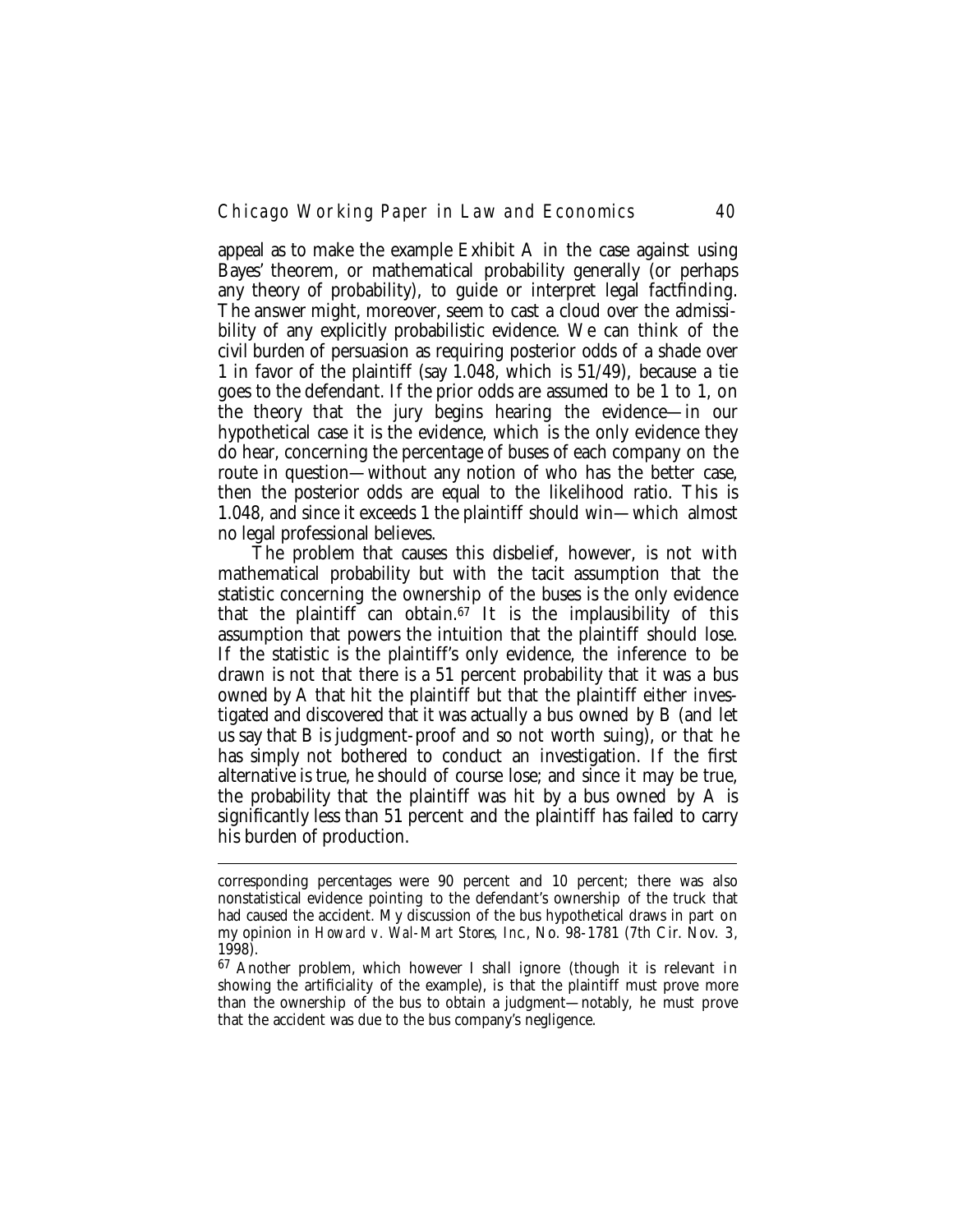appeal as to make the example Exhibit A in the case against using Bayes' theorem, or mathematical probability generally (or perhaps any theory of probability), to guide or interpret legal factfinding. The answer might, moreover, seem to cast a cloud over the admissibility of any explicitly probabilistic evidence. We can think of the civil burden of persuasion as requiring posterior odds of a shade over 1 in favor of the plaintiff (say 1.048, which is 51/49), because a tie goes to the defendant. If the prior odds are assumed to be 1 to 1, on the theory that the jury begins hearing the evidence—in our hypothetical case it is the evidence, which is the only evidence they do hear, concerning the percentage of buses of each company on the route in question—without any notion of who has the better case, then the posterior odds are equal to the likelihood ratio. This is 1.048, and since it exceeds 1 the plaintiff should win—which almost no legal professional believes.

The problem that causes this disbelief, however, is not with mathematical probability but with the tacit assumption that the statistic concerning the ownership of the buses is the only evidence that the plaintiff can obtain.[67] It is the implausibility of this assumption that powers the intuition that the plaintiff should lose. If the statistic is the plaintiff's only evidence, the inference to be drawn is not that there is a 51 percent probability that it was a bus owned by A that hit the plaintiff but that the plaintiff either investigated and discovered that it was actually a bus owned by B (and let us say that B is judgment-proof and so not worth suing), or that he has simply not bothered to conduct an investigation. If the first alternative is true, he should of course lose; and since it may be true, the probability that the plaintiff was hit by a bus owned by A is significantly less than 51 percent and the plaintiff has failed to carry his burden of production.

---

corresponding percentages were 90 percent and 10 percent; there was also nonstatistical evidence pointing to the defendant's ownership of the truck that had caused the accident. My discussion of the bus hypothetical draws in part on my opinion in *Howard v. Wal-Mart Stores, Inc.*, No. 98-1781 (7th Cir. Nov. 3, 1998).

[67] Another problem, which however I shall ignore (though it is relevant in showing the artificiality of the example), is that the plaintiff must prove more than the ownership of the bus to obtain a judgment—notably, he must prove that the accident was due to the bus company's negligence.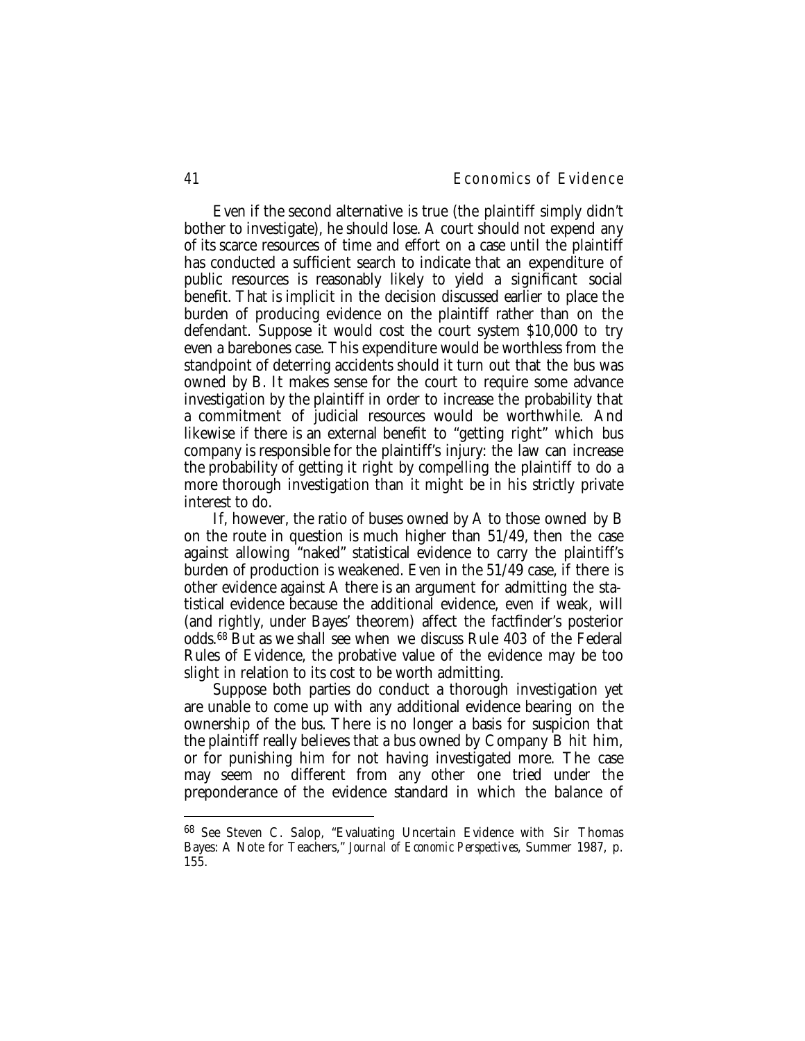Even if the second alternative is true (the plaintiff simply didn't bother to investigate), he should lose. A court should not expend any of its scarce resources of time and effort on a case until the plaintiff has conducted a sufficient search to indicate that an expenditure of public resources is reasonably likely to yield a significant social benefit. That is implicit in the decision discussed earlier to place the burden of producing evidence on the plaintiff rather than on the defendant. Suppose it would cost the court system $10,000 to try even a barebones case. This expenditure would be worthless from the standpoint of deterring accidents should it turn out that the bus was owned by B. It makes sense for the court to require some advance investigation by the plaintiff in order to increase the probability that a commitment of judicial resources would be worthwhile. And likewise if there is an external benefit to "getting right" which bus company is responsible for the plaintiff's injury: the law can increase the probability of getting it right by compelling the plaintiff to do a more thorough investigation than it might be in his strictly private interest to do.

If, however, the ratio of buses owned by A to those owned by B on the route in question is much higher than 51/49, then the case against allowing "naked" statistical evidence to carry the plaintiff's burden of production is weakened. Even in the 51/49 case, if there is other evidence against A there is an argument for admitting the statistical evidence because the additional evidence, even if weak, will (and rightly, under Bayes' theorem) affect the factfinder's posterior odds.[68] But as we shall see when we discuss Rule 403 of the Federal Rules of Evidence, the probative value of the evidence may be too slight in relation to its cost to be worth admitting.

Suppose both parties do conduct a thorough investigation yet are unable to come up with any additional evidence bearing on the ownership of the bus. There is no longer a basis for suspicion that the plaintiff really believes that a bus owned by Company B hit him, or for punishing him for not having investigated more. The case may seem no different from any other one tried under the preponderance of the evidence standard in which the balance of

---

[68] See Steven C. Salop, "Evaluating Uncertain Evidence with Sir Thomas Bayes: A Note for Teachers," *Journal of Economic Perspectives*, Summer 1987, p. 155.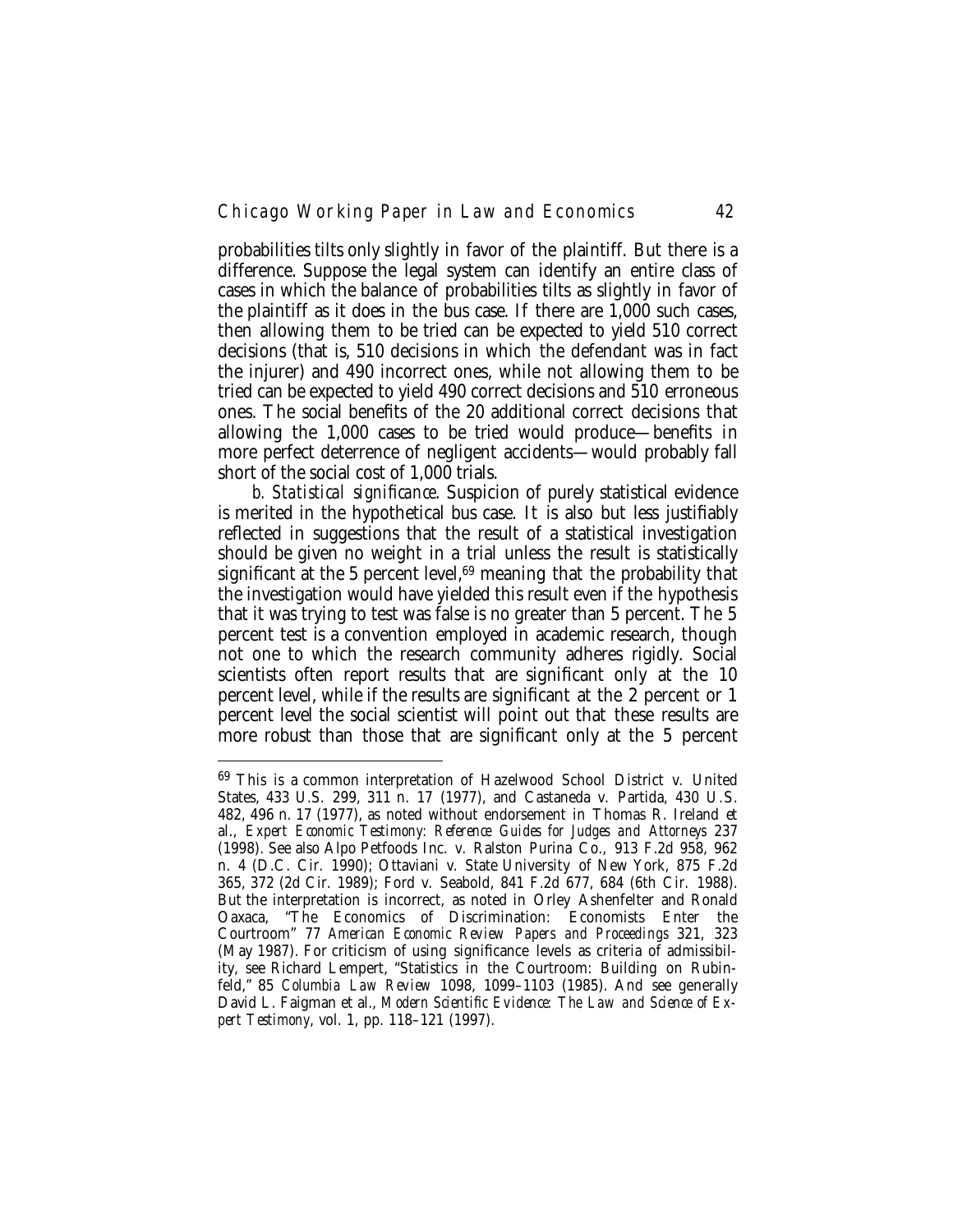probabilities tilts only slightly in favor of the plaintiff. But there is a difference. Suppose the legal system can identify an entire class of cases in which the balance of probabilities tilts as slightly in favor of the plaintiff as it does in the bus case. If there are 1,000 such cases, then allowing them to be tried can be expected to yield 510 correct decisions (that is, 510 decisions in which the defendant was in fact the injurer) and 490 incorrect ones, while not allowing them to be tried can be expected to yield 490 correct decisions and 510 erroneous ones. The social benefits of the 20 additional correct decisions that allowing the 1,000 cases to be tried would produce—benefits in more perfect deterrence of negligent accidents—would probably fall short of the social cost of 1,000 trials.

*b. Statistical significance*. Suspicion of purely statistical evidence is merited in the hypothetical bus case. It is also but less justifiably reflected in suggestions that the result of a statistical investigation should be given no weight in a trial unless the result is statistically significant at the 5 percent level,[69] meaning that the probability that the investigation would have yielded this result even if the hypothesis that it was trying to test was false is no greater than 5 percent. The 5 percent test is a convention employed in academic research, though not one to which the research community adheres rigidly. Social scientists often report results that are significant only at the 10 percent level, while if the results are significant at the 2 percent or 1 percent level the social scientist will point out that these results are more robust than those that are significant only at the 5 percent

---

[69] This is a common interpretation of Hazelwood School District v. United States, 433 U.S. 299, 311 n. 17 (1977), and Castaneda v. Partida, 430 U.S. 482, 496 n. 17 (1977), as noted without endorsement in Thomas R. Ireland et al., *Expert Economic Testimony: Reference Guides for Judges and Attorneys* 237 (1998). See also Alpo Petfoods Inc. v. Ralston Purina Co., 913 F.2d 958, 962 n. 4 (D.C. Cir. 1990); Ottaviani v. State University of New York, 875 F.2d 365, 372 (2d Cir. 1989); Ford v. Seabold, 841 F.2d 677, 684 (6th Cir. 1988). But the interpretation is incorrect, as noted in Orley Ashenfelter and Ronald Oaxaca, "The Economics of Discrimination: Economists Enter the Courtroom" 77 *American Economic Review Papers and Proceedings* 321, 323 (May 1987). For criticism of using significance levels as criteria of admissibility, see Richard Lempert, "Statistics in the Courtroom: Building on Rubinfeld," 85 *Columbia Law Review* 1098, 1099–1103 (1985). And see generally David L. Faigman et al., *Modern Scientific Evidence: The Law and Science of Expert Testimony*, vol. 1, pp. 118–121 (1997).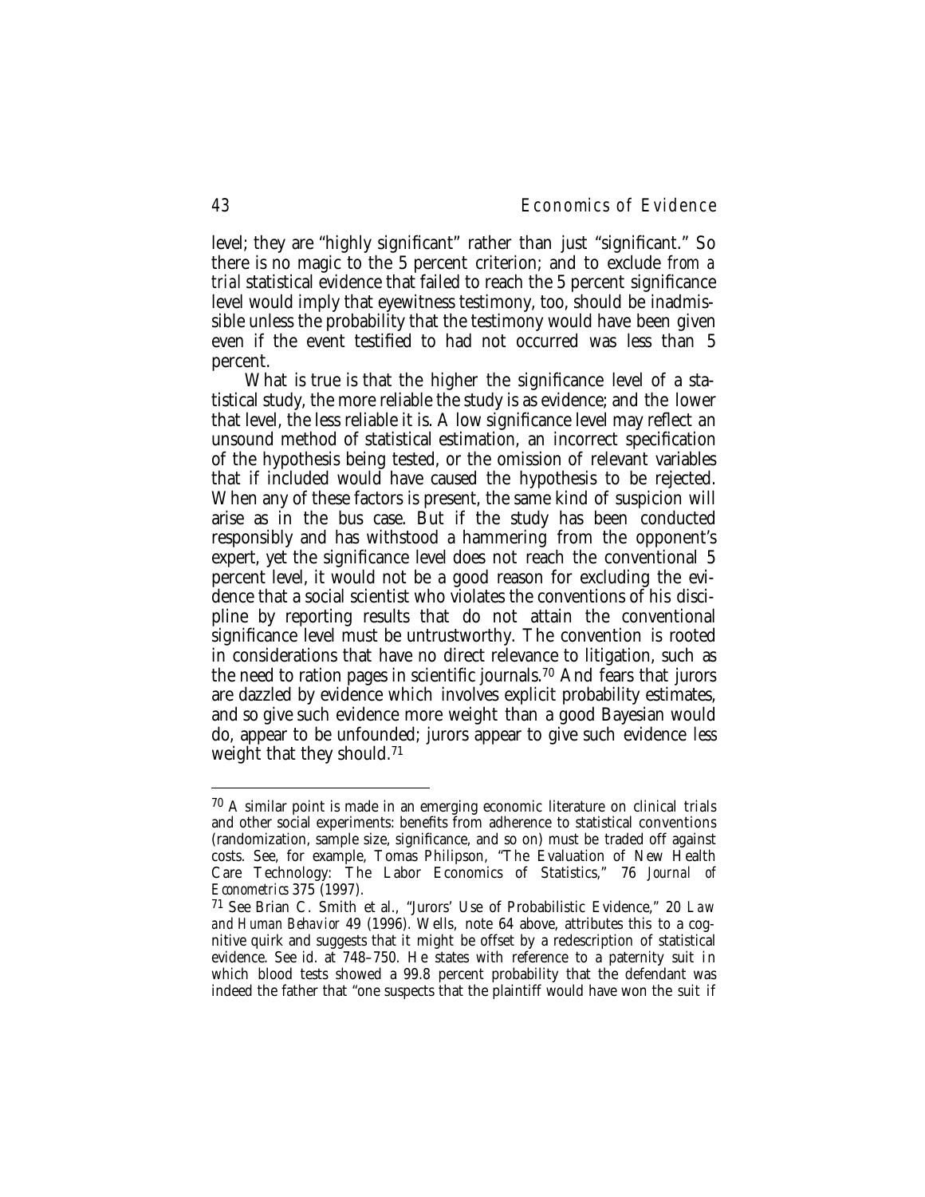level; they are "highly significant" rather than just "significant." So there is no magic to the 5 percent criterion; and to exclude *from a trial* statistical evidence that failed to reach the 5 percent significance level would imply that eyewitness testimony, too, should be inadmissible unless the probability that the testimony would have been given even if the event testified to had not occurred was less than 5 percent.

What is true is that the higher the significance level of a statistical study, the more reliable the study is as evidence; and the lower that level, the less reliable it is. A low significance level may reflect an unsound method of statistical estimation, an incorrect specification of the hypothesis being tested, or the omission of relevant variables that if included would have caused the hypothesis to be rejected. When any of these factors is present, the same kind of suspicion will arise as in the bus case. But if the study has been conducted responsibly and has withstood a hammering from the opponent's expert, yet the significance level does not reach the conventional 5 percent level, it would not be a good reason for excluding the evidence that a social scientist who violates the conventions of his discipline by reporting results that do not attain the conventional significance level must be untrustworthy. The convention is rooted in considerations that have no direct relevance to litigation, such as the need to ration pages in scientific journals.[70] And fears that jurors are dazzled by evidence which involves explicit probability estimates, and so give such evidence more weight than a good Bayesian would do, appear to be unfounded; jurors appear to give such evidence *less* weight that they should.[71]

---

[70] A similar point is made in an emerging economic literature on clinical trials and other social experiments: benefits from adherence to statistical conventions (randomization, sample size, significance, and so on) must be traded off against costs. See, for example, Tomas Philipson, "The Evaluation of New Health Care Technology: The Labor Economics of Statistics," 76 *Journal of Econometrics* 375 (1997).

[71] See Brian C. Smith et al., "Jurors' Use of Probabilistic Evidence," 20 *Law and Human Behavior* 49 (1996). Wells, note 64 above, attributes this to a cognitive quirk and suggests that it might be offset by a redescription of statistical evidence. See id. at 748–750. He states with reference to a paternity suit in which blood tests showed a 99.8 percent probability that the defendant was indeed the father that "one suspects that the plaintiff would have won the suit if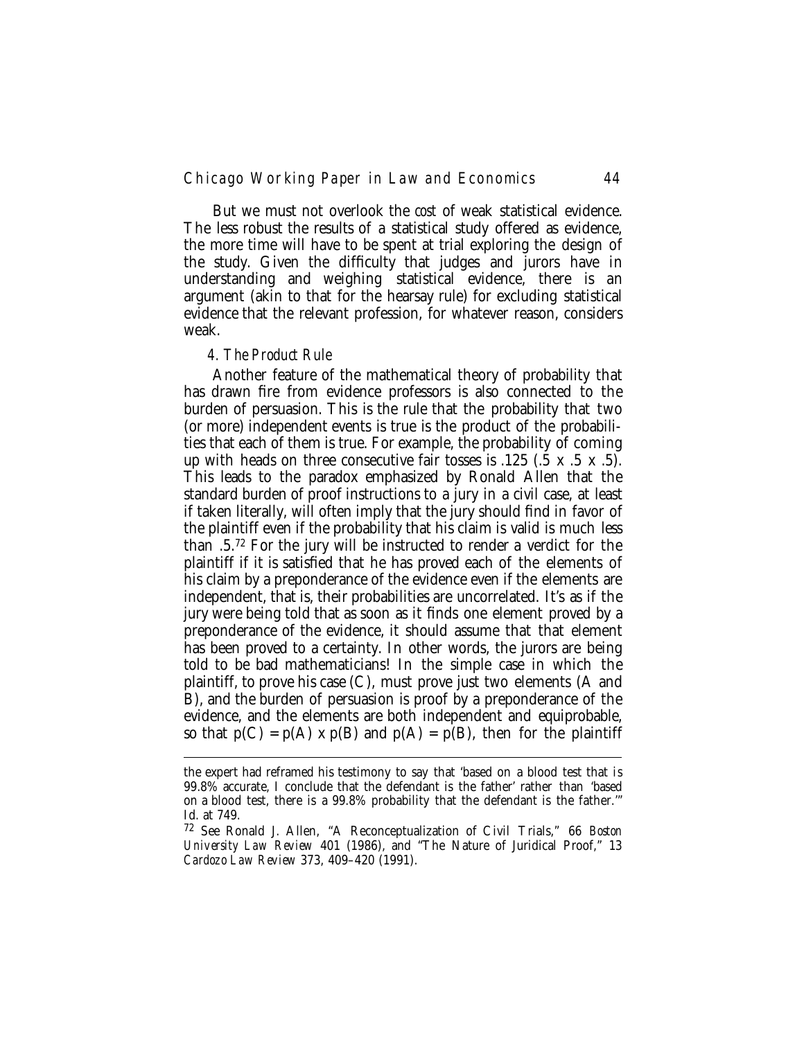But we must not overlook the *cost* of weak statistical evidence. The less robust the results of a statistical study offered as evidence, the more time will have to be spent at trial exploring the design of the study. Given the difficulty that judges and jurors have in understanding and weighing statistical evidence, there is an argument (akin to that for the hearsay rule) for excluding statistical evidence that the relevant profession, for whatever reason, considers weak.

### *4. The Product Rule*

Another feature of the mathematical theory of probability that has drawn fire from evidence professors is also connected to the burden of persuasion. This is the rule that the probability that two (or more) independent events is true is the product of the probabilities that each of them is true. For example, the probability of coming up with heads on three consecutive fair tosses is .125 ($.5 \times .5 \times .5$). This leads to the paradox emphasized by Ronald Allen that the standard burden of proof instructions to a jury in a civil case, at least if taken literally, will often imply that the jury should find in favor of the plaintiff even if the probability that his claim is valid is much less than .5.[72] For the jury will be instructed to render a verdict for the plaintiff if it is satisfied that he has proved each of the elements of his claim by a preponderance of the evidence even if the elements are independent, that is, their probabilities are uncorrelated. It's as if the jury were being told that as soon as it finds one element proved by a preponderance of the evidence, it should assume that that element has been proved to a certainty. In other words, the jurors are being told to be bad mathematicians! In the simple case in which the plaintiff, to prove his case (C), must prove just two elements (A and B), and the burden of persuasion is proof by a preponderance of the evidence, and the elements are both independent and equiprobable, so that $p(C) = p(A) \times p(B)$ and $p(A) = p(B)$, then for the plaintiff

---

the expert had reframed his testimony to say that 'based on a blood test that is 99.8% accurate, I conclude that the defendant is the father' rather than 'based on a blood test, there is a 99.8% probability that the defendant is the father.'" Id. at 749.

[72] See Ronald J. Allen, "A Reconceptualization of Civil Trials," 66 *Boston University Law Review* 401 (1986), and "The Nature of Juridical Proof," 13 *Cardozo Law Review* 373, 409–420 (1991).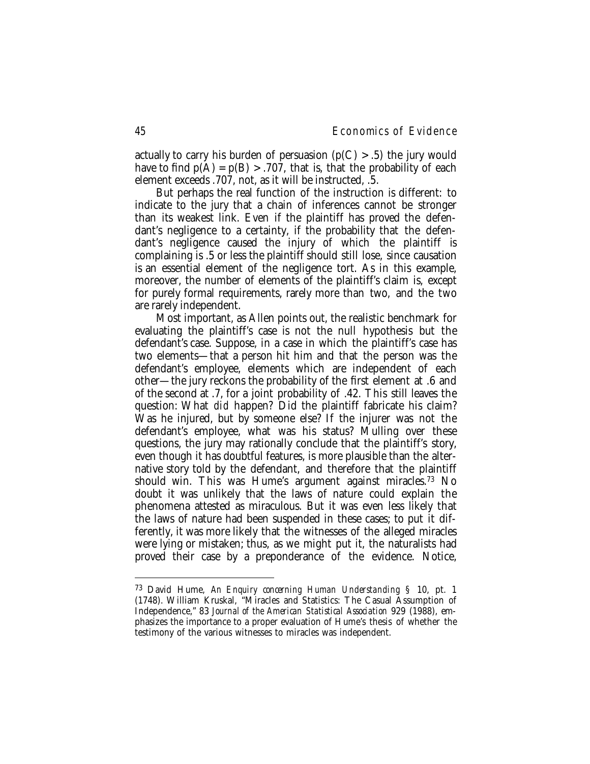actually to carry his burden of persuasion ($p(C) > .5$) the jury would have to find $p(A) = p(B) > .707$, that is, that the probability of each element exceeds .707, not, as it will be instructed, .5.

But perhaps the real function of the instruction is different: to indicate to the jury that a chain of inferences cannot be stronger than its weakest link. Even if the plaintiff has proved the defendant's negligence to a certainty, if the probability that the defendant's negligence caused the injury of which the plaintiff is complaining is .5 or less the plaintiff should still lose, since causation is an essential element of the negligence tort. As in this example, moreover, the number of elements of the plaintiff's claim is, except for purely formal requirements, rarely more than two, and the two are rarely independent.

Most important, as Allen points out, the realistic benchmark for evaluating the plaintiff's case is not the null hypothesis but the defendant's case. Suppose, in a case in which the plaintiff's case has two elements—that a person hit him and that the person was the defendant's employee, elements which are independent of each other—the jury reckons the probability of the first element at .6 and of the second at .7, for a joint probability of .42. This still leaves the question: What *did* happen? Did the plaintiff fabricate his claim? Was he injured, but by someone else? If the injurer was not the defendant's employee, what was his status? Mulling over these questions, the jury may rationally conclude that the plaintiff's story, even though it has doubtful features, is more plausible than the alternative story told by the defendant, and therefore that the plaintiff should win. This was Hume's argument against miracles.[73] No doubt it was unlikely that the laws of nature could explain the phenomena attested as miraculous. But it was even less likely that the laws of nature had been suspended in these cases; to put it differently, it was more likely that the witnesses of the alleged miracles were lying or mistaken; thus, as we might put it, the naturalists had proved their case by a preponderance of the evidence. Notice,

---

[73] David Hume, *An Enquiry concerning Human Understanding* § 10, pt. 1 (1748). William Kruskal, "Miracles and Statistics: The Casual Assumption of Independence," 83 *Journal of the American Statistical Association* 929 (1988), emphasizes the importance to a proper evaluation of Hume's thesis of whether the testimony of the various witnesses to miracles was independent.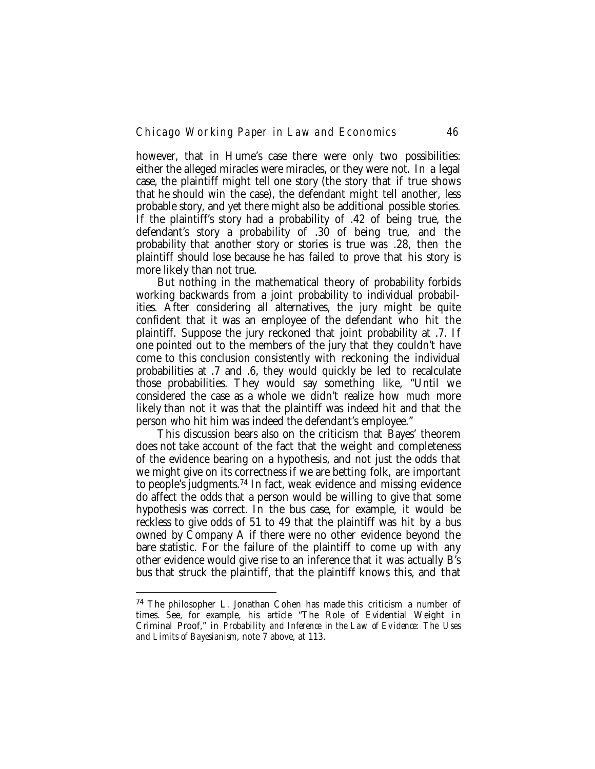however, that in Hume's case there were only two possibilities: either the alleged miracles were miracles, or they were not. In a legal case, the plaintiff might tell one story (the story that if true shows that he should win the case), the defendant might tell another, less probable story, and yet there might also be additional possible stories. If the plaintiff's story had a probability of .42 of being true, the defendant's story a probability of .30 of being true, and the probability that another story or stories is true was .28, then the plaintiff should lose because he has failed to prove that his story is more likely than not true.

But nothing in the mathematical theory of probability forbids working backwards from a joint probability to individual probabilities. After considering all alternatives, the jury might be quite confident that it was an employee of the defendant who hit the plaintiff. Suppose the jury reckoned that joint probability at .7. If one pointed out to the members of the jury that they couldn't have come to this conclusion consistently with reckoning the individual probabilities at .7 and .6, they would quickly be led to recalculate those probabilities. They would say something like, "Until we considered the case as a whole we didn't realize how *much* more likely than not it was that the plaintiff was indeed hit and that the person who hit him was indeed the defendant's employee."

This discussion bears also on the criticism that Bayes' theorem does not take account of the fact that the weight and completeness of the evidence bearing on a hypothesis, and not just the odds that we might give on its correctness if we are betting folk, are important to people's judgments.[74] In fact, weak evidence and missing evidence do affect the odds that a person would be willing to give that some hypothesis was correct. In the bus case, for example, it would be reckless to give odds of 51 to 49 that the plaintiff was hit by a bus owned by Company A if there were no other evidence beyond the bare statistic. For the failure of the plaintiff to come up with any other evidence would give rise to an inference that it was actually B's bus that struck the plaintiff, that the plaintiff knows this, and that

---

[74] The philosopher L. Jonathan Cohen has made this criticism a number of times. See, for example, his article "The Role of Evidential Weight in Criminal Proof," in *Probability and Inference in the Law of Evidence: The Uses and Limits of Bayesianism*, note 7 above, at 113.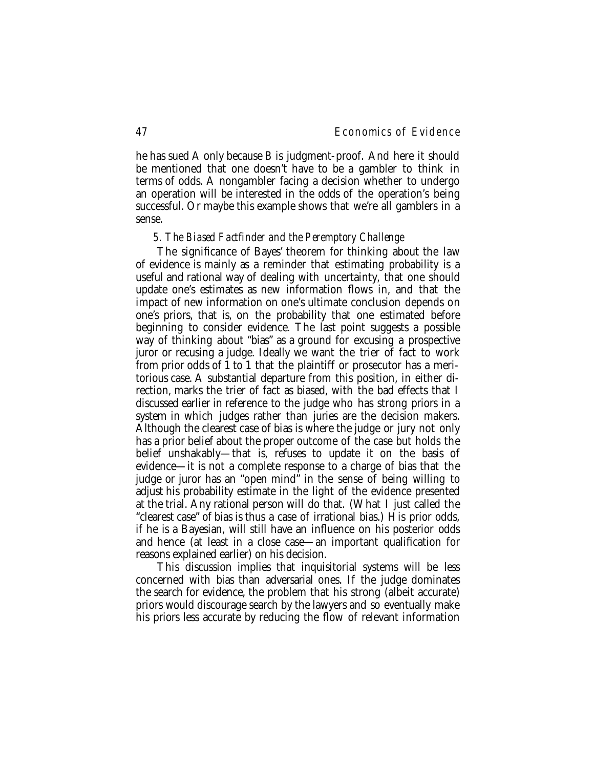he has sued A only because B is judgment-proof. And here it should be mentioned that one doesn't have to be a gambler to think in terms of odds. A nongambler facing a decision whether to undergo an operation will be interested in the odds of the operation's being successful. Or maybe this example shows that we're all gamblers in a sense.

### *5. The Biased Factfinder and the Peremptory Challenge*

The significance of Bayes' theorem for thinking about the law of evidence is mainly as a reminder that estimating probability is a useful and rational way of dealing with uncertainty, that one should update one's estimates as new information flows in, and that the impact of new information on one's ultimate conclusion depends on one's priors, that is, on the probability that one estimated before beginning to consider evidence. The last point suggests a possible way of thinking about "bias" as a ground for excusing a prospective juror or recusing a judge. Ideally we want the trier of fact to work from prior odds of 1 to 1 that the plaintiff or prosecutor has a meritorious case. A substantial departure from this position, in either direction, marks the trier of fact as biased, with the bad effects that I discussed earlier in reference to the judge who has strong priors in a system in which judges rather than juries are the decision makers. Although the clearest case of bias is where the judge or jury not only has a prior belief about the proper outcome of the case but holds the belief unshakably—that is, refuses to update it on the basis of evidence—it is not a complete response to a charge of bias that the judge or juror has an "open mind" in the sense of being willing to adjust his probability estimate in the light of the evidence presented at the trial. Any rational person will do that. (What I just called the "clearest case" of bias is thus a case of irrational bias.) His prior odds, if he is a Bayesian, will still have an influence on his posterior odds and hence (at least in a close case—an important qualification for reasons explained earlier) on his decision.

This discussion implies that inquisitorial systems will be less concerned with bias than adversarial ones. If the judge dominates the search for evidence, the problem that his strong (albeit accurate) priors would discourage search by the lawyers and so eventually make his priors less accurate by reducing the flow of relevant information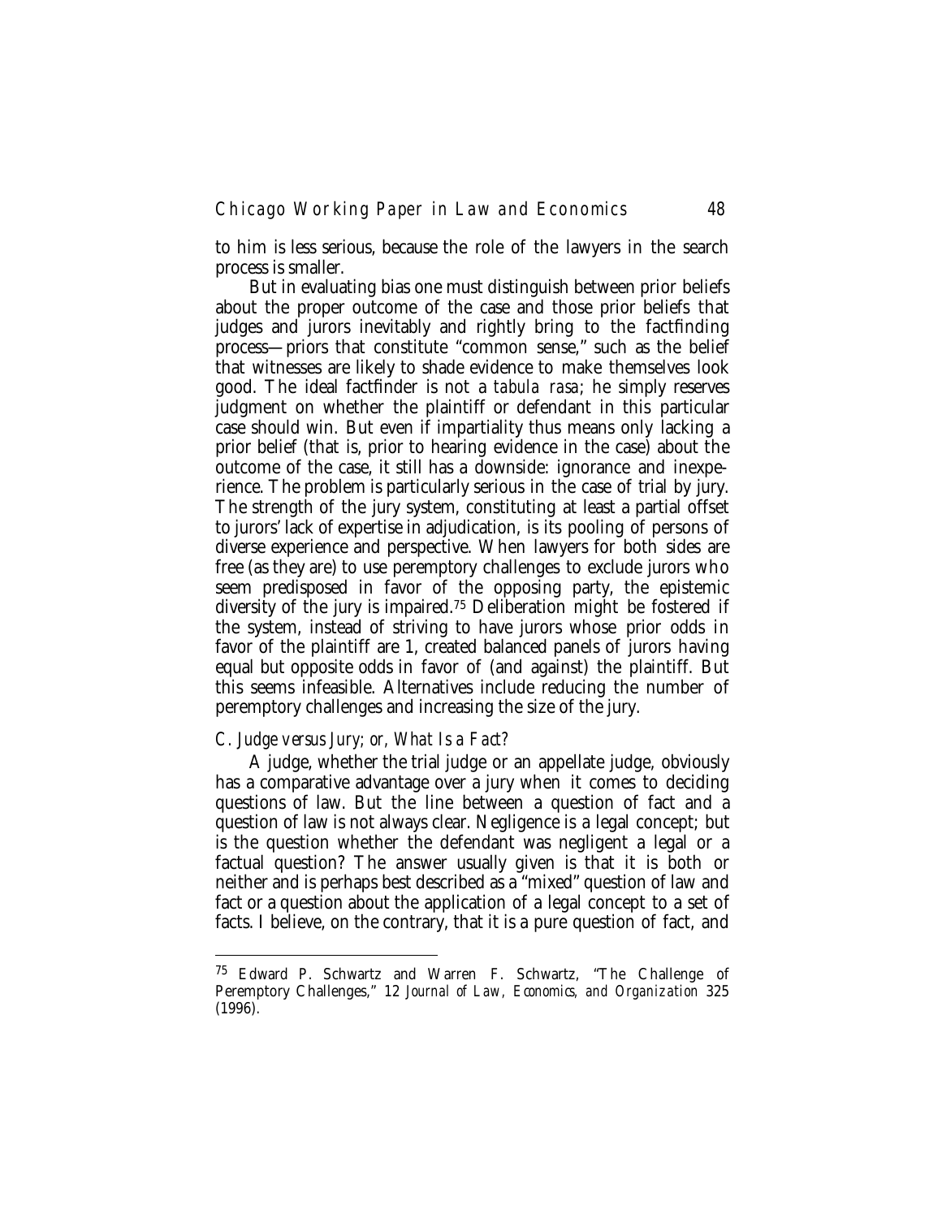to him is less serious, because the role of the lawyers in the search process is smaller.

But in evaluating bias one must distinguish between prior beliefs about the proper outcome of the case and those prior beliefs that judges and jurors inevitably and rightly bring to the factfinding process—priors that constitute "common sense," such as the belief that witnesses are likely to shade evidence to make themselves look good. The ideal factfinder is not a *tabula rasa*; he simply reserves judgment on whether the plaintiff or defendant in this particular case should win. But even if impartiality thus means only lacking a prior belief (that is, prior to hearing evidence in the case) about the outcome of the case, it still has a downside: ignorance and inexperience. The problem is particularly serious in the case of trial by jury. The strength of the jury system, constituting at least a partial offset to jurors' lack of expertise in adjudication, is its pooling of persons of diverse experience and perspective. When lawyers for both sides are free (as they are) to use peremptory challenges to exclude jurors who seem predisposed in favor of the opposing party, the epistemic diversity of the jury is impaired.[75] Deliberation might be fostered if the system, instead of striving to have jurors whose prior odds in favor of the plaintiff are 1, created balanced panels of jurors having equal but opposite odds in favor of (and against) the plaintiff. But this seems infeasible. Alternatives include reducing the number of peremptory challenges and increasing the size of the jury.

### C. *Judge versus Jury; or, What Is a Fact?*

A judge, whether the trial judge or an appellate judge, obviously has a comparative advantage over a jury when it comes to deciding questions of law. But the line between a question of fact and a question of law is not always clear. Negligence is a legal concept; but is the question whether the defendant was negligent a legal or a factual question? The answer usually given is that it is both or neither and is perhaps best described as a "mixed" question of law and fact or a question about the application of a legal concept to a set of facts. I believe, on the contrary, that it is a pure question of fact, and

---

[75] Edward P. Schwartz and Warren F. Schwartz, "The Challenge of Peremptory Challenges," 12 *Journal of Law, Economics, and Organization* 325 (1996).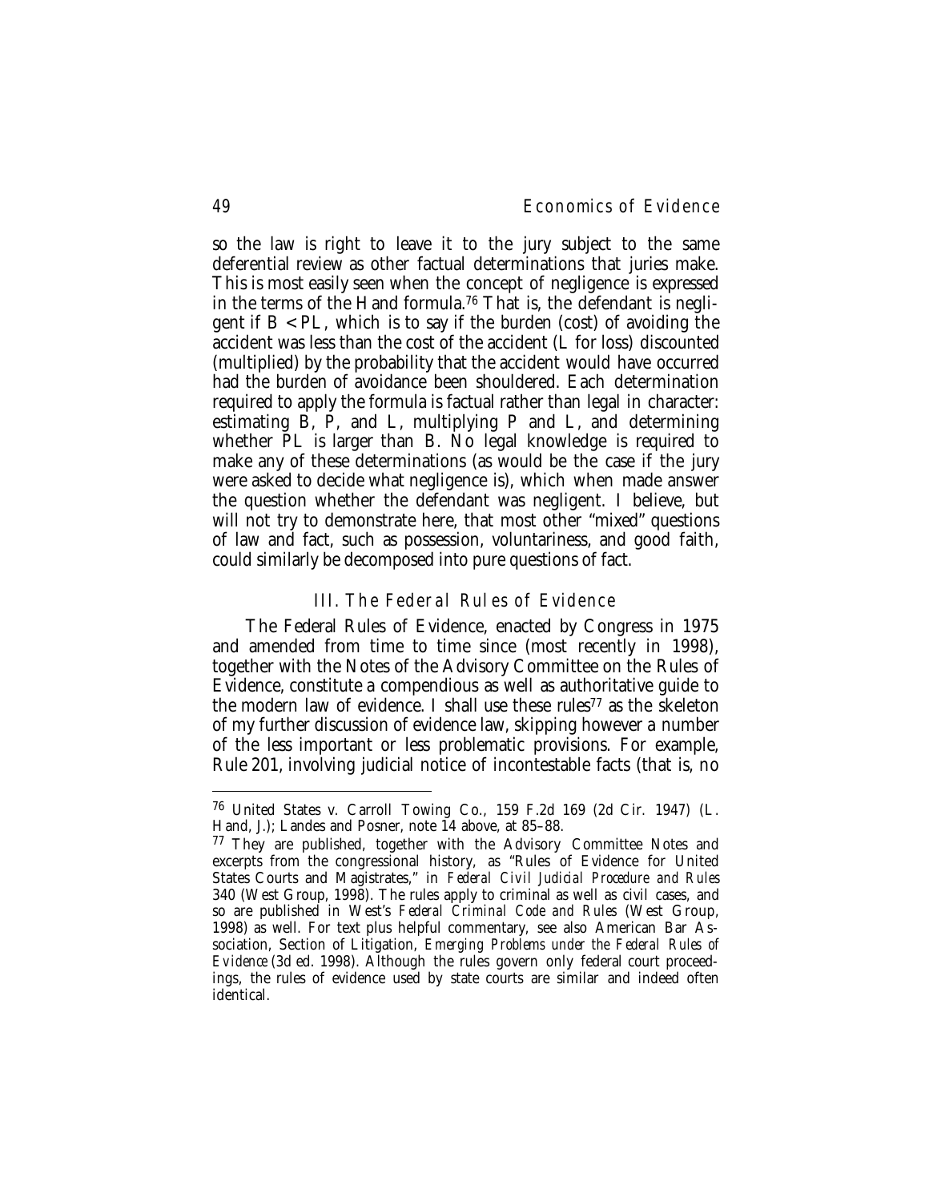so the law is right to leave it to the jury subject to the same deferential review as other factual determinations that juries make. This is most easily seen when the concept of negligence is expressed in the terms of the Hand formula.[76] That is, the defendant is negligent if $B < PL$, which is to say if the burden (cost) of avoiding the accident was less than the cost of the accident ($L$ for loss) discounted (multiplied) by the probability that the accident would have occurred had the burden of avoidance been shouldered. Each determination required to apply the formula is factual rather than legal in character: estimating $B$, $P$, and $L$, multiplying $P$ and $L$, and determining whether $PL$ is larger than $B$. No legal knowledge is required to make any of these determinations (as would be the case if the jury were asked to decide what negligence is), which when made answer the question whether the defendant was negligent. I believe, but will not try to demonstrate here, that most other "mixed" questions of law and fact, such as possession, voluntariness, and good faith, could similarly be decomposed into pure questions of fact.

## III. The Federal Rules of Evidence

The Federal Rules of Evidence, enacted by Congress in 1975 and amended from time to time since (most recently in 1998), together with the Notes of the Advisory Committee on the Rules of Evidence, constitute a compendious as well as authoritative guide to the modern law of evidence. I shall use these rules[77] as the skeleton of my further discussion of evidence law, skipping however a number of the less important or less problematic provisions. For example, Rule 201, involving judicial notice of incontestable facts (that is, no

---

[76] United States v. Carroll Towing Co., 159 F.2d 169 (2d Cir. 1947) (L. Hand, J.); Landes and Posner, note 14 above, at 85–88.

[77] They are published, together with the Advisory Committee Notes and excerpts from the congressional history, as "Rules of Evidence for United States Courts and Magistrates," in *Federal Civil Judicial Procedure and Rules* 340 (West Group, 1998). The rules apply to criminal as well as civil cases, and so are published in West's *Federal Criminal Code and Rules* (West Group, 1998) as well. For text plus helpful commentary, see also American Bar Association, Section of Litigation, *Emerging Problems under the Federal Rules of Evidence* (3d ed. 1998). Although the rules govern only federal court proceedings, the rules of evidence used by state courts are similar and indeed often identical.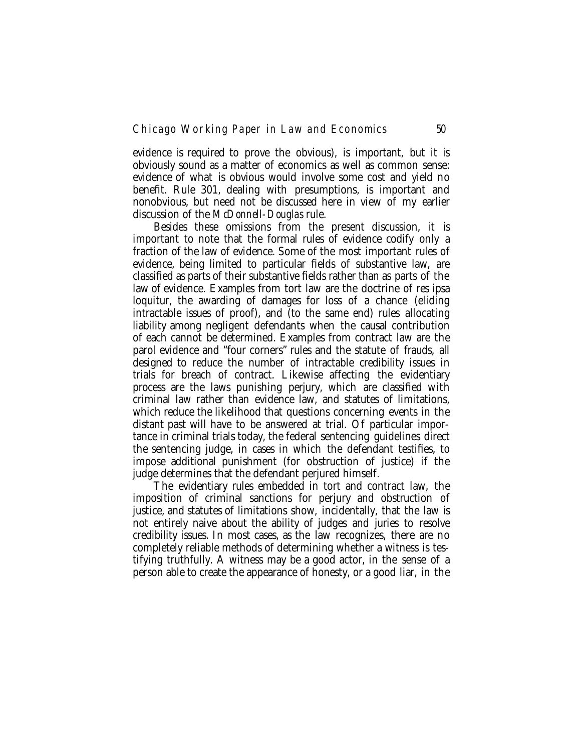evidence is required to prove the obvious), is important, but it is obviously sound as a matter of economics as well as common sense: evidence of what is obvious would involve some cost and yield no benefit. Rule 301, dealing with presumptions, is important and nonobvious, but need not be discussed here in view of my earlier discussion of the *McDonnell-Douglas* rule.

Besides these omissions from the present discussion, it is important to note that the formal rules of evidence codify only a fraction of the law of evidence. Some of the most important rules of evidence, being limited to particular fields of substantive law, are classified as parts of their substantive fields rather than as parts of the law of evidence. Examples from tort law are the doctrine of res ipsa loquitur, the awarding of damages for loss of a chance (eliding intractable issues of proof), and (to the same end) rules allocating liability among negligent defendants when the causal contribution of each cannot be determined. Examples from contract law are the parol evidence and "four corners" rules and the statute of frauds, all designed to reduce the number of intractable credibility issues in trials for breach of contract. Likewise affecting the evidentiary process are the laws punishing perjury, which are classified with criminal law rather than evidence law, and statutes of limitations, which reduce the likelihood that questions concerning events in the distant past will have to be answered at trial. Of particular importance in criminal trials today, the federal sentencing guidelines direct the sentencing judge, in cases in which the defendant testifies, to impose additional punishment (for obstruction of justice) if the judge determines that the defendant perjured himself.

The evidentiary rules embedded in tort and contract law, the imposition of criminal sanctions for perjury and obstruction of justice, and statutes of limitations show, incidentally, that the law is not entirely naive about the ability of judges and juries to resolve credibility issues. In most cases, as the law recognizes, there are no completely reliable methods of determining whether a witness is testifying truthfully. A witness may be a good actor, in the sense of a person able to create the appearance of honesty, or a good liar, in the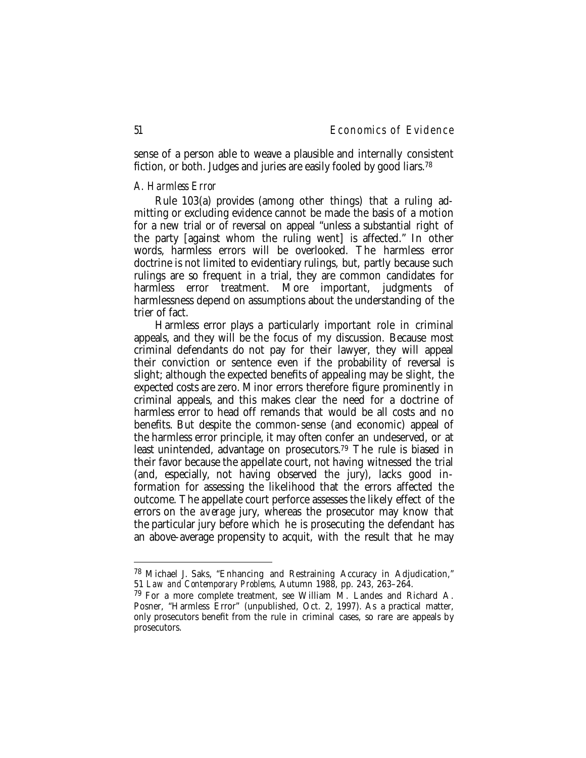sense of a person able to weave a plausible and internally consistent fiction, or both. Judges and juries are easily fooled by good liars.[78]

### *A. Harmless Error*

Rule 103(a) provides (among other things) that a ruling admitting or excluding evidence cannot be made the basis of a motion for a new trial or of reversal on appeal "unless a substantial right of the party [against whom the ruling went] is affected." In other words, harmless errors will be overlooked. The harmless error doctrine is not limited to evidentiary rulings, but, partly because such rulings are so frequent in a trial, they are common candidates for harmless error treatment. More important, judgments of harmlessness depend on assumptions about the understanding of the trier of fact.

Harmless error plays a particularly important role in criminal appeals, and they will be the focus of my discussion. Because most criminal defendants do not pay for their lawyer, they will appeal their conviction or sentence even if the probability of reversal is slight; although the expected benefits of appealing may be slight, the expected costs are zero. Minor errors therefore figure prominently in criminal appeals, and this makes clear the need for a doctrine of harmless error to head off remands that would be all costs and no benefits. But despite the common-sense (and economic) appeal of the harmless error principle, it may often confer an undeserved, or at least unintended, advantage on prosecutors.[79] The rule is biased in their favor because the appellate court, not having witnessed the trial (and, especially, not having observed the jury), lacks good information for assessing the likelihood that the errors affected the outcome. The appellate court perforce assesses the likely effect of the errors on the *average* jury, whereas the prosecutor may know that the particular jury before which he is prosecuting the defendant has an above-average propensity to acquit, with the result that he may

---

[78] Michael J. Saks, "Enhancing and Restraining Accuracy in Adjudication," 51 *Law and Contemporary Problems*, Autumn 1988, pp. 243, 263–264.

[79] For a more complete treatment, see William M. Landes and Richard A. Posner, "Harmless Error" (unpublished, Oct. 2, 1997). As a practical matter, only prosecutors benefit from the rule in criminal cases, so rare are appeals by prosecutors.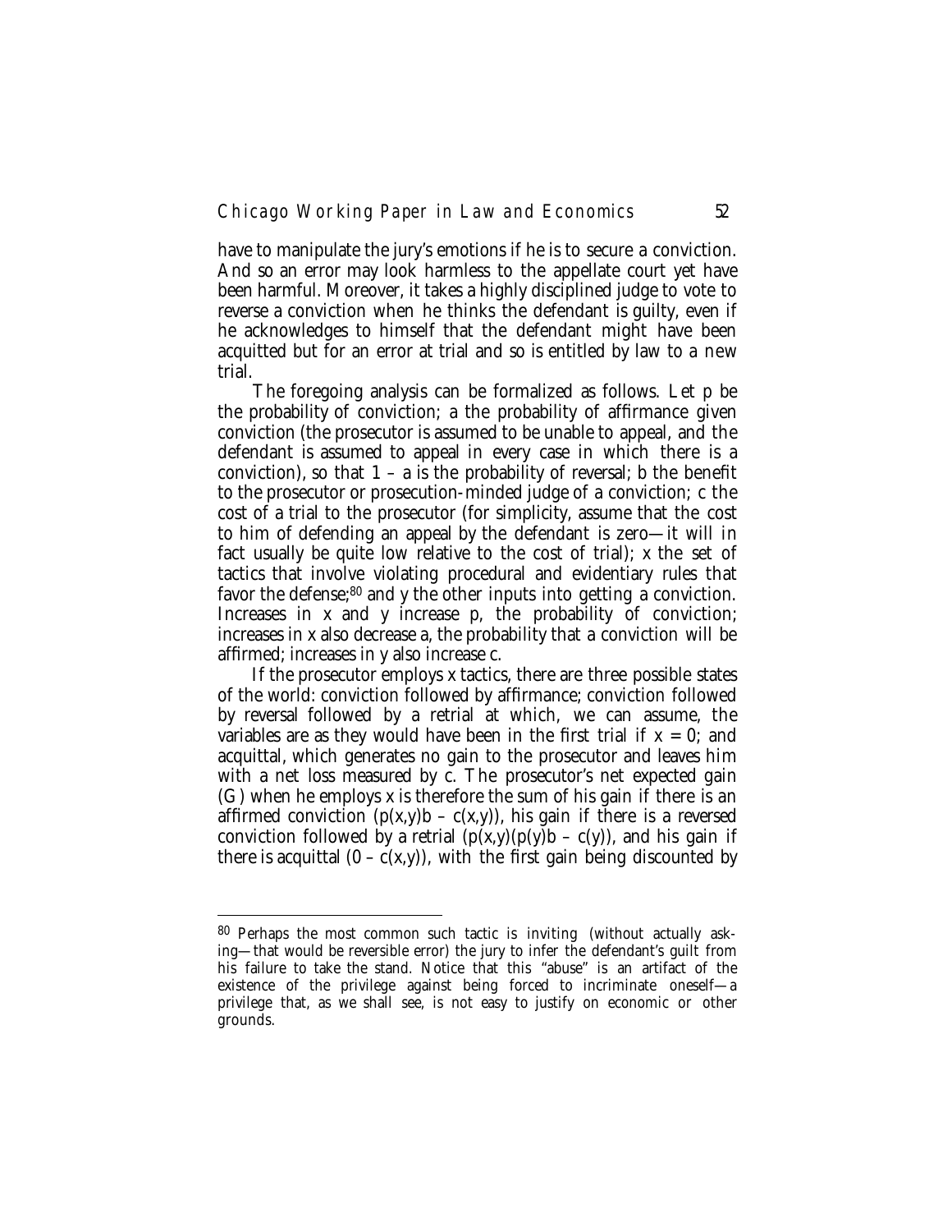have to manipulate the jury's emotions if he is to secure a conviction. And so an error may look harmless to the appellate court yet have been harmful. Moreover, it takes a highly disciplined judge to vote to reverse a conviction when he thinks the defendant is guilty, even if he acknowledges to himself that the defendant might have been acquitted but for an error at trial and so is entitled by law to a new trial.

The foregoing analysis can be formalized as follows. Let $p$ be the probability of conviction; $a$ the probability of affirmance given conviction (the prosecutor is assumed to be unable to appeal, and the defendant is assumed to appeal in every case in which there is a conviction), so that $1 - a$ is the probability of reversal; $b$ the benefit to the prosecutor or prosecution-minded judge of a conviction; $c$ the cost of a trial to the prosecutor (for simplicity, assume that the cost to him of defending an appeal by the defendant is zero—it will in fact usually be quite low relative to the cost of trial); $x$ the set of tactics that involve violating procedural and evidentiary rules that favor the defense;[80] and $y$ the other inputs into getting a conviction. Increases in $x$ and $y$ increase $p$, the probability of conviction; increases in $x$ also decrease $a$, the probability that a conviction will be affirmed; increases in $y$ also increase $c$.

If the prosecutor employs $x$ tactics, there are three possible states of the world: conviction followed by affirmance; conviction followed by reversal followed by a retrial at which, we can assume, the variables are as they would have been in the first trial if $x = 0$; and acquittal, which generates no gain to the prosecutor and leaves him with a net loss measured by $c$. The prosecutor's net expected gain ($G$) when he employs $x$ is therefore the sum of his gain if there is an affirmed conviction $(p(x,y)b - c(x,y))$, his gain if there is a reversed conviction followed by a retrial $(p(x,y)(p(y)b - c(y))$, and his gain if there is acquittal $(0 - c(x,y))$, with the first gain being discounted by

---

[80] Perhaps the most common such tactic is inviting (without actually asking—that would be reversible error) the jury to infer the defendant's guilt from his failure to take the stand. Notice that this "abuse" is an artifact of the existence of the privilege against being forced to incriminate oneself—a privilege that, as we shall see, is not easy to justify on economic or other grounds.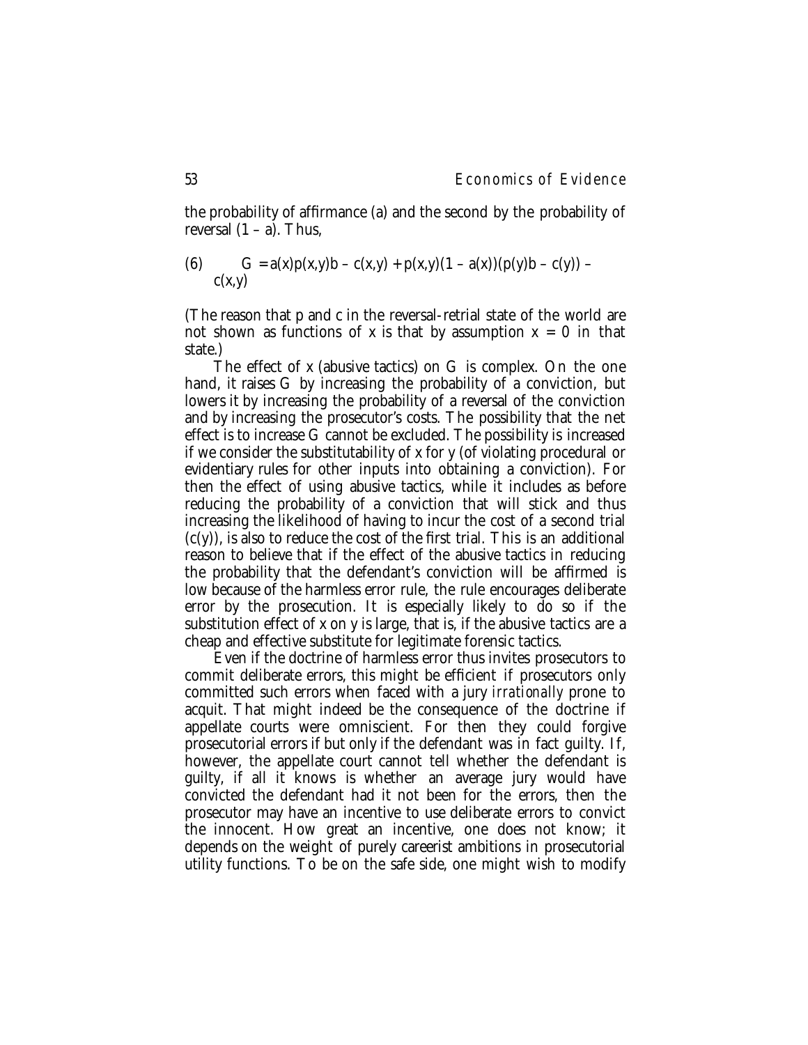the probability of affirmance (a) and the second by the probability of reversal $(1 - a)$. Thus,

$$(6) \qquad G = a(x)p(x,y)b - c(x,y) + p(x,y)(1 - a(x))(p(y)b - c(y)) - c(x,y)$$

(The reason that p and c in the reversal-retrial state of the world are not shown as functions of x is that by assumption $x = 0$ in that state.)

The effect of x (abusive tactics) on G is complex. On the one hand, it raises G by increasing the probability of a conviction, but lowers it by increasing the probability of a reversal of the conviction and by increasing the prosecutor's costs. The possibility that the net effect is to increase G cannot be excluded. The possibility is increased if we consider the substitutability of x for y (of violating procedural or evidentiary rules for other inputs into obtaining a conviction). For then the effect of using abusive tactics, while it includes as before reducing the probability of a conviction that will stick and thus increasing the likelihood of having to incur the cost of a second trial $(c(y))$, is also to reduce the cost of the first trial. This is an additional reason to believe that if the effect of the abusive tactics in reducing the probability that the defendant's conviction will be affirmed is low because of the harmless error rule, the rule encourages deliberate error by the prosecution. It is especially likely to do so if the substitution effect of x on y is large, that is, if the abusive tactics are a cheap and effective substitute for legitimate forensic tactics.

Even if the doctrine of harmless error thus invites prosecutors to commit deliberate errors, this might be efficient if prosecutors only committed such errors when faced with a jury *irrationally* prone to acquit. That might indeed be the consequence of the doctrine if appellate courts were omniscient. For then they could forgive prosecutorial errors if but only if the defendant was in fact guilty. If, however, the appellate court cannot tell whether the defendant is guilty, if all it knows is whether an average jury would have convicted the defendant had it not been for the errors, then the prosecutor may have an incentive to use deliberate errors to convict the innocent. How great an incentive, one does not know; it depends on the weight of purely careerist ambitions in prosecutorial utility functions. To be on the safe side, one might wish to modify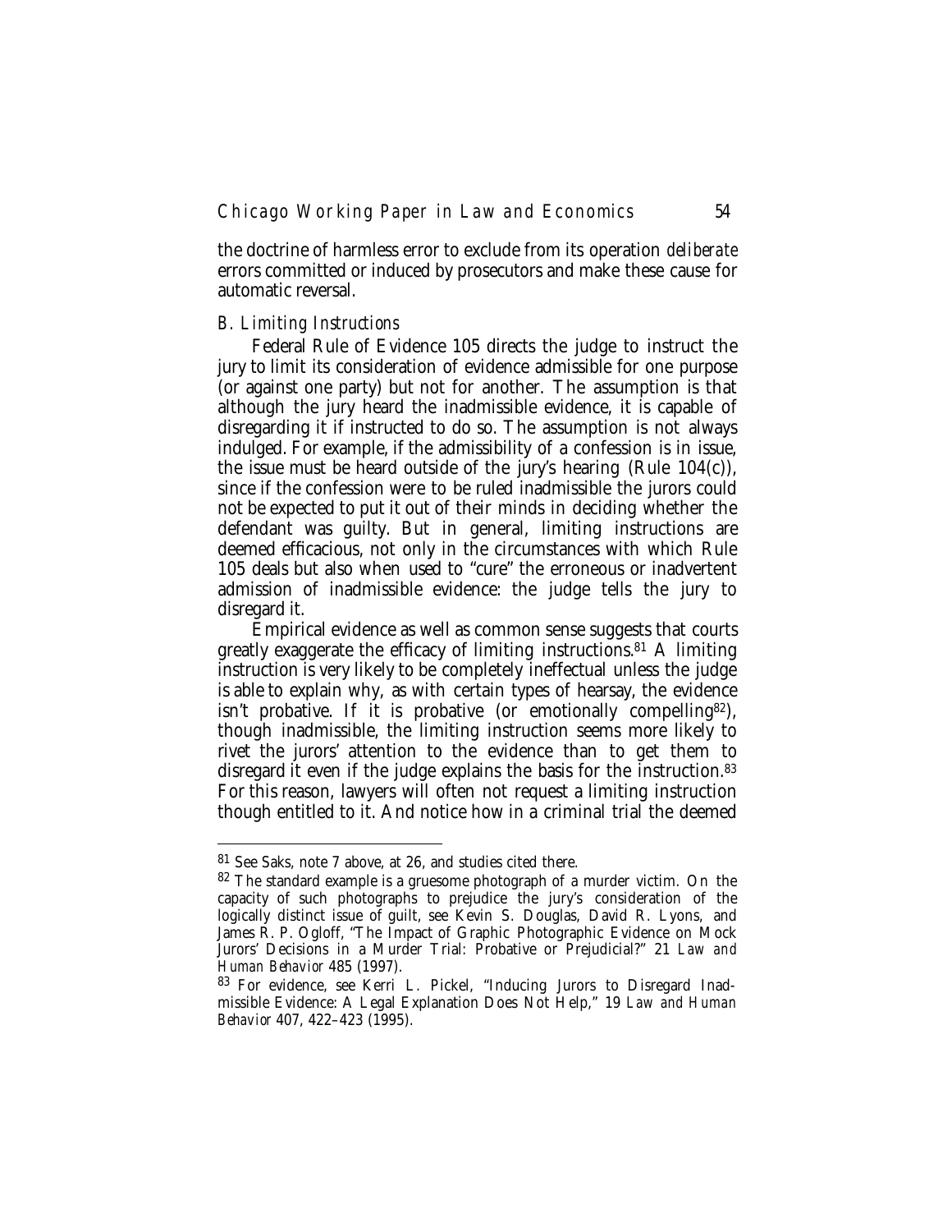the doctrine of harmless error to exclude from its operation *deliberate* errors committed or induced by prosecutors and make these cause for automatic reversal.

### *B. Limiting Instructions*

Federal Rule of Evidence 105 directs the judge to instruct the jury to limit its consideration of evidence admissible for one purpose (or against one party) but not for another. The assumption is that although the jury heard the inadmissible evidence, it is capable of disregarding it if instructed to do so. The assumption is not always indulged. For example, if the admissibility of a confession is in issue, the issue must be heard outside of the jury's hearing (Rule 104(c)), since if the confession were to be ruled inadmissible the jurors could not be expected to put it out of their minds in deciding whether the defendant was guilty. But in general, limiting instructions are deemed efficacious, not only in the circumstances with which Rule 105 deals but also when used to "cure" the erroneous or inadvertent admission of inadmissible evidence: the judge tells the jury to disregard it.

Empirical evidence as well as common sense suggests that courts greatly exaggerate the efficacy of limiting instructions.[81] A limiting instruction is very likely to be completely ineffectual unless the judge is able to explain why, as with certain types of hearsay, the evidence isn't probative. If it is probative (or emotionally compelling[82]), though inadmissible, the limiting instruction seems more likely to rivet the jurors' attention to the evidence than to get them to disregard it even if the judge explains the basis for the instruction.[83] For this reason, lawyers will often not request a limiting instruction though entitled to it. And notice how in a criminal trial the deemed

---

[81] See Saks, note 7 above, at 26, and studies cited there.

[82] The standard example is a gruesome photograph of a murder victim. On the capacity of such photographs to prejudice the jury's consideration of the logically distinct issue of guilt, see Kevin S. Douglas, David R. Lyons, and James R. P. Ogloff, "The Impact of Graphic Photographic Evidence on Mock Jurors' Decisions in a Murder Trial: Probative or Prejudicial?" 21 *Law and Human Behavior* 485 (1997).

[83] For evidence, see Kerri L. Pickel, "Inducing Jurors to Disregard Inadmissible Evidence: A Legal Explanation Does Not Help," 19 *Law and Human Behavior* 407, 422–423 (1995).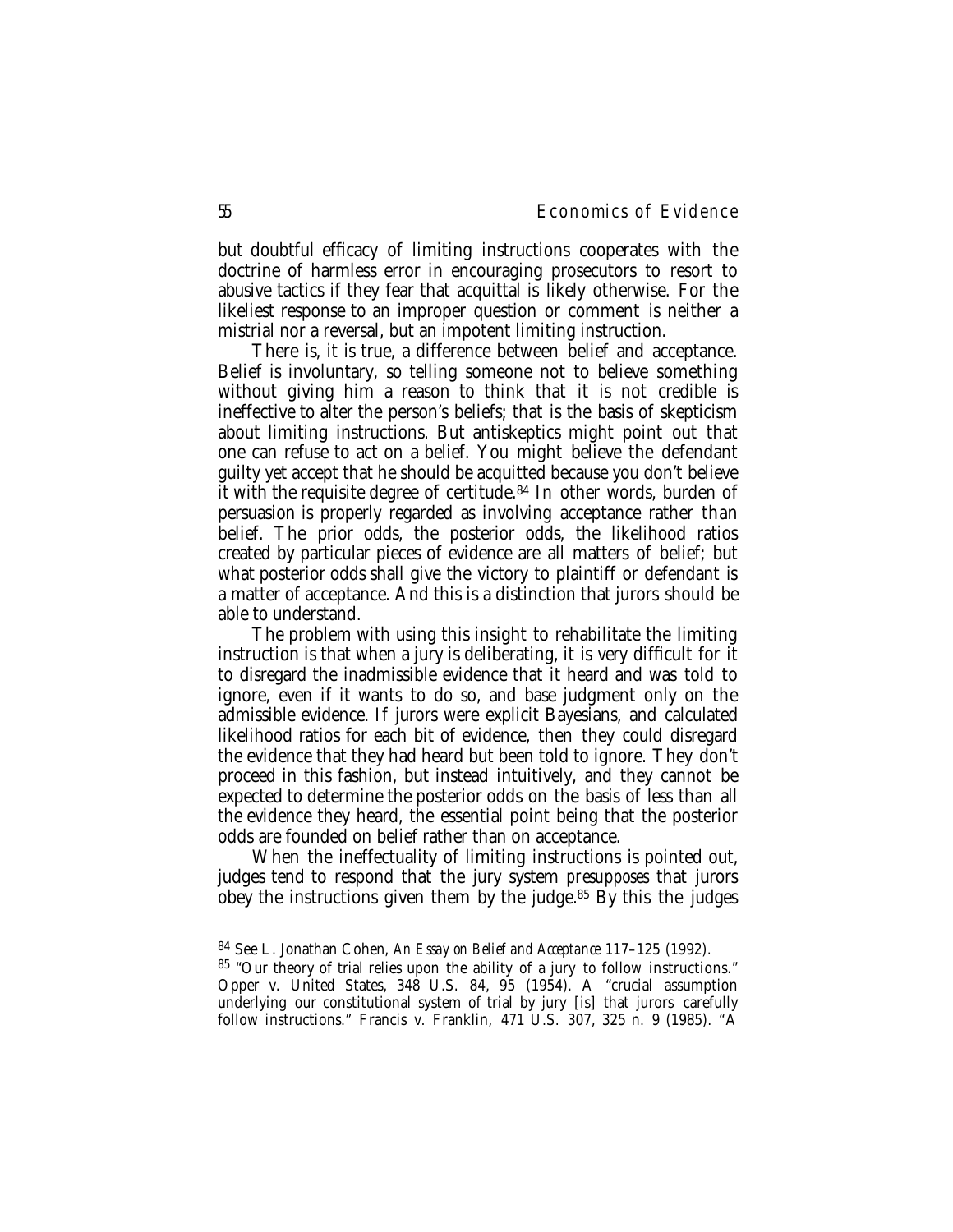but doubtful efficacy of limiting instructions cooperates with the doctrine of harmless error in encouraging prosecutors to resort to abusive tactics if they fear that acquittal is likely otherwise. For the likeliest response to an improper question or comment is neither a mistrial nor a reversal, but an impotent limiting instruction.

There is, it is true, a difference between belief and acceptance. Belief is involuntary, so telling someone not to believe something without giving him a reason to think that it is not credible is ineffective to alter the person's beliefs; that is the basis of skepticism about limiting instructions. But antiskeptics might point out that one can refuse to act on a belief. You might believe the defendant guilty yet accept that he should be acquitted because you don't believe it with the requisite degree of certitude.[84] In other words, burden of persuasion is properly regarded as involving acceptance rather than belief. The prior odds, the posterior odds, the likelihood ratios created by particular pieces of evidence are all matters of belief; but what posterior odds shall give the victory to plaintiff or defendant is a matter of acceptance. And this is a distinction that jurors should be able to understand.

The problem with using this insight to rehabilitate the limiting instruction is that when a jury is deliberating, it is very difficult for it to disregard the inadmissible evidence that it heard and was told to ignore, even if it wants to do so, and base judgment only on the admissible evidence. If jurors were explicit Bayesians, and calculated likelihood ratios for each bit of evidence, then they could disregard the evidence that they had heard but been told to ignore. They don't proceed in this fashion, but instead intuitively, and they cannot be expected to determine the posterior odds on the basis of less than all the evidence they heard, the essential point being that the posterior odds are founded on belief rather than on acceptance.

When the ineffectuality of limiting instructions is pointed out, judges tend to respond that the jury system *presupposes* that jurors obey the instructions given them by the judge.[85] By this the judges

---

[84] See L. Jonathan Cohen, *An Essay on Belief and Acceptance* 117–125 (1992).

[85] "Our theory of trial relies upon the ability of a jury to follow instructions." Opper v. United States, 348 U.S. 84, 95 (1954). A "crucial assumption underlying our constitutional system of trial by jury [is] that jurors carefully follow instructions." Francis v. Franklin, 471 U.S. 307, 325 n. 9 (1985). "A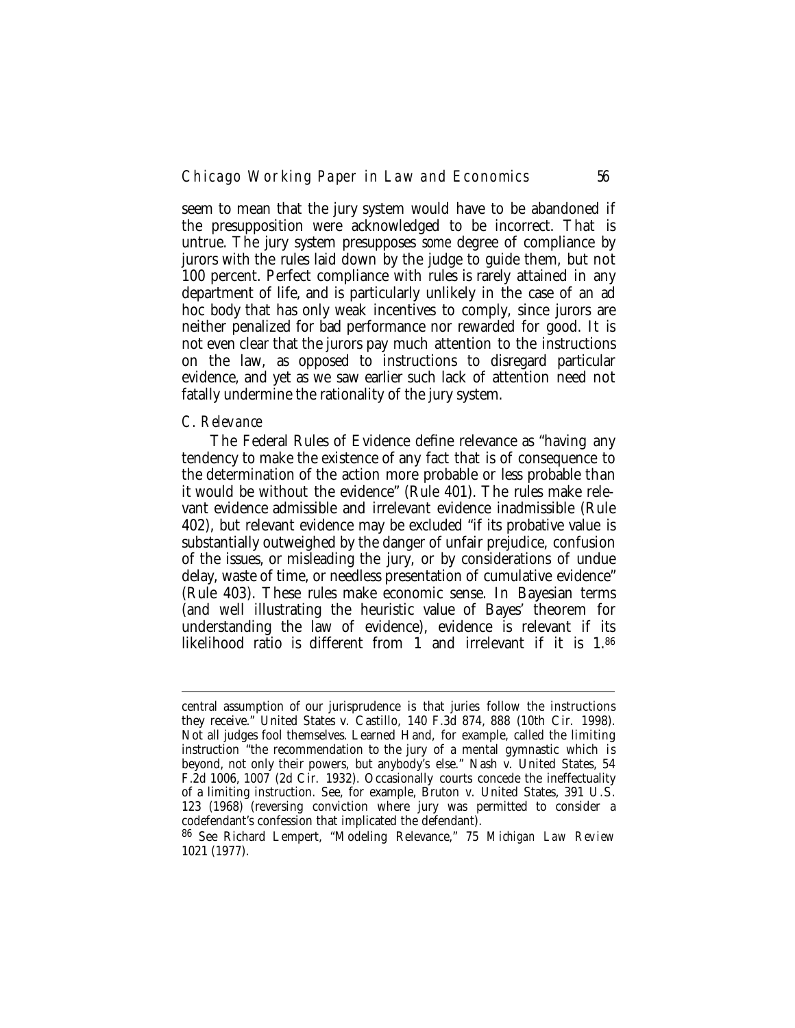seem to mean that the jury system would have to be abandoned if the presupposition were acknowledged to be incorrect. That is untrue. The jury system presupposes *some* degree of compliance by jurors with the rules laid down by the judge to guide them, but not 100 percent. Perfect compliance with rules is rarely attained in any department of life, and is particularly unlikely in the case of an ad hoc body that has only weak incentives to comply, since jurors are neither penalized for bad performance nor rewarded for good. It is not even clear that the jurors pay much attention to the instructions on the law, as opposed to instructions to disregard particular evidence, and yet as we saw earlier such lack of attention need not fatally undermine the rationality of the jury system.

### *C. Relevance*

The Federal Rules of Evidence define relevance as "having any tendency to make the existence of any fact that is of consequence to the determination of the action more probable or less probable than it would be without the evidence" (Rule 401). The rules make relevant evidence admissible and irrelevant evidence inadmissible (Rule 402), but relevant evidence may be excluded "if its probative value is substantially outweighed by the danger of unfair prejudice, confusion of the issues, or misleading the jury, or by considerations of undue delay, waste of time, or needless presentation of cumulative evidence" (Rule 403). These rules make economic sense. In Bayesian terms (and well illustrating the heuristic value of Bayes' theorem for understanding the law of evidence), evidence is relevant if its likelihood ratio is different from 1 and irrelevant if it is 1.[86]

---

central assumption of our jurisprudence is that juries follow the instructions they receive." United States v. Castillo, 140 F.3d 874, 888 (10th Cir. 1998). Not all judges fool themselves. Learned Hand, for example, called the limiting instruction "the recommendation to the jury of a mental gymnastic which is beyond, not only their powers, but anybody's else." Nash v. United States, 54 F.2d 1006, 1007 (2d Cir. 1932). Occasionally courts concede the ineffectuality of a limiting instruction. See, for example, Bruton v. United States, 391 U.S. 123 (1968) (reversing conviction where jury was permitted to consider a codefendant's confession that implicated the defendant).

[86] See Richard Lempert, "Modeling Relevance," 75 *Michigan Law Review* 1021 (1977).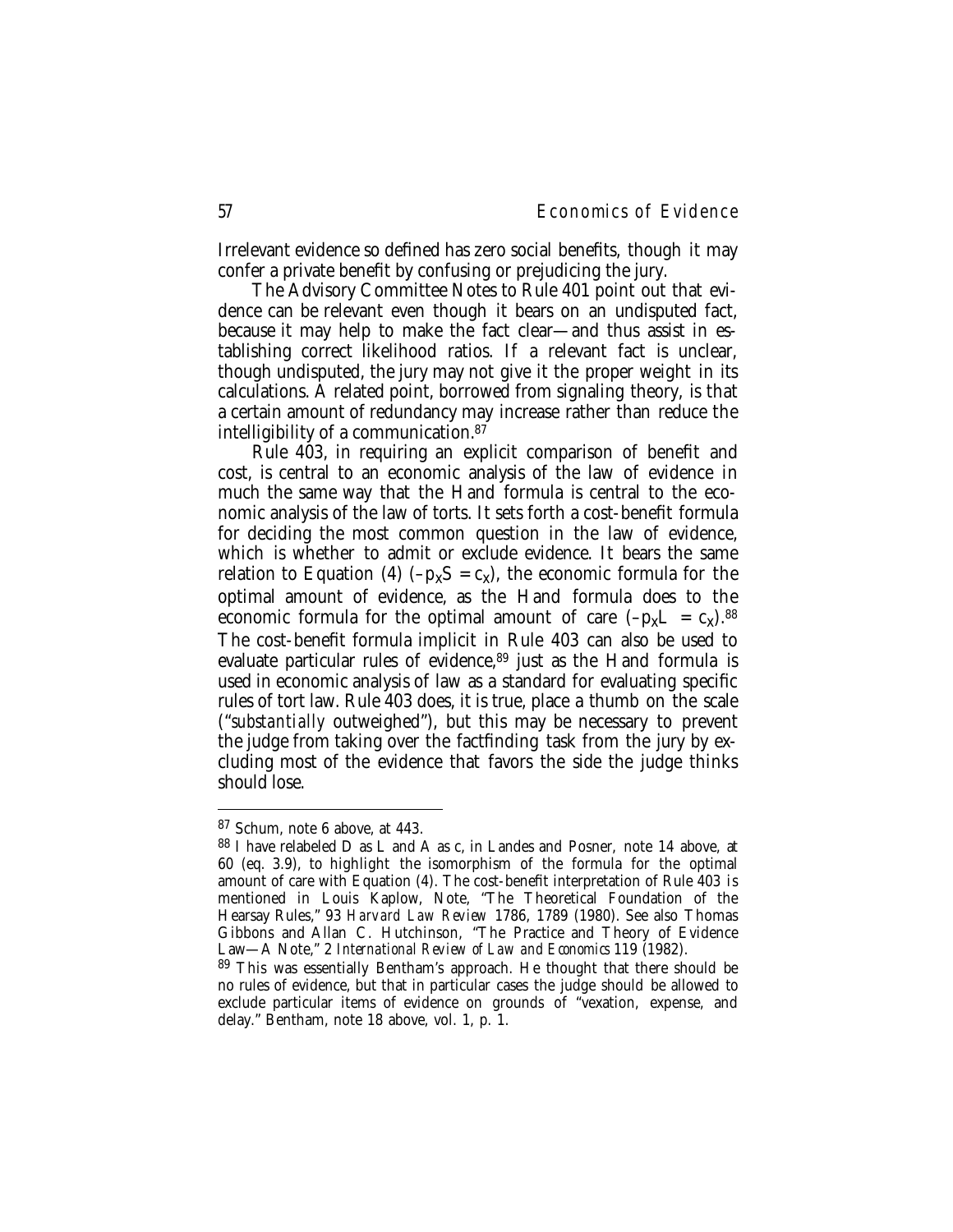Irrelevant evidence so defined has zero social benefits, though it may confer a private benefit by confusing or prejudicing the jury.

The Advisory Committee Notes to Rule 401 point out that evidence can be relevant even though it bears on an undisputed fact, because it may help to make the fact clear—and thus assist in establishing correct likelihood ratios. If a relevant fact is unclear, though undisputed, the jury may not give it the proper weight in its calculations. A related point, borrowed from signaling theory, is that a certain amount of redundancy may increase rather than reduce the intelligibility of a communication.[87]

Rule 403, in requiring an explicit comparison of benefit and cost, is central to an economic analysis of the law of evidence in much the same way that the Hand formula is central to the economic analysis of the law of torts. It sets forth a cost-benefit formula for deciding the most common question in the law of evidence, which is whether to admit or exclude evidence. It bears the same relation to Equation (4) ($-p_x S = c_x$), the economic formula for the optimal amount of evidence, as the Hand formula does to the economic formula for the optimal amount of care ($-p_x L = c_x$).[88] The cost-benefit formula implicit in Rule 403 can also be used to evaluate particular rules of evidence,[89] just as the Hand formula is used in economic analysis of law as a standard for evaluating specific rules of tort law. Rule 403 does, it is true, place a thumb on the scale ("*substantially* outweighed"), but this may be necessary to prevent the judge from taking over the factfinding task from the jury by excluding most of the evidence that favors the side the judge thinks should lose.

---

[87] Schum, note 6 above, at 443.

[88] I have relabeled D as L and A as c, in Landes and Posner, note 14 above, at 60 (eq. 3.9), to highlight the isomorphism of the formula for the optimal amount of care with Equation (4). The cost-benefit interpretation of Rule 403 is mentioned in Louis Kaplow, Note, "The Theoretical Foundation of the Hearsay Rules," 93 *Harvard Law Review* 1786, 1789 (1980). See also Thomas Gibbons and Allan C. Hutchinson, "The Practice and Theory of Evidence Law—A Note," 2 *International Review of Law and Economics* 119 (1982).

[89] This was essentially Bentham's approach. He thought that there should be no rules of evidence, but that in particular cases the judge should be allowed to exclude particular items of evidence on grounds of "vexation, expense, and delay." Bentham, note 18 above, vol. 1, p. 1.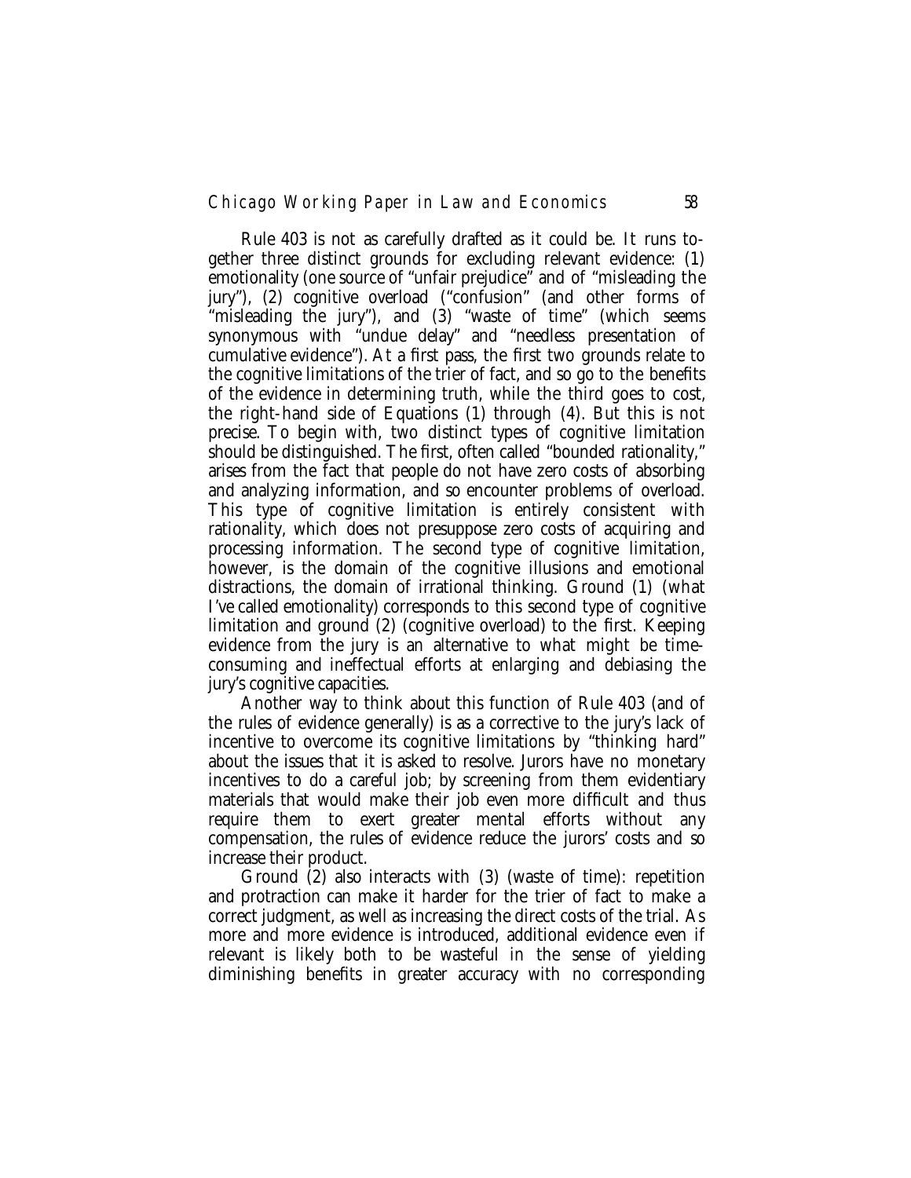Rule 403 is not as carefully drafted as it could be. It runs together three distinct grounds for excluding relevant evidence: (1) emotionality (one source of "unfair prejudice" and of "misleading the jury"), (2) cognitive overload ("confusion" (and other forms of "misleading the jury"), and (3) "waste of time" (which seems synonymous with "undue delay" and "needless presentation of cumulative evidence"). At a first pass, the first two grounds relate to the cognitive limitations of the trier of fact, and so go to the benefits of the evidence in determining truth, while the third goes to cost, the right-hand side of Equations (1) through (4). But this is not precise. To begin with, two distinct types of cognitive limitation should be distinguished. The first, often called "bounded rationality," arises from the fact that people do not have zero costs of absorbing and analyzing information, and so encounter problems of overload. This type of cognitive limitation is entirely consistent with rationality, which does not presuppose zero costs of acquiring and processing information. The second type of cognitive limitation, however, is the domain of the cognitive illusions and emotional distractions, the domain of irrational thinking. Ground (1) (what I've called emotionality) corresponds to this second type of cognitive limitation and ground (2) (cognitive overload) to the first. Keeping evidence from the jury is an alternative to what might be time-consuming and ineffectual efforts at enlarging and debiasing the jury's cognitive capacities.

Another way to think about this function of Rule 403 (and of the rules of evidence generally) is as a corrective to the jury's lack of incentive to overcome its cognitive limitations by "thinking hard" about the issues that it is asked to resolve. Jurors have no monetary incentives to do a careful job; by screening from them evidentiary materials that would make their job even more difficult and thus require them to exert greater mental efforts without any compensation, the rules of evidence reduce the jurors' costs and so increase their product.

Ground (2) also interacts with (3) (waste of time): repetition and protraction can make it harder for the trier of fact to make a correct judgment, as well as increasing the direct costs of the trial. As more and more evidence is introduced, additional evidence even if relevant is likely both to be wasteful in the sense of yielding diminishing benefits in greater accuracy with no corresponding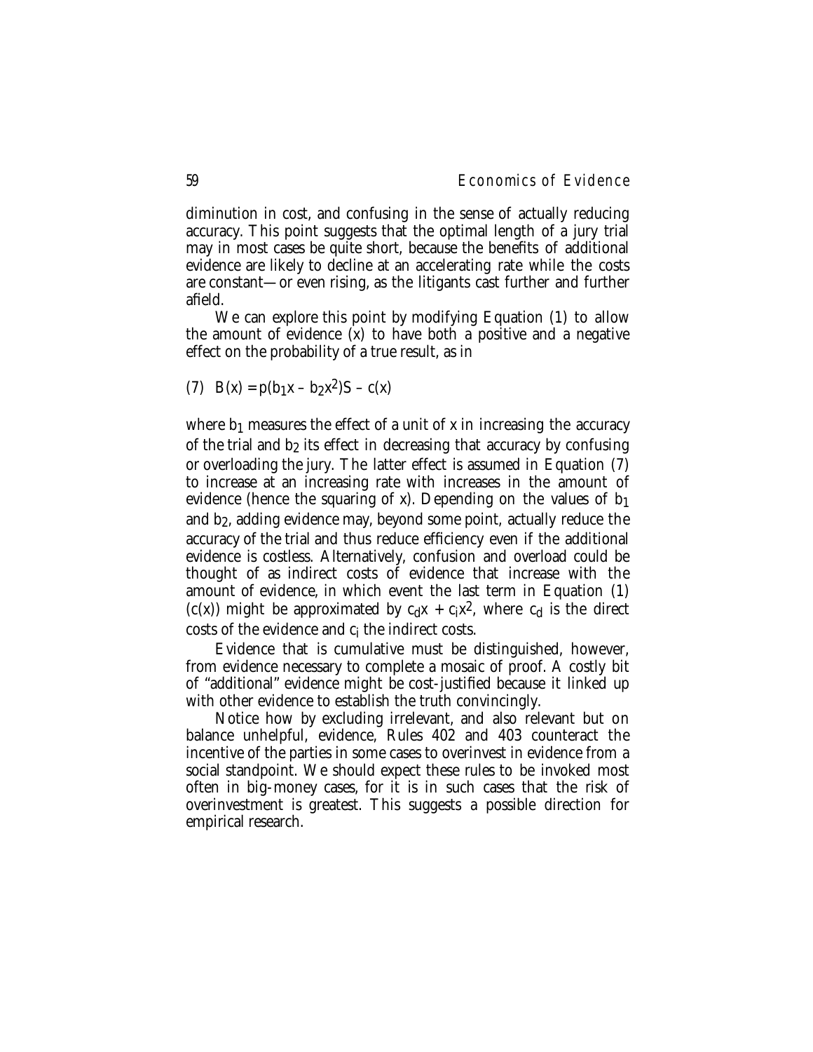diminution in cost, and confusing in the sense of actually reducing accuracy. This point suggests that the optimal length of a jury trial may in most cases be quite short, because the benefits of additional evidence are likely to decline at an accelerating rate while the costs are constant—or even rising, as the litigants cast further and further afield.

We can explore this point by modifying Equation (1) to allow the amount of evidence (x) to have both a positive and a negative effect on the probability of a true result, as in

$$(7) \quad B(x) = p(b_1x - b_2x^2)S - c(x)$$

where $b_1$ measures the effect of a unit of x in increasing the accuracy of the trial and $b_2$ its effect in decreasing that accuracy by confusing or overloading the jury. The latter effect is assumed in Equation (7) to increase at an increasing rate with increases in the amount of evidence (hence the squaring of x). Depending on the values of $b_1$ and $b_2$, adding evidence may, beyond some point, actually reduce the accuracy of the trial and thus reduce efficiency even if the additional evidence is costless. Alternatively, confusion and overload could be thought of as indirect costs of evidence that increase with the amount of evidence, in which event the last term in Equation (1) ($c(x)$) might be approximated by $c_dx + c_ix^2$, where $c_d$ is the direct costs of the evidence and $c_i$ the indirect costs.

Evidence that is cumulative must be distinguished, however, from evidence necessary to complete a mosaic of proof. A costly bit of "additional" evidence might be cost-justified because it linked up with other evidence to establish the truth convincingly.

Notice how by excluding irrelevant, and also relevant but on balance unhelpful, evidence, Rules 402 and 403 counteract the incentive of the parties in some cases to overinvest in evidence from a social standpoint. We should expect these rules to be invoked most often in big-money cases, for it is in such cases that the risk of overinvestment is greatest. This suggests a possible direction for empirical research.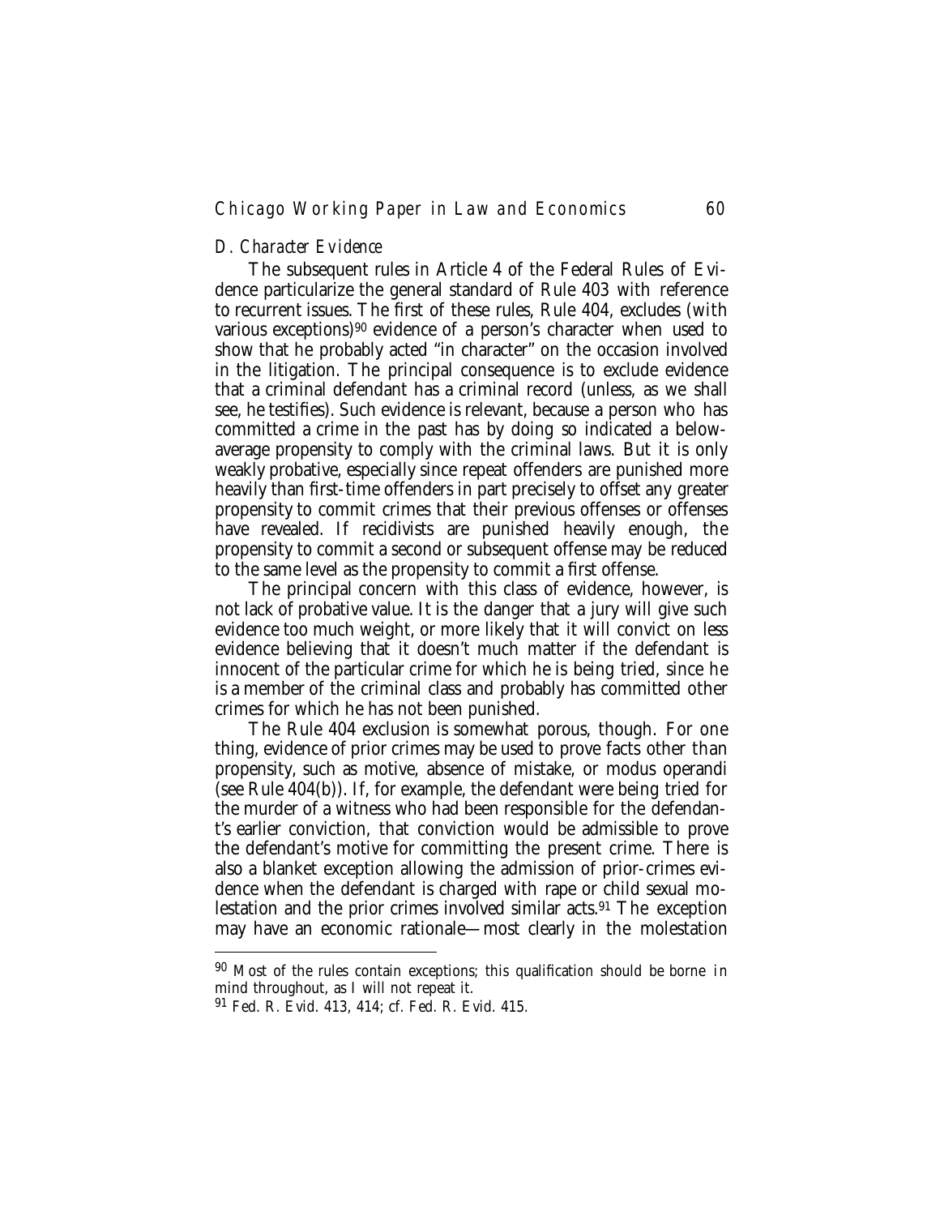### *D. Character Evidence*

The subsequent rules in Article 4 of the Federal Rules of Evidence particularize the general standard of Rule 403 with reference to recurrent issues. The first of these rules, Rule 404, excludes (with various exceptions)[90] evidence of a person's character when used to show that he probably acted "in character" on the occasion involved in the litigation. The principal consequence is to exclude evidence that a criminal defendant has a criminal record (unless, as we shall see, he testifies). Such evidence is relevant, because a person who has committed a crime in the past has by doing so indicated a below-average propensity to comply with the criminal laws. But it is only weakly probative, especially since repeat offenders are punished more heavily than first-time offenders in part precisely to offset any greater propensity to commit crimes that their previous offenses or offenses have revealed. If recidivists are punished heavily enough, the propensity to commit a second or subsequent offense may be reduced to the same level as the propensity to commit a first offense.

The principal concern with this class of evidence, however, is not lack of probative value. It is the danger that a jury will give such evidence too much weight, or more likely that it will convict on less evidence believing that it doesn't much matter if the defendant is innocent of the particular crime for which he is being tried, since he is a member of the criminal class and probably has committed other crimes for which he has not been punished.

The Rule 404 exclusion is somewhat porous, though. For one thing, evidence of prior crimes may be used to prove facts other than propensity, such as motive, absence of mistake, or modus operandi (see Rule 404(b)). If, for example, the defendant were being tried for the murder of a witness who had been responsible for the defendant's earlier conviction, that conviction would be admissible to prove the defendant's motive for committing the present crime. There is also a blanket exception allowing the admission of prior-crimes evidence when the defendant is charged with rape or child sexual molestation and the prior crimes involved similar acts.[91] The exception may have an economic rationale—most clearly in the molestation

---

[90] Most of the rules contain exceptions; this qualification should be borne in mind throughout, as I will not repeat it.

[91] Fed. R. Evid. 413, 414; cf. Fed. R. Evid. 415.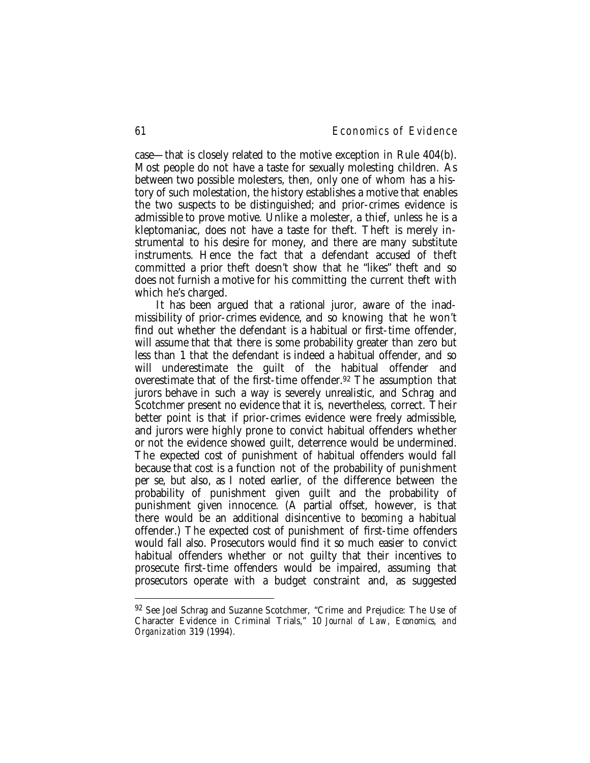case—that is closely related to the motive exception in Rule 404(b). Most people do not have a taste for sexually molesting children. As between two possible molesters, then, only one of whom has a history of such molestation, the history establishes a motive that enables the two suspects to be distinguished; and prior-crimes evidence is admissible to prove motive. Unlike a molester, a thief, unless he is a kleptomaniac, does not have a taste for theft. Theft is merely instrumental to his desire for money, and there are many substitute instruments. Hence the fact that a defendant accused of theft committed a prior theft doesn't show that he "likes" theft and so does not furnish a motive for his committing the current theft with which he's charged.

It has been argued that a rational juror, aware of the inadmissibility of prior-crimes evidence, and so knowing that he won't find out whether the defendant is a habitual or first-time offender, will assume that that there is some probability greater than zero but less than 1 that the defendant is indeed a habitual offender, and so will underestimate the guilt of the habitual offender and overestimate that of the first-time offender.[92] The assumption that jurors behave in such a way is severely unrealistic, and Schrag and Scotchmer present no evidence that it is, nevertheless, correct. Their better point is that if prior-crimes evidence were freely admissible, and jurors were highly prone to convict habitual offenders whether or not the evidence showed guilt, deterrence would be undermined. The expected cost of punishment of habitual offenders would fall because that cost is a function not of the probability of punishment per se, but also, as I noted earlier, of the difference between the probability of punishment given guilt and the probability of punishment given innocence. (A partial offset, however, is that there would be an additional disincentive to *becoming* a habitual offender.) The expected cost of punishment of first-time offenders would fall also. Prosecutors would find it so much easier to convict habitual offenders whether or not guilty that their incentives to prosecute first-time offenders would be impaired, assuming that prosecutors operate with a budget constraint and, as suggested

---

[92] See Joel Schrag and Suzanne Scotchmer, "Crime and Prejudice: The Use of Character Evidence in Criminal Trials," 10 *Journal of Law, Economics, and Organization* 319 (1994).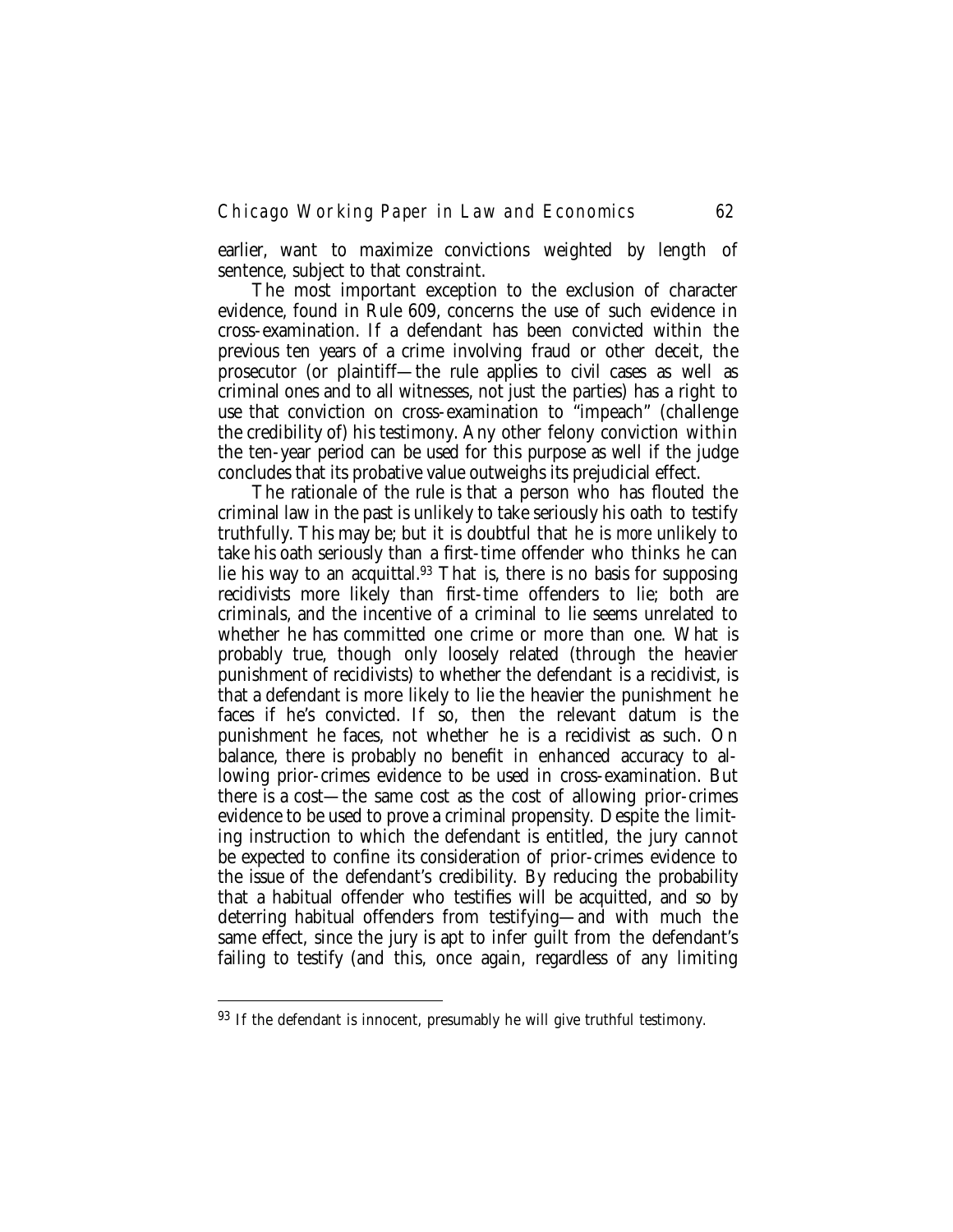earlier, want to maximize convictions weighted by length of sentence, subject to that constraint.

The most important exception to the exclusion of character evidence, found in Rule 609, concerns the use of such evidence in cross-examination. If a defendant has been convicted within the previous ten years of a crime involving fraud or other deceit, the prosecutor (or plaintiff—the rule applies to civil cases as well as criminal ones and to all witnesses, not just the parties) has a right to use that conviction on cross-examination to "impeach" (challenge the credibility of) his testimony. Any other felony conviction within the ten-year period can be used for this purpose as well if the judge concludes that its probative value outweighs its prejudicial effect.

The rationale of the rule is that a person who has flouted the criminal law in the past is unlikely to take seriously his oath to testify truthfully. This may be; but it is doubtful that he is *more* unlikely to take his oath seriously than a first-time offender who thinks he can lie his way to an acquittal.[93] That is, there is no basis for supposing recidivists more likely than first-time offenders to lie; both are criminals, and the incentive of a criminal to lie seems unrelated to whether he has committed one crime or more than one. What is probably true, though only loosely related (through the heavier punishment of recidivists) to whether the defendant is a recidivist, is that a defendant is more likely to lie the heavier the punishment he faces if he's convicted. If so, then the relevant datum is the punishment he faces, not whether he is a recidivist as such. On balance, there is probably no benefit in enhanced accuracy to allowing prior-crimes evidence to be used in cross-examination. But there is a cost—the same cost as the cost of allowing prior-crimes evidence to be used to prove a criminal propensity. Despite the limiting instruction to which the defendant is entitled, the jury cannot be expected to confine its consideration of prior-crimes evidence to the issue of the defendant's credibility. By reducing the probability that a habitual offender who testifies will be acquitted, and so by deterring habitual offenders from testifying—and with much the same effect, since the jury is apt to infer guilt from the defendant's failing to testify (and this, once again, regardless of any limiting

---

[93] If the defendant is innocent, presumably he will give truthful testimony.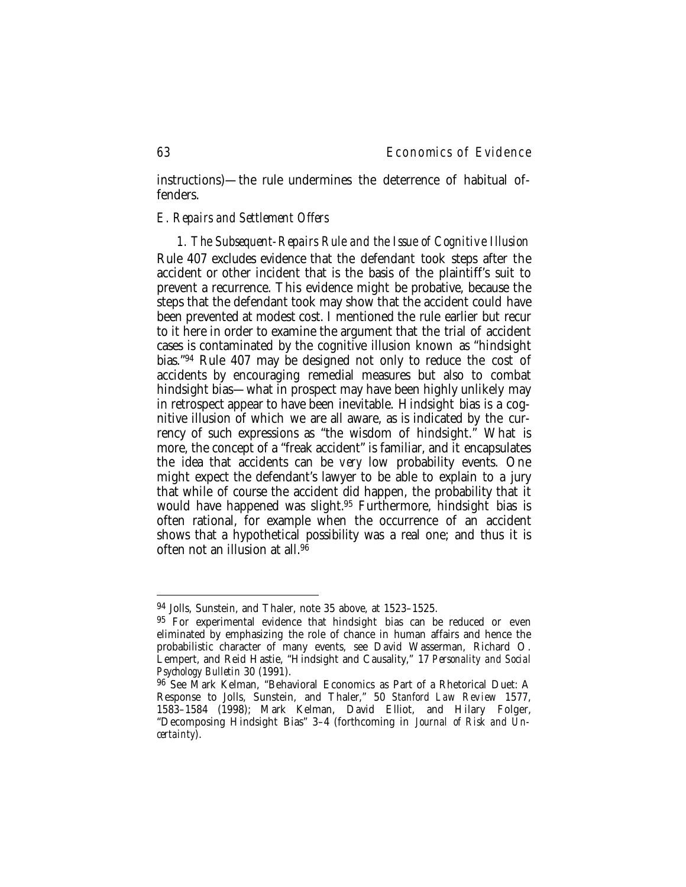instructions)—the rule undermines the deterrence of habitual offenders.

## E. *Repairs and Settlement Offers*

### 1. *The Subsequent-Repairs Rule and the Issue of Cognitive Illusion*

Rule 407 excludes evidence that the defendant took steps after the accident or other incident that is the basis of the plaintiff's suit to prevent a recurrence. This evidence might be probative, because the steps that the defendant took may show that the accident could have been prevented at modest cost. I mentioned the rule earlier but recur to it here in order to examine the argument that the trial of accident cases is contaminated by the cognitive illusion known as "hindsight bias."[94] Rule 407 may be designed not only to reduce the cost of accidents by encouraging remedial measures but also to combat hindsight bias—what in prospect may have been highly unlikely may in retrospect appear to have been inevitable. Hindsight bias is a cognitive illusion of which we are all aware, as is indicated by the currency of such expressions as "the wisdom of hindsight." What is more, the concept of a "freak accident" is familiar, and it encapsulates the idea that accidents can be *very* low probability events. One might expect the defendant's lawyer to be able to explain to a jury that while of course the accident did happen, the probability that it would have happened was slight.[95] Furthermore, hindsight bias is often rational, for example when the occurrence of an accident shows that a hypothetical possibility was a real one; and thus it is often not an illusion at all.[96]

---

[94] Jolls, Sunstein, and Thaler, note 35 above, at 1523–1525.

[95] For experimental evidence that hindsight bias can be reduced or even eliminated by emphasizing the role of chance in human affairs and hence the probabilistic character of many events, see David Wasserman, Richard O. Lempert, and Reid Hastie, "Hindsight and Causality," 17 *Personality and Social Psychology Bulletin* 30 (1991).

[96] See Mark Kelman, "Behavioral Economics as Part of a Rhetorical Duet: A Response to Jolls, Sunstein, and Thaler," 50 *Stanford Law Review* 1577, 1583–1584 (1998); Mark Kelman, David Elliot, and Hilary Folger, "Decomposing Hindsight Bias" 3–4 (forthcoming in *Journal of Risk and Uncertainty*).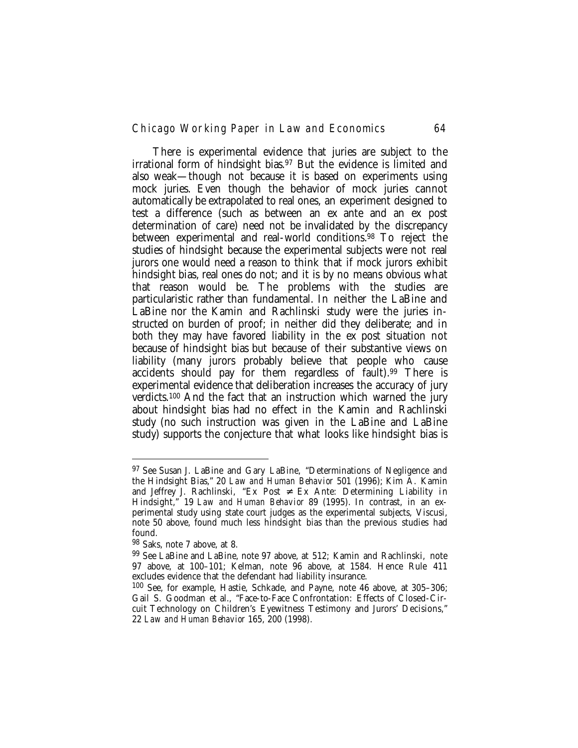There is experimental evidence that juries are subject to the irrational form of hindsight bias.[97] But the evidence is limited and also weak—though not because it is based on experiments using mock juries. Even though the behavior of mock juries cannot automatically be extrapolated to real ones, an experiment designed to test a difference (such as between an ex ante and an ex post determination of care) need not be invalidated by the discrepancy between experimental and real-world conditions.[98] To reject the studies of hindsight because the experimental subjects were not real jurors one would need a reason to think that if mock jurors exhibit hindsight bias, real ones do not; and it is by no means obvious what that reason would be. The problems with the studies are particularistic rather than fundamental. In neither the LaBine and LaBine nor the Kamin and Rachlinski study were the juries instructed on burden of proof; in neither did they deliberate; and in both they may have favored liability in the ex post situation not because of hindsight bias but because of their substantive views on liability (many jurors probably believe that people who cause accidents should pay for them regardless of fault).[99] There is experimental evidence that deliberation increases the accuracy of jury verdicts.[100] And the fact that an instruction which warned the jury about hindsight bias had no effect in the Kamin and Rachlinski study (no such instruction was given in the LaBine and LaBine study) supports the conjecture that what looks like hindsight bias is

---

[97] See Susan J. LaBine and Gary LaBine, "Determinations of Negligence and the Hindsight Bias," 20 *Law and Human Behavior* 501 (1996); Kim A. Kamin and Jeffrey J. Rachlinski, "Ex Post ≠ Ex Ante: Determining Liability in Hindsight," 19 *Law and Human Behavior* 89 (1995). In contrast, in an experimental study using state court judges as the experimental subjects, Viscusi, note 50 above, found much less hindsight bias than the previous studies had found.

[98] Saks, note 7 above, at 8.

[99] See LaBine and LaBine, note 97 above, at 512; Kamin and Rachlinski, note 97 above, at 100–101; Kelman, note 96 above, at 1584. Hence Rule 411 excludes evidence that the defendant had liability insurance.

[100] See, for example, Hastie, Schkade, and Payne, note 46 above, at 305–306; Gail S. Goodman et al., "Face-to-Face Confrontation: Effects of Closed-Circuit Technology on Children's Eyewitness Testimony and Jurors' Decisions," 22 *Law and Human Behavior* 165, 200 (1998).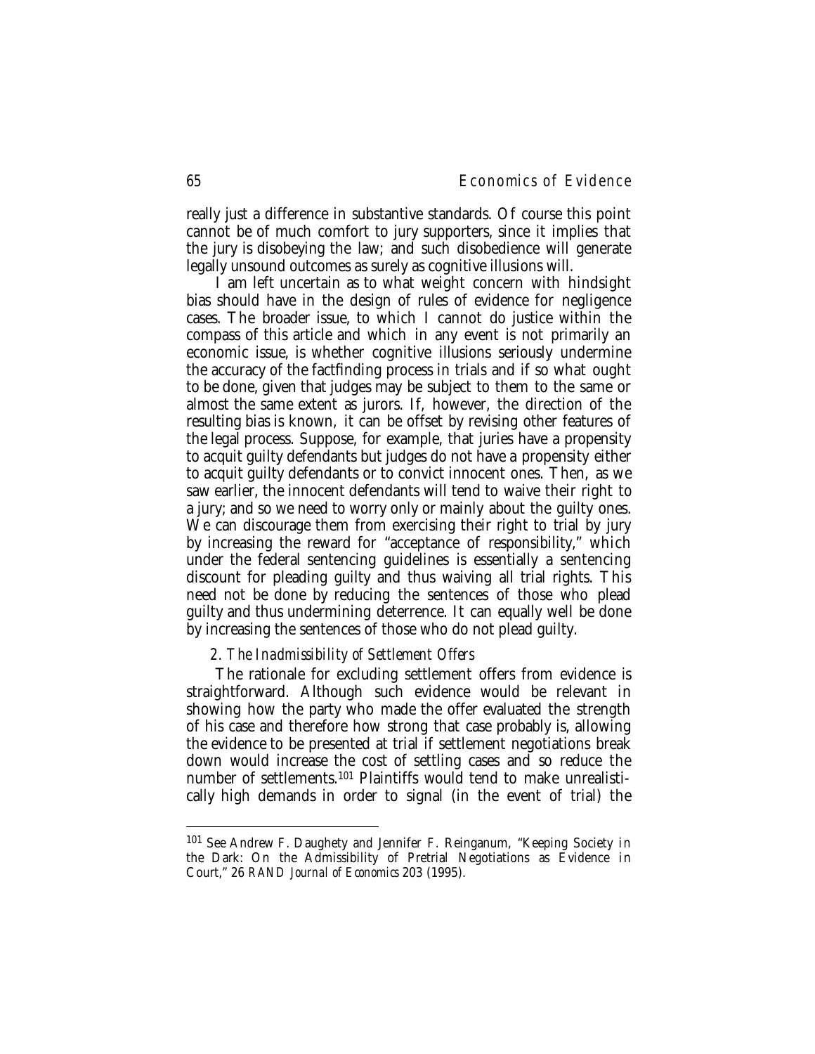really just a difference in substantive standards. Of course this point cannot be of much comfort to jury supporters, since it implies that the jury is disobeying the law; and such disobedience will generate legally unsound outcomes as surely as cognitive illusions will.

I am left uncertain as to what weight concern with hindsight bias should have in the design of rules of evidence for negligence cases. The broader issue, to which I cannot do justice within the compass of this article and which in any event is not primarily an economic issue, is whether cognitive illusions seriously undermine the accuracy of the factfinding process in trials and if so what ought to be done, given that judges may be subject to them to the same or almost the same extent as jurors. If, however, the direction of the resulting bias is known, it can be offset by revising other features of the legal process. Suppose, for example, that juries have a propensity to acquit guilty defendants but judges do not have a propensity either to acquit guilty defendants or to convict innocent ones. Then, as we saw earlier, the innocent defendants will tend to waive their right to a jury; and so we need to worry only or mainly about the guilty ones. We can discourage them from exercising their right to trial by jury by increasing the reward for "acceptance of responsibility," which under the federal sentencing guidelines is essentially a sentencing discount for pleading guilty and thus waiving all trial rights. This need not be done by reducing the sentences of those who plead guilty and thus undermining deterrence. It can equally well be done by increasing the sentences of those who do not plead guilty.

### 2. *The Inadmissibility of Settlement Offers*

The rationale for excluding settlement offers from evidence is straightforward. Although such evidence would be relevant in showing how the party who made the offer evaluated the strength of his case and therefore how strong that case probably is, allowing the evidence to be presented at trial if settlement negotiations break down would increase the cost of settling cases and so reduce the number of settlements.[101] Plaintiffs would tend to make unrealistically high demands in order to signal (in the event of trial) the

---

[101] See Andrew F. Daughety and Jennifer F. Reinganum, "Keeping Society in the Dark: On the Admissibility of Pretrial Negotiations as Evidence in Court," 26 *RAND Journal of Economics* 203 (1995).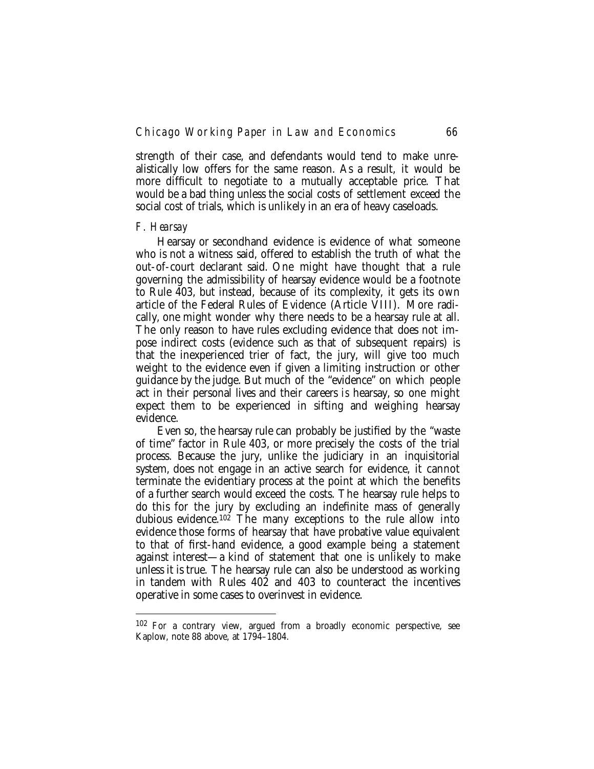strength of their case, and defendants would tend to make unrealistically low offers for the same reason. As a result, it would be more difficult to negotiate to a mutually acceptable price. That would be a bad thing unless the social costs of settlement exceed the social cost of trials, which is unlikely in an era of heavy caseloads.

### *F. Hearsay*

Hearsay or secondhand evidence is evidence of what someone who is not a witness said, offered to establish the truth of what the out-of-court declarant said. One might have thought that a rule governing the admissibility of hearsay evidence would be a footnote to Rule 403, but instead, because of its complexity, it gets its own article of the Federal Rules of Evidence (Article VIII). More radically, one might wonder why there needs to be a hearsay rule at all. The only reason to have rules excluding evidence that does not impose indirect costs (evidence such as that of subsequent repairs) is that the inexperienced trier of fact, the jury, will give too much weight to the evidence even if given a limiting instruction or other guidance by the judge. But much of the "evidence" on which people act in their personal lives and their careers is hearsay, so one might expect them to be experienced in sifting and weighing hearsay evidence.

Even so, the hearsay rule can probably be justified by the "waste of time" factor in Rule 403, or more precisely the costs of the trial process. Because the jury, unlike the judiciary in an inquisitorial system, does not engage in an active search for evidence, it cannot terminate the evidentiary process at the point at which the benefits of a further search would exceed the costs. The hearsay rule helps to do this for the jury by excluding an indefinite mass of generally dubious evidence.[102] The many exceptions to the rule allow into evidence those forms of hearsay that have probative value equivalent to that of first-hand evidence, a good example being a statement against interest—a kind of statement that one is unlikely to make unless it is true. The hearsay rule can also be understood as working in tandem with Rules 402 and 403 to counteract the incentives operative in some cases to overinvest in evidence.

---

[102] For a contrary view, argued from a broadly economic perspective, see Kaplow, note 88 above, at 1794–1804.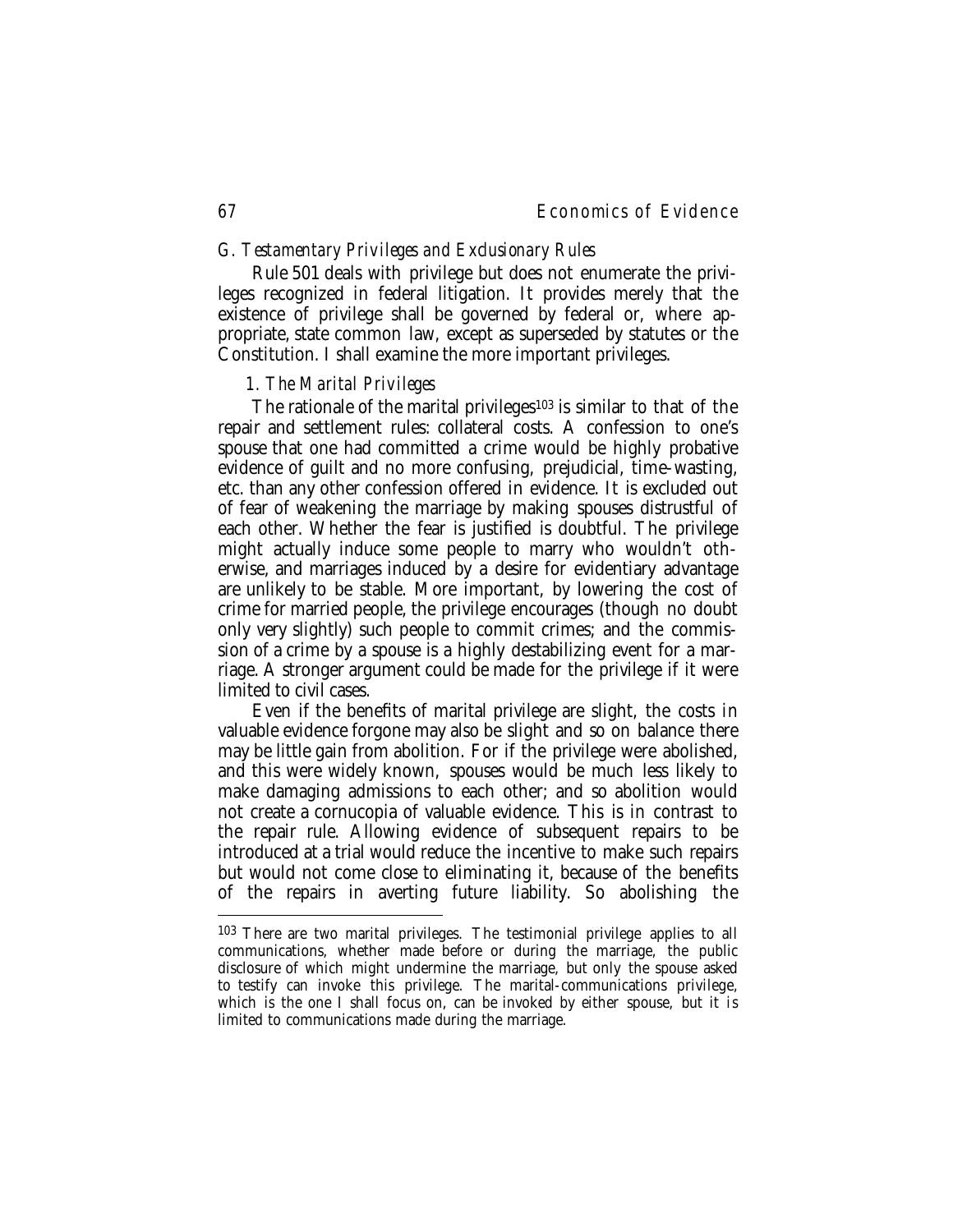### *G. Testamentary Privileges and Exclusionary Rules*

Rule 501 deals with privilege but does not enumerate the privileges recognized in federal litigation. It provides merely that the existence of privilege shall be governed by federal or, where appropriate, state common law, except as superseded by statutes or the Constitution. I shall examine the more important privileges.

#### *1. The Marital Privileges*

The rationale of the marital privileges[103] is similar to that of the repair and settlement rules: collateral costs. A confession to one's spouse that one had committed a crime would be highly probative evidence of guilt and no more confusing, prejudicial, time-wasting, etc. than any other confession offered in evidence. It is excluded out of fear of weakening the marriage by making spouses distrustful of each other. Whether the fear is justified is doubtful. The privilege might actually induce some people to marry who wouldn't otherwise, and marriages induced by a desire for evidentiary advantage are unlikely to be stable. More important, by lowering the cost of crime for married people, the privilege encourages (though no doubt only very slightly) such people to commit crimes; and the commission of a crime by a spouse is a highly destabilizing event for a marriage. A stronger argument could be made for the privilege if it were limited to civil cases.

Even if the benefits of marital privilege are slight, the costs in valuable evidence forgone may also be slight and so on balance there may be little gain from abolition. For if the privilege were abolished, and this were widely known, spouses would be much less likely to make damaging admissions to each other; and so abolition would not create a cornucopia of valuable evidence. This is in contrast to the repair rule. Allowing evidence of subsequent repairs to be introduced at a trial would reduce the incentive to make such repairs but would not come close to eliminating it, because of the benefits of the repairs in averting future liability. So abolishing the

---

[103] There are two marital privileges. The testimonial privilege applies to all communications, whether made before or during the marriage, the public disclosure of which might undermine the marriage, but only the spouse asked to testify can invoke this privilege. The marital-communications privilege, which is the one I shall focus on, can be invoked by either spouse, but it is limited to communications made during the marriage.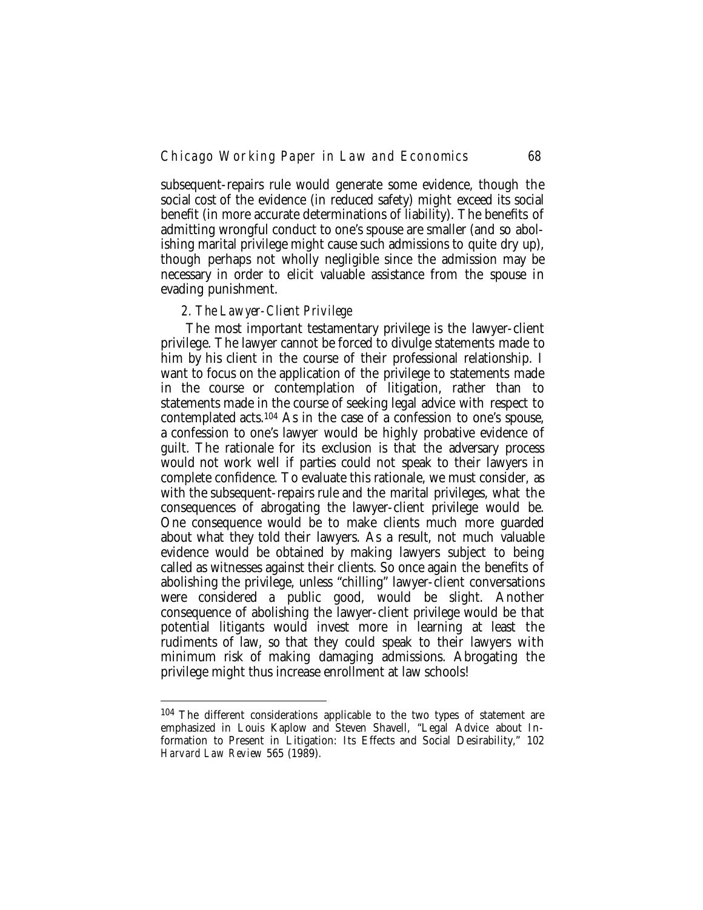subsequent-repairs rule would generate some evidence, though the social cost of the evidence (in reduced safety) might exceed its social benefit (in more accurate determinations of liability). The benefits of admitting wrongful conduct to one's spouse are smaller (and so abolishing marital privilege might cause such admissions to quite dry up), though perhaps not wholly negligible since the admission may be necessary in order to elicit valuable assistance from the spouse in evading punishment.

### 2. *The Lawyer-Client Privilege*

The most important testamentary privilege is the lawyer-client privilege. The lawyer cannot be forced to divulge statements made to him by his client in the course of their professional relationship. I want to focus on the application of the privilege to statements made in the course or contemplation of litigation, rather than to statements made in the course of seeking legal advice with respect to contemplated acts.[104] As in the case of a confession to one's spouse, a confession to one's lawyer would be highly probative evidence of guilt. The rationale for its exclusion is that the adversary process would not work well if parties could not speak to their lawyers in complete confidence. To evaluate this rationale, we must consider, as with the subsequent-repairs rule and the marital privileges, what the consequences of abrogating the lawyer-client privilege would be. One consequence would be to make clients much more guarded about what they told their lawyers. As a result, not much valuable evidence would be obtained by making lawyers subject to being called as witnesses against their clients. So once again the benefits of abolishing the privilege, unless "chilling" lawyer-client conversations were considered a public good, would be slight. Another consequence of abolishing the lawyer-client privilege would be that potential litigants would invest more in learning at least the rudiments of law, so that they could speak to their lawyers with minimum risk of making damaging admissions. Abrogating the privilege might thus increase enrollment at law schools!

---

[104] The different considerations applicable to the two types of statement are emphasized in Louis Kaplow and Steven Shavell, "Legal Advice about Information to Present in Litigation: Its Effects and Social Desirability," 102 *Harvard Law Review* 565 (1989).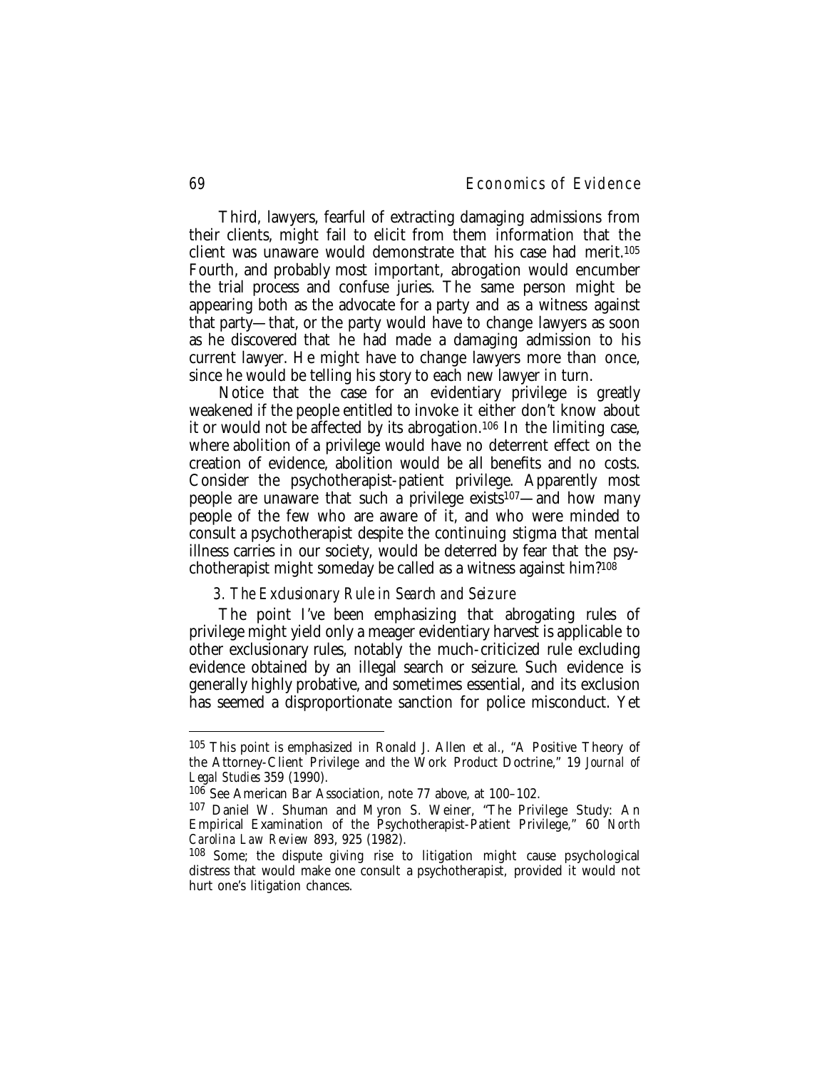Third, lawyers, fearful of extracting damaging admissions from their clients, might fail to elicit from them information that the client was unaware would demonstrate that his case had merit.[105] Fourth, and probably most important, abrogation would encumber the trial process and confuse juries. The same person might be appearing both as the advocate for a party and as a witness against that party—that, or the party would have to change lawyers as soon as he discovered that he had made a damaging admission to his current lawyer. He might have to change lawyers more than once, since he would be telling his story to each new lawyer in turn.

Notice that the case for an evidentiary privilege is greatly weakened if the people entitled to invoke it either don't know about it or would not be affected by its abrogation.[106] In the limiting case, where abolition of a privilege would have no deterrent effect on the creation of evidence, abolition would be all benefits and no costs. Consider the psychotherapist-patient privilege. Apparently most people are unaware that such a privilege exists[107]—and how many people of the few who are aware of it, and who were minded to consult a psychotherapist despite the continuing stigma that mental illness carries in our society, would be deterred by fear that the psychotherapist might someday be called as a witness against him?[108]

### *3. The Exclusionary Rule in Search and Seizure*

The point I've been emphasizing that abrogating rules of privilege might yield only a meager evidentiary harvest is applicable to other exclusionary rules, notably the much-criticized rule excluding evidence obtained by an illegal search or seizure. Such evidence is generally highly probative, and sometimes essential, and its exclusion has seemed a disproportionate sanction for police misconduct. Yet

---

[105] This point is emphasized in Ronald J. Allen et al., "A Positive Theory of the Attorney-Client Privilege and the Work Product Doctrine," 19 *Journal of Legal Studies* 359 (1990).

[106] See American Bar Association, note 77 above, at 100–102.

[107] Daniel W. Shuman and Myron S. Weiner, "The Privilege Study: An Empirical Examination of the Psychotherapist-Patient Privilege," 60 *North Carolina Law Review* 893, 925 (1982).

[108] Some; the dispute giving rise to litigation might cause psychological distress that would make one consult a psychotherapist, provided it would not hurt one's litigation chances.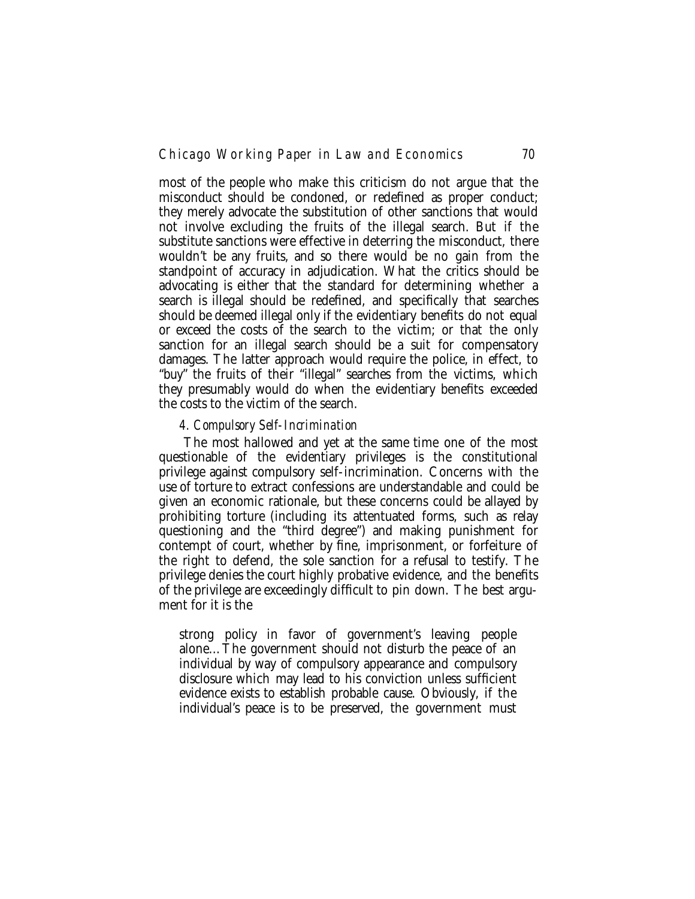most of the people who make this criticism do not argue that the misconduct should be condoned, or redefined as proper conduct; they merely advocate the substitution of other sanctions that would not involve excluding the fruits of the illegal search. But if the substitute sanctions were effective in deterring the misconduct, there wouldn't be any fruits, and so there would be no gain from the standpoint of accuracy in adjudication. What the critics should be advocating is either that the standard for determining whether a search is illegal should be redefined, and specifically that searches should be deemed illegal only if the evidentiary benefits do not equal or exceed the costs of the search to the victim; or that the only sanction for an illegal search should be a suit for compensatory damages. The latter approach would require the police, in effect, to "buy" the fruits of their "illegal" searches from the victims, which they presumably would do when the evidentiary benefits exceeded the costs to the victim of the search.

### 4. *Compulsory Self-Incrimination*

The most hallowed and yet at the same time one of the most questionable of the evidentiary privileges is the constitutional privilege against compulsory self-incrimination. Concerns with the use of torture to extract confessions are understandable and could be given an economic rationale, but these concerns could be allayed by prohibiting torture (including its attentuated forms, such as relay questioning and the "third degree") and making punishment for contempt of court, whether by fine, imprisonment, or forfeiture of the right to defend, the sole sanction for a refusal to testify. The privilege denies the court highly probative evidence, and the benefits of the privilege are exceedingly difficult to pin down. The best argument for it is the

> strong policy in favor of government's leaving people alone…The government should not disturb the peace of an individual by way of compulsory appearance and compulsory disclosure which may lead to his conviction unless sufficient evidence exists to establish probable cause. Obviously, if the individual's peace is to be preserved, the government must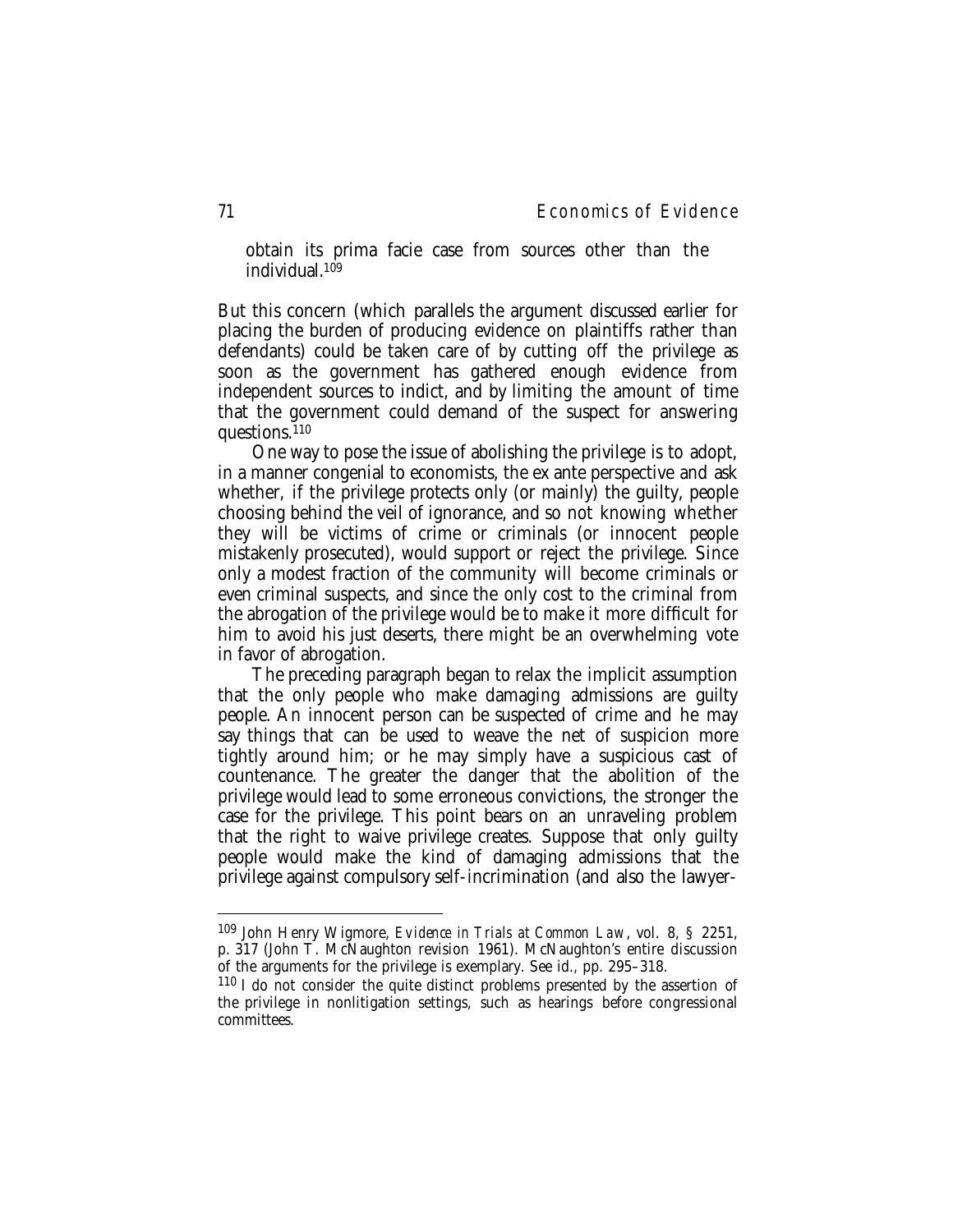> obtain its prima facie case from sources other than the individual.[109]

But this concern (which parallels the argument discussed earlier for placing the burden of producing evidence on plaintiffs rather than defendants) could be taken care of by cutting off the privilege as soon as the government has gathered enough evidence from independent sources to indict, and by limiting the amount of time that the government could demand of the suspect for answering questions.[110]

One way to pose the issue of abolishing the privilege is to adopt, in a manner congenial to economists, the ex ante perspective and ask whether, if the privilege protects only (or mainly) the guilty, people choosing behind the veil of ignorance, and so not knowing whether they will be victims of crime or criminals (or innocent people mistakenly prosecuted), would support or reject the privilege. Since only a modest fraction of the community will become criminals or even criminal suspects, and since the only cost to the criminal from the abrogation of the privilege would be to make it more difficult for him to avoid his just deserts, there might be an overwhelming vote in favor of abrogation.

The preceding paragraph began to relax the implicit assumption that the only people who make damaging admissions are guilty people. An innocent person can be suspected of crime and he may say things that can be used to weave the net of suspicion more tightly around him; or he may simply have a suspicious cast of countenance. The greater the danger that the abolition of the privilege would lead to some erroneous convictions, the stronger the case for the privilege. This point bears on an unraveling problem that the right to waive privilege creates. Suppose that only guilty people would make the kind of damaging admissions that the privilege against compulsory self-incrimination (and also the lawyer-

---

[109] John Henry Wigmore, *Evidence in Trials at Common Law*, vol. 8, § 2251, p. 317 (John T. McNaughton revision 1961). McNaughton's entire discussion of the arguments for the privilege is exemplary. See id., pp. 295–318.

[110] I do not consider the quite distinct problems presented by the assertion of the privilege in nonlitigation settings, such as hearings before congressional committees.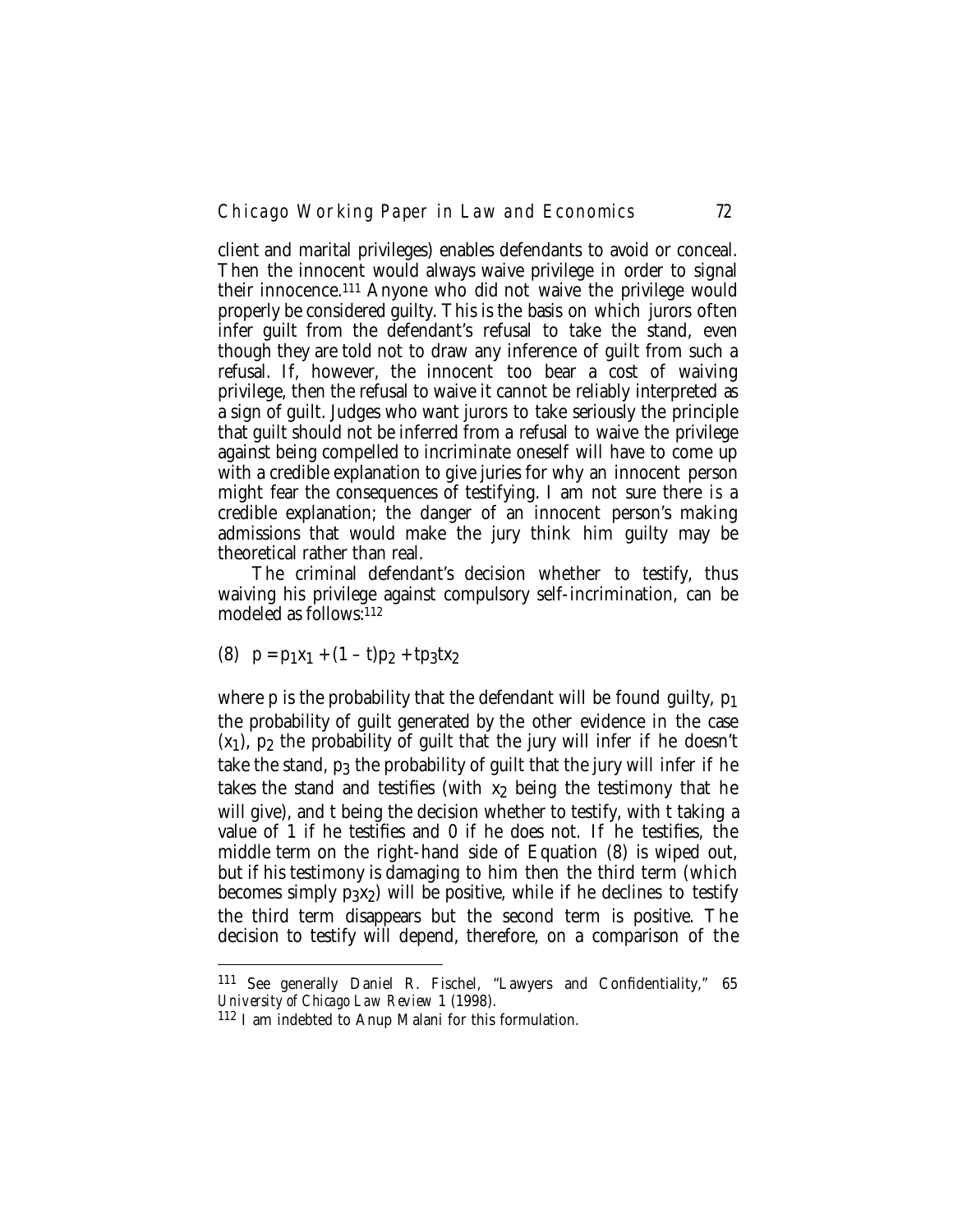client and marital privileges) enables defendants to avoid or conceal. Then the innocent would always waive privilege in order to signal their innocence.[111] Anyone who did not waive the privilege would properly be considered guilty. This is the basis on which jurors often infer guilt from the defendant's refusal to take the stand, even though they are told not to draw any inference of guilt from such a refusal. If, however, the innocent too bear a cost of waiving privilege, then the refusal to waive it cannot be reliably interpreted as a sign of guilt. Judges who want jurors to take seriously the principle that guilt should not be inferred from a refusal to waive the privilege against being compelled to incriminate oneself will have to come up with a credible explanation to give juries for why an innocent person might fear the consequences of testifying. I am not sure there is a credible explanation; the danger of an innocent person's making admissions that would make the jury think him guilty may be theoretical rather than real.

The criminal defendant's decision whether to testify, thus waiving his privilege against compulsory self-incrimination, can be modeled as follows:[112]

$$(8)\quad p = p_1x_1 + (1 - t)p_2 + tp_3tx_2$$

where p is the probability that the defendant will be found guilty, $p_1$ the probability of guilt generated by the other evidence in the case ($x_1$), $p_2$ the probability of guilt that the jury will infer if he doesn't take the stand, $p_3$ the probability of guilt that the jury will infer if he takes the stand and testifies (with $x_2$ being the testimony that he will give), and t being the decision whether to testify, with t taking a value of 1 if he testifies and 0 if he does not. If he testifies, the middle term on the right-hand side of Equation (8) is wiped out, but if his testimony is damaging to him then the third term (which becomes simply $p_3x_2$) will be positive, while if he declines to testify the third term disappears but the second term is positive. The decision to testify will depend, therefore, on a comparison of the

---

[111] See generally Daniel R. Fischel, "Lawyers and Confidentiality," 65 *University of Chicago Law Review* 1 (1998).

[112] I am indebted to Anup Malani for this formulation.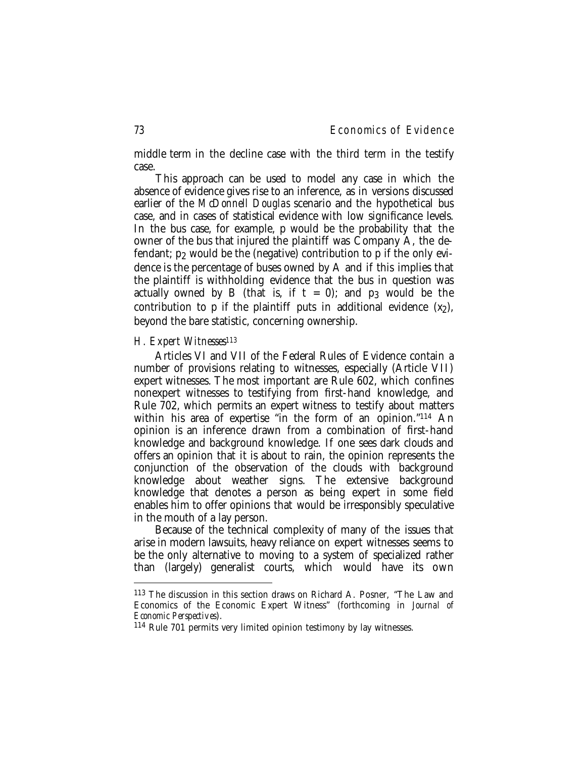middle term in the decline case with the third term in the testify case.

This approach can be used to model any case in which the absence of evidence gives rise to an inference, as in versions discussed earlier of the *McDonnell Douglas* scenario and the hypothetical bus case, and in cases of statistical evidence with low significance levels. In the bus case, for example, $p$ would be the probability that the owner of the bus that injured the plaintiff was Company A, the defendant; $p_2$ would be the (negative) contribution to $p$ if the only evidence is the percentage of buses owned by A and if this implies that the plaintiff is withholding evidence that the bus in question was actually owned by B (that is, if $t = 0$); and $p_3$ would be the contribution to $p$ if the plaintiff puts in additional evidence ($x_2$), beyond the bare statistic, concerning ownership.

### *H. Expert Witnesses*[113]

Articles VI and VII of the Federal Rules of Evidence contain a number of provisions relating to witnesses, especially (Article VII) expert witnesses. The most important are Rule 602, which confines nonexpert witnesses to testifying from first-hand knowledge, and Rule 702, which permits an expert witness to testify about matters within his area of expertise "in the form of an opinion."[114] An opinion is an inference drawn from a combination of first-hand knowledge and background knowledge. If one sees dark clouds and offers an opinion that it is about to rain, the opinion represents the conjunction of the observation of the clouds with background knowledge about weather signs. The extensive background knowledge that denotes a person as being expert in some field enables him to offer opinions that would be irresponsibly speculative in the mouth of a lay person.

Because of the technical complexity of many of the issues that arise in modern lawsuits, heavy reliance on expert witnesses seems to be the only alternative to moving to a system of specialized rather than (largely) generalist courts, which would have its own

---

[113] The discussion in this section draws on Richard A. Posner, "The Law and Economics of the Economic Expert Witness" (forthcoming in *Journal of Economic Perspectives*).

[114] Rule 701 permits very limited opinion testimony by lay witnesses.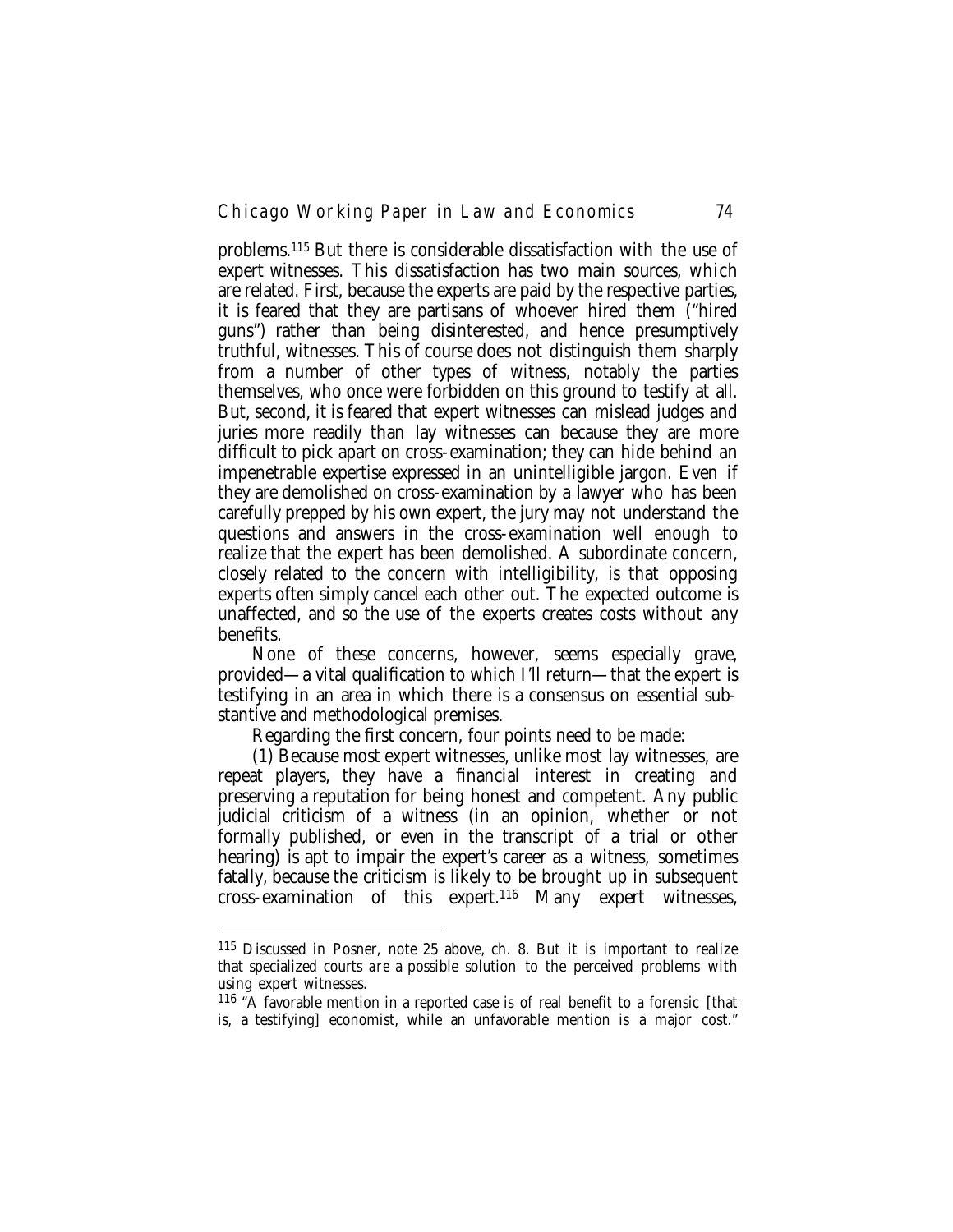problems.[115] But there is considerable dissatisfaction with the use of expert witnesses. This dissatisfaction has two main sources, which are related. First, because the experts are paid by the respective parties, it is feared that they are partisans of whoever hired them ("hired guns") rather than being disinterested, and hence presumptively truthful, witnesses. This of course does not distinguish them sharply from a number of other types of witness, notably the parties themselves, who once were forbidden on this ground to testify at all. But, second, it is feared that expert witnesses can mislead judges and juries more readily than lay witnesses can because they are more difficult to pick apart on cross-examination; they can hide behind an impenetrable expertise expressed in an unintelligible jargon. Even if they are demolished on cross-examination by a lawyer who has been carefully prepped by his own expert, the jury may not understand the questions and answers in the cross-examination well enough to realize that the expert *has* been demolished. A subordinate concern, closely related to the concern with intelligibility, is that opposing experts often simply cancel each other out. The expected outcome is unaffected, and so the use of the experts creates costs without any benefits.

None of these concerns, however, seems especially grave, provided—a vital qualification to which I'll return—that the expert is testifying in an area in which there is a consensus on essential substantive and methodological premises.

Regarding the first concern, four points need to be made:

(1) Because most expert witnesses, unlike most lay witnesses, are repeat players, they have a financial interest in creating and preserving a reputation for being honest and competent. Any public judicial criticism of a witness (in an opinion, whether or not formally published, or even in the transcript of a trial or other hearing) is apt to impair the expert's career as a witness, sometimes fatally, because the criticism is likely to be brought up in subsequent cross-examination of this expert.[116] Many expert witnesses,

---

[115] Discussed in Posner, note 25 above, ch. 8. But it is important to realize that specialized courts *are* a possible solution to the perceived problems with using expert witnesses.

[116] "A favorable mention in a reported case is of real benefit to a forensic [that is, a testifying] economist, while an unfavorable mention is a major cost."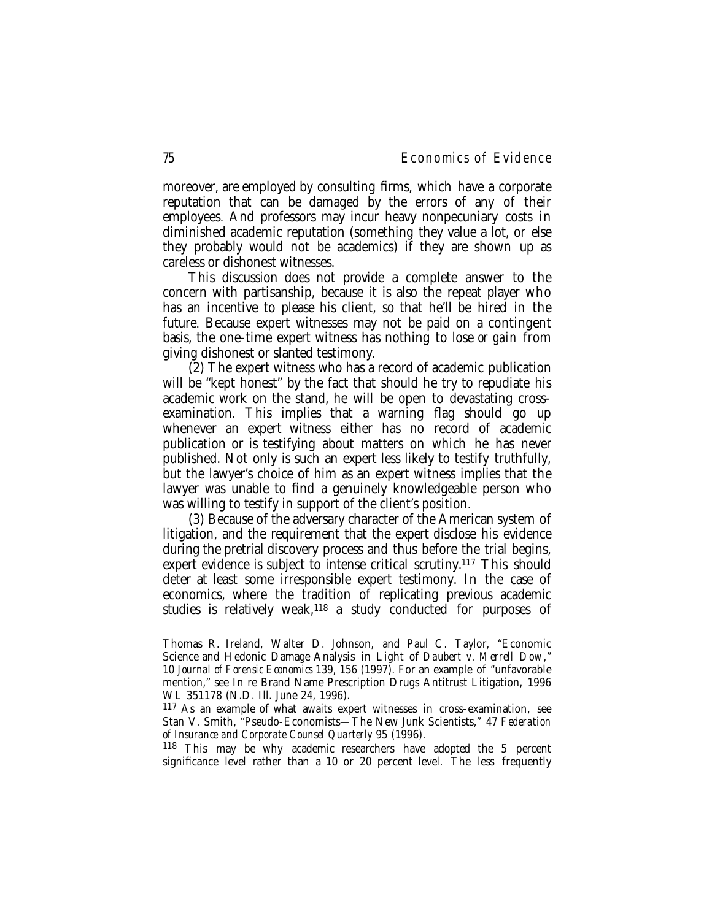moreover, are employed by consulting firms, which have a corporate reputation that can be damaged by the errors of any of their employees. And professors may incur heavy nonpecuniary costs in diminished academic reputation (something they value a lot, or else they probably would not be academics) if they are shown up as careless or dishonest witnesses.

This discussion does not provide a complete answer to the concern with partisanship, because it is also the repeat player who has an incentive to please his client, so that he'll be hired in the future. Because expert witnesses may not be paid on a contingent basis, the one-time expert witness has nothing to lose *or gain* from giving dishonest or slanted testimony.

(2) The expert witness who has a record of academic publication will be "kept honest" by the fact that should he try to repudiate his academic work on the stand, he will be open to devastating cross-examination. This implies that a warning flag should go up whenever an expert witness either has no record of academic publication or is testifying about matters on which he has never published. Not only is such an expert less likely to testify truthfully, but the lawyer's choice of him as an expert witness implies that the lawyer was unable to find a genuinely knowledgeable person who was willing to testify in support of the client's position.

(3) Because of the adversary character of the American system of litigation, and the requirement that the expert disclose his evidence during the pretrial discovery process and thus before the trial begins, expert evidence is subject to intense critical scrutiny.[117] This should deter at least some irresponsible expert testimony. In the case of economics, where the tradition of replicating previous academic studies is relatively weak,[118] a study conducted for purposes of

---

Thomas R. Ireland, Walter D. Johnson, and Paul C. Taylor, "Economic Science and Hedonic Damage Analysis in Light of *Daubert v. Merrell Dow*," 10 *Journal of Forensic Economics* 139, 156 (1997). For an example of "unfavorable mention," see In re Brand Name Prescription Drugs Antitrust Litigation, 1996 WL 351178 (N.D. Ill. June 24, 1996).

[117] As an example of what awaits expert witnesses in cross-examination, see Stan V. Smith, "Pseudo-Economists—The New Junk Scientists," 47 *Federation of Insurance and Corporate Counsel Quarterly* 95 (1996).

[118] This may be why academic researchers have adopted the 5 percent significance level rather than a 10 or 20 percent level. The less frequently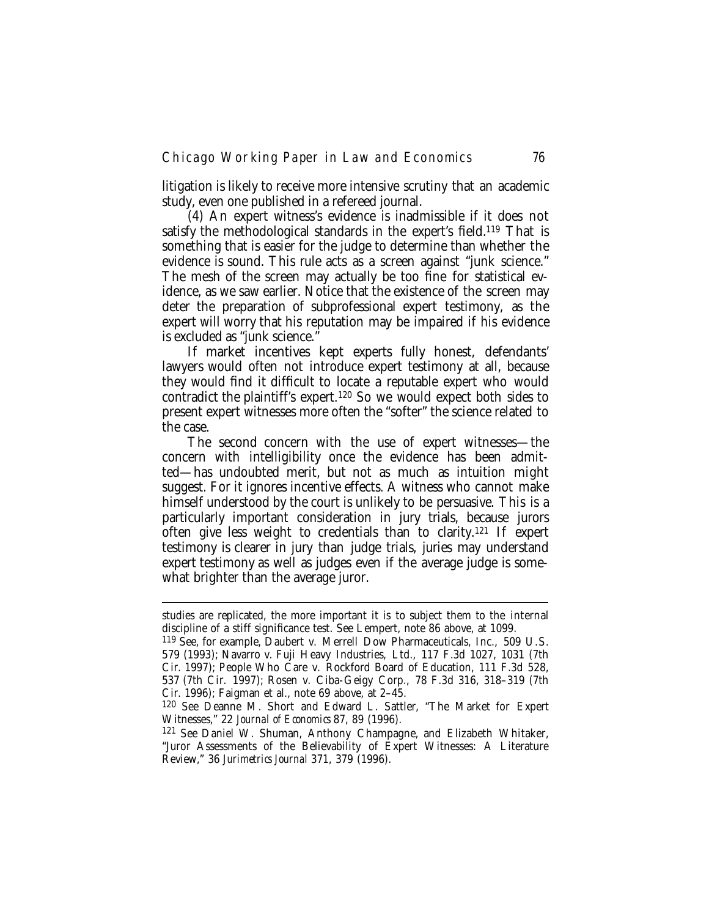litigation is likely to receive more intensive scrutiny that an academic study, even one published in a refereed journal.

(4) An expert witness's evidence is inadmissible if it does not satisfy the methodological standards in the expert's field.[119] That is something that is easier for the judge to determine than whether the evidence is sound. This rule acts as a screen against "junk science." The mesh of the screen may actually be too fine for statistical evidence, as we saw earlier. Notice that the existence of the screen may deter the preparation of subprofessional expert testimony, as the expert will worry that his reputation may be impaired if his evidence is excluded as "junk science."

If market incentives kept experts fully honest, defendants' lawyers would often not introduce expert testimony at all, because they would find it difficult to locate a reputable expert who would contradict the plaintiff's expert.[120] So we would expect both sides to present expert witnesses more often the "softer" the science related to the case.

The second concern with the use of expert witnesses—the concern with intelligibility once the evidence has been admitted—has undoubted merit, but not as much as intuition might suggest. For it ignores incentive effects. A witness who cannot make himself understood by the court is unlikely to be persuasive. This is a particularly important consideration in jury trials, because jurors often give less weight to credentials than to clarity.[121] If expert testimony is clearer in jury than judge trials, juries may understand expert testimony as well as judges even if the average judge is somewhat brighter than the average juror.

---

studies are replicated, the more important it is to subject them to the internal discipline of a stiff significance test. See Lempert, note 86 above, at 1099.

[119] See, for example, Daubert v. Merrell Dow Pharmaceuticals, Inc., 509 U.S. 579 (1993); Navarro v. Fuji Heavy Industries, Ltd., 117 F.3d 1027, 1031 (7th Cir. 1997); People Who Care v. Rockford Board of Education, 111 F.3d 528, 537 (7th Cir. 1997); Rosen v. Ciba-Geigy Corp., 78 F.3d 316, 318–319 (7th Cir. 1996); Faigman et al., note 69 above, at 2–45.

[120] See Deanne M. Short and Edward L. Sattler, "The Market for Expert Witnesses," 22 *Journal of Economics* 87, 89 (1996).

[121] See Daniel W. Shuman, Anthony Champagne, and Elizabeth Whitaker, "Juror Assessments of the Believability of Expert Witnesses: A Literature Review," 36 *Jurimetrics Journal* 371, 379 (1996).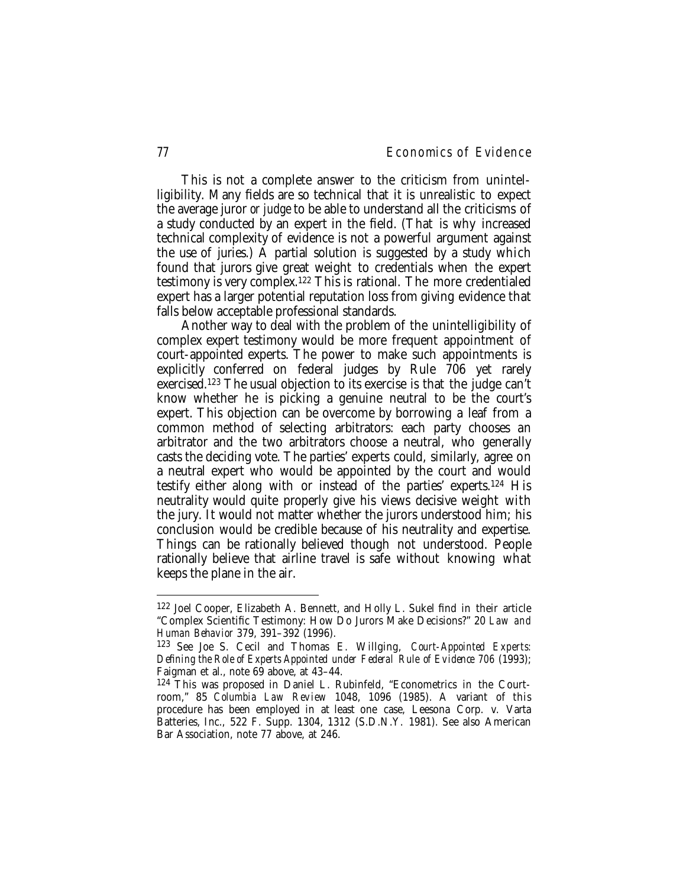This is not a complete answer to the criticism from unintelligibility. Many fields are so technical that it is unrealistic to expect the average juror *or judge* to be able to understand all the criticisms of a study conducted by an expert in the field. (That is why increased technical complexity of evidence is not a powerful argument against the use of juries.) A partial solution is suggested by a study which found that jurors give great weight to credentials when the expert testimony is very complex.[122] This is rational. The more credentialed expert has a larger potential reputation loss from giving evidence that falls below acceptable professional standards.

Another way to deal with the problem of the unintelligibility of complex expert testimony would be more frequent appointment of court-appointed experts. The power to make such appointments is explicitly conferred on federal judges by Rule 706 yet rarely exercised.[123] The usual objection to its exercise is that the judge can't know whether he is picking a genuine neutral to be the court's expert. This objection can be overcome by borrowing a leaf from a common method of selecting arbitrators: each party chooses an arbitrator and the two arbitrators choose a neutral, who generally casts the deciding vote. The parties' experts could, similarly, agree on a neutral expert who would be appointed by the court and would testify either along with or instead of the parties' experts.[124] His neutrality would quite properly give his views decisive weight with the jury. It would not matter whether the jurors understood him; his conclusion would be credible because of his neutrality and expertise. Things can be rationally believed though not understood. People rationally believe that airline travel is safe without knowing what keeps the plane in the air.

---

[122] Joel Cooper, Elizabeth A. Bennett, and Holly L. Sukel find in their article "Complex Scientific Testimony: How Do Jurors Make Decisions?" 20 *Law and Human Behavior* 379, 391–392 (1996).

[123] See Joe S. Cecil and Thomas E. Willging, *Court-Appointed Experts: Defining the Role of Experts Appointed under Federal Rule of Evidence 706* (1993); Faigman et al., note 69 above, at 43–44.

[124] This was proposed in Daniel L. Rubinfeld, "Econometrics in the Courtroom," 85 *Columbia Law Review* 1048, 1096 (1985). A variant of this procedure has been employed in at least one case, Leesona Corp. v. Varta Batteries, Inc., 522 F. Supp. 1304, 1312 (S.D.N.Y. 1981). See also American Bar Association, note 77 above, at 246.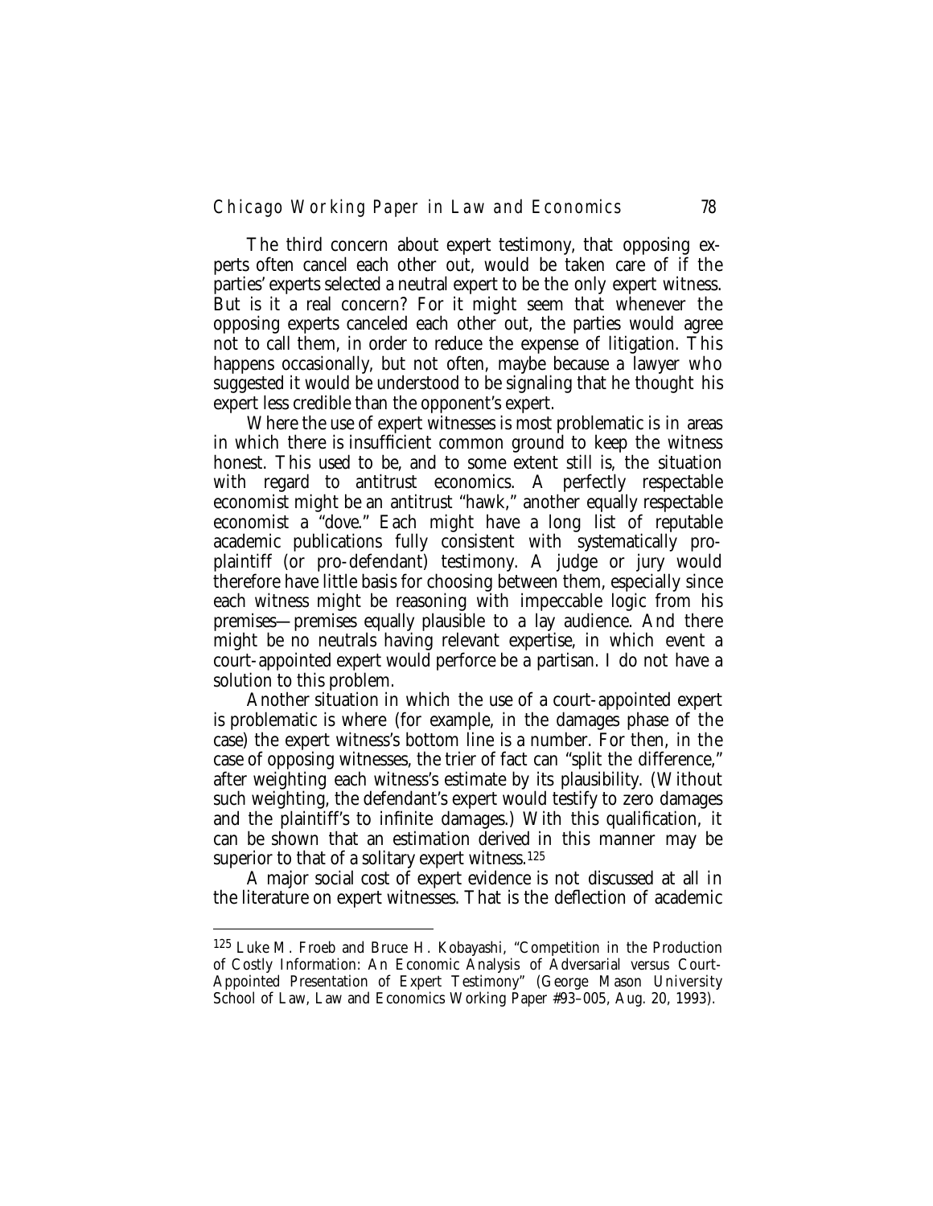The third concern about expert testimony, that opposing experts often cancel each other out, would be taken care of if the parties' experts selected a neutral expert to be the only expert witness. But is it a real concern? For it might seem that whenever the opposing experts canceled each other out, the parties would agree not to call them, in order to reduce the expense of litigation. This happens occasionally, but not often, maybe because a lawyer who suggested it would be understood to be signaling that he thought his expert less credible than the opponent's expert.

Where the use of expert witnesses is most problematic is in areas in which there is insufficient common ground to keep the witness honest. This used to be, and to some extent still is, the situation with regard to antitrust economics. A perfectly respectable economist might be an antitrust "hawk," another equally respectable economist a "dove." Each might have a long list of reputable academic publications fully consistent with systematically pro-plaintiff (or pro-defendant) testimony. A judge or jury would therefore have little basis for choosing between them, especially since each witness might be reasoning with impeccable logic from his premises—premises equally plausible to a lay audience. And there might be no neutrals having relevant expertise, in which event a court-appointed expert would perforce be a partisan. I do not have a solution to this problem.

Another situation in which the use of a court-appointed expert is problematic is where (for example, in the damages phase of the case) the expert witness's bottom line is a number. For then, in the case of opposing witnesses, the trier of fact can "split the difference," after weighting each witness's estimate by its plausibility. (Without such weighting, the defendant's expert would testify to zero damages and the plaintiff's to infinite damages.) With this qualification, it can be shown that an estimation derived in this manner may be superior to that of a solitary expert witness.[125]

A major social cost of expert evidence is not discussed at all in the literature on expert witnesses. That is the deflection of academic

---

[125] Luke M. Froeb and Bruce H. Kobayashi, "Competition in the Production of Costly Information: An Economic Analysis of Adversarial versus Court-Appointed Presentation of Expert Testimony" (George Mason University School of Law, Law and Economics Working Paper #93–005, Aug. 20, 1993).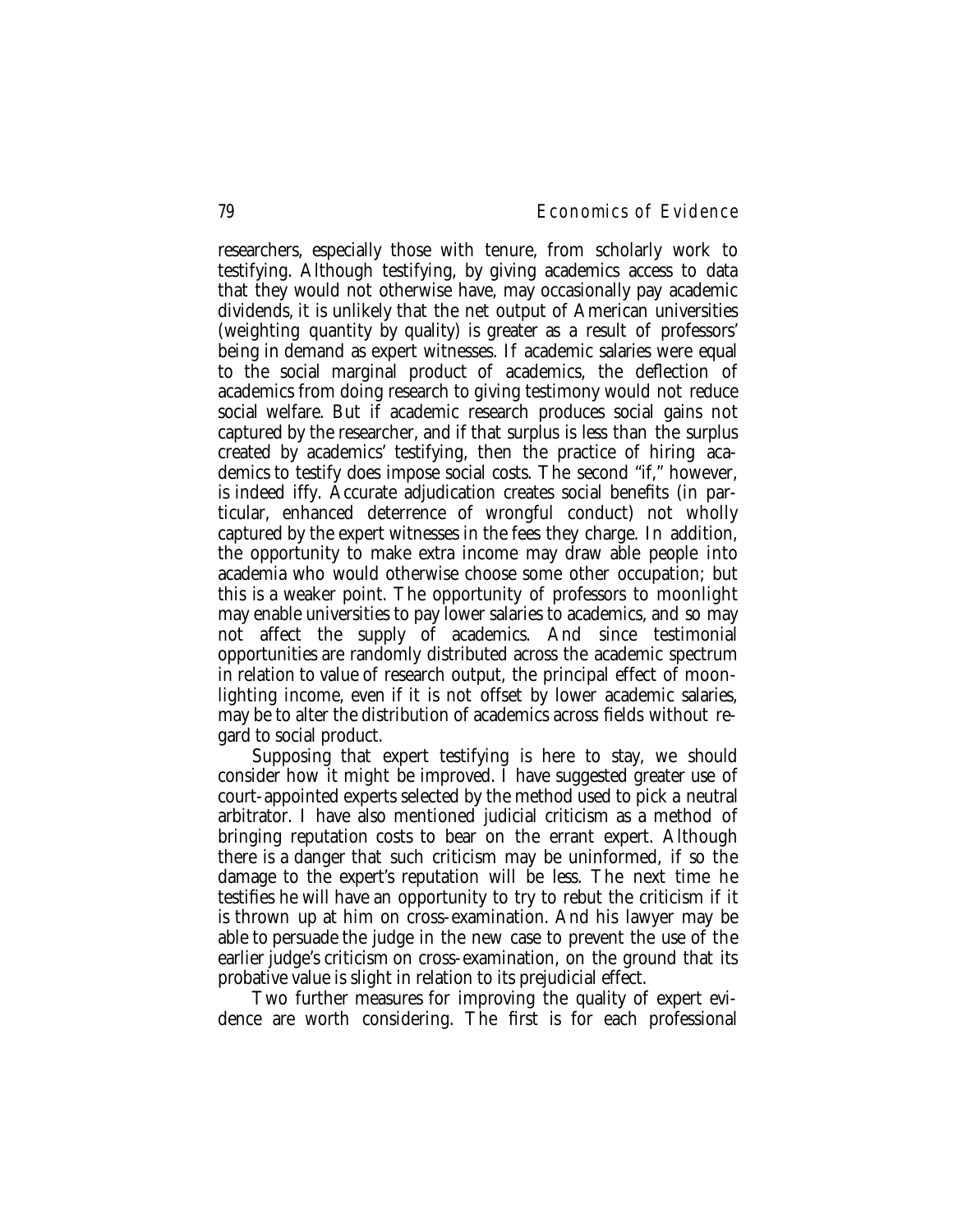researchers, especially those with tenure, from scholarly work to testifying. Although testifying, by giving academics access to data that they would not otherwise have, may occasionally pay academic dividends, it is unlikely that the net output of American universities (weighting quantity by quality) is greater as a result of professors' being in demand as expert witnesses. If academic salaries were equal to the social marginal product of academics, the deflection of academics from doing research to giving testimony would not reduce social welfare. But if academic research produces social gains not captured by the researcher, and if that surplus is less than the surplus created by academics' testifying, then the practice of hiring academics to testify does impose social costs. The second "if," however, is indeed iffy. Accurate adjudication creates social benefits (in particular, enhanced deterrence of wrongful conduct) not wholly captured by the expert witnesses in the fees they charge. In addition, the opportunity to make extra income may draw able people into academia who would otherwise choose some other occupation; but this is a weaker point. The opportunity of professors to moonlight may enable universities to pay lower salaries to academics, and so may not affect the supply of academics. And since testimonial opportunities are randomly distributed across the academic spectrum in relation to value of research output, the principal effect of moonlighting income, even if it is not offset by lower academic salaries, may be to alter the distribution of academics across fields without regard to social product.

Supposing that expert testifying is here to stay, we should consider how it might be improved. I have suggested greater use of court-appointed experts selected by the method used to pick a neutral arbitrator. I have also mentioned judicial criticism as a method of bringing reputation costs to bear on the errant expert. Although there is a danger that such criticism may be uninformed, if so the damage to the expert's reputation will be less. The next time he testifies he will have an opportunity to try to rebut the criticism if it is thrown up at him on cross-examination. And his lawyer may be able to persuade the judge in the new case to prevent the use of the earlier judge's criticism on cross-examination, on the ground that its probative value is slight in relation to its prejudicial effect.

Two further measures for improving the quality of expert evidence are worth considering. The first is for each professional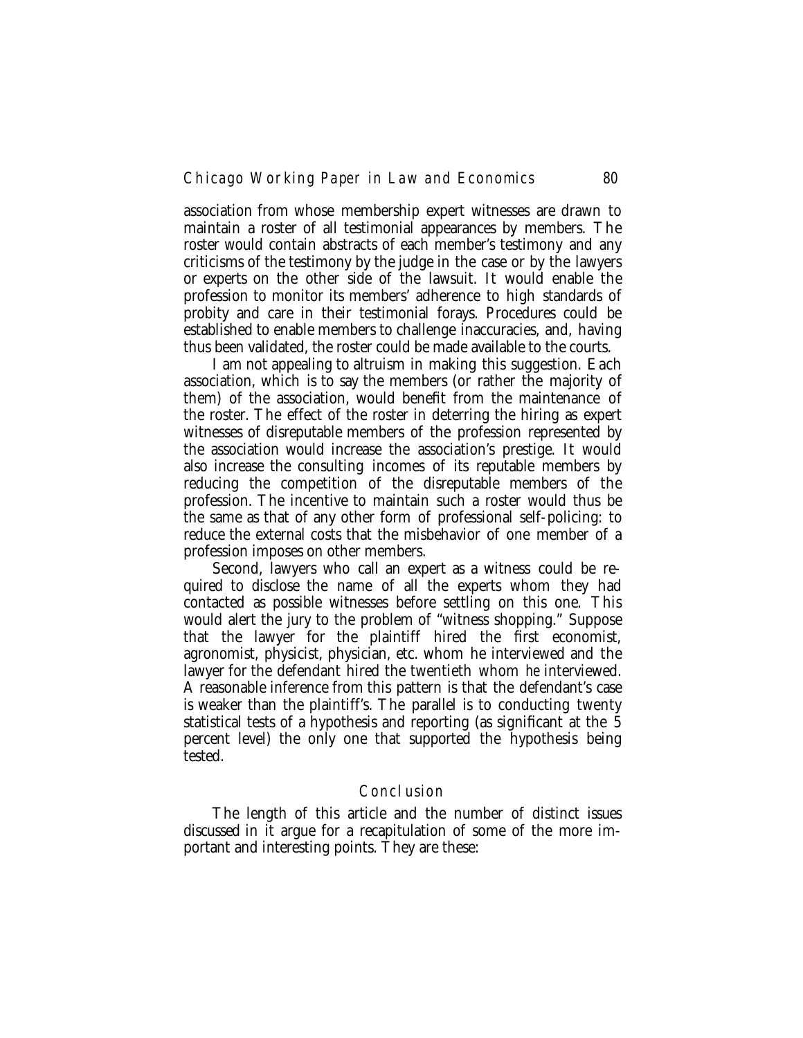association from whose membership expert witnesses are drawn to maintain a roster of all testimonial appearances by members. The roster would contain abstracts of each member's testimony and any criticisms of the testimony by the judge in the case or by the lawyers or experts on the other side of the lawsuit. It would enable the profession to monitor its members' adherence to high standards of probity and care in their testimonial forays. Procedures could be established to enable members to challenge inaccuracies, and, having thus been validated, the roster could be made available to the courts.

I am not appealing to altruism in making this suggestion. Each association, which is to say the members (or rather the majority of them) of the association, would benefit from the maintenance of the roster. The effect of the roster in deterring the hiring as expert witnesses of disreputable members of the profession represented by the association would increase the association's prestige. It would also increase the consulting incomes of its reputable members by reducing the competition of the disreputable members of the profession. The incentive to maintain such a roster would thus be the same as that of any other form of professional self-policing: to reduce the external costs that the misbehavior of one member of a profession imposes on other members.

Second, lawyers who call an expert as a witness could be required to disclose the name of all the experts whom they had contacted as possible witnesses before settling on this one. This would alert the jury to the problem of "witness shopping." Suppose that the lawyer for the plaintiff hired the first economist, agronomist, physicist, physician, etc. whom he interviewed and the lawyer for the defendant hired the twentieth whom *he* interviewed. A reasonable inference from this pattern is that the defendant's case is weaker than the plaintiff's. The parallel is to conducting twenty statistical tests of a hypothesis and reporting (as significant at the 5 percent level) the only one that supported the hypothesis being tested.

## Conclusion

The length of this article and the number of distinct issues discussed in it argue for a recapitulation of some of the more important and interesting points. They are these: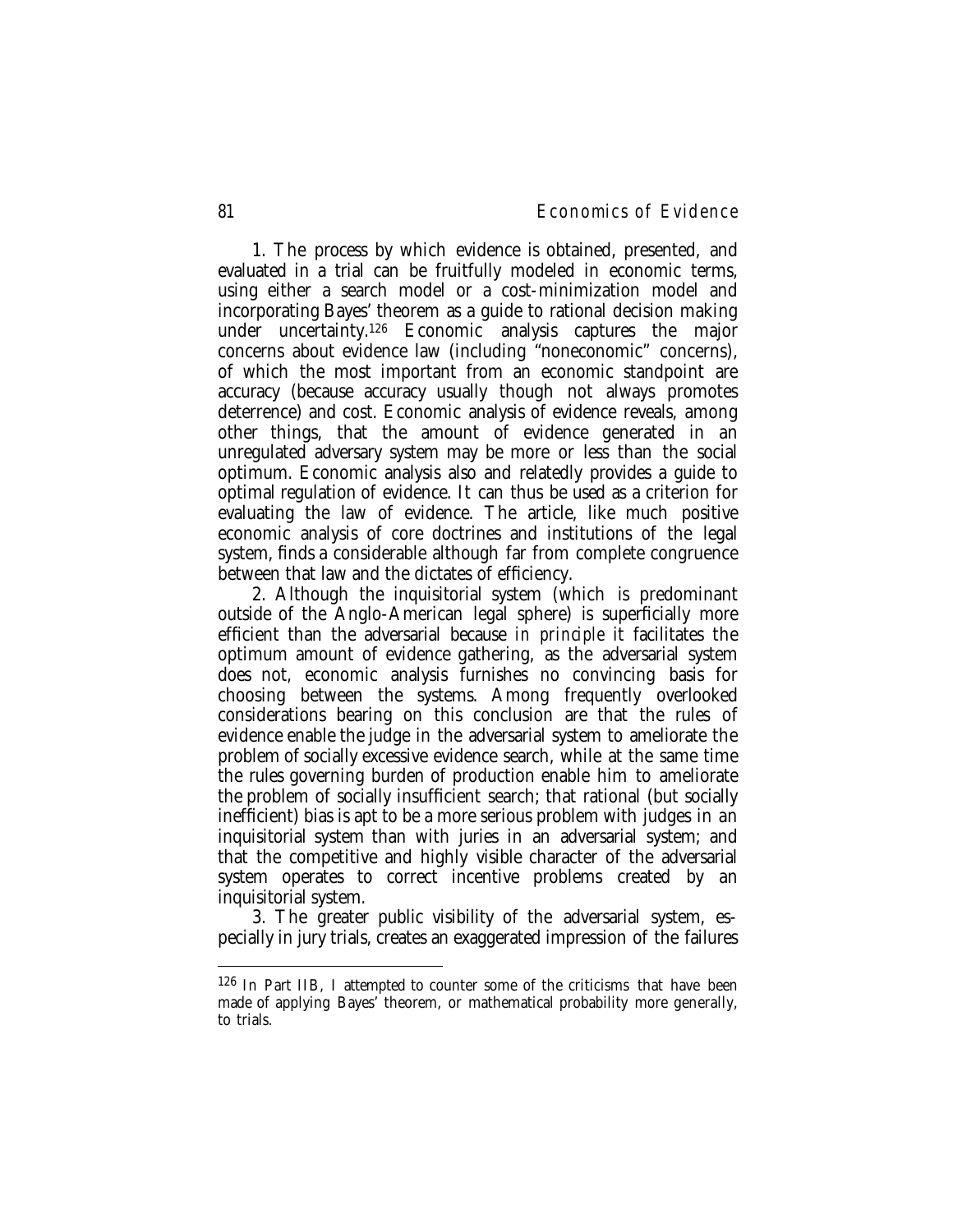1. The process by which evidence is obtained, presented, and evaluated in a trial can be fruitfully modeled in economic terms, using either a search model or a cost-minimization model and incorporating Bayes' theorem as a guide to rational decision making under uncertainty.[126] Economic analysis captures the major concerns about evidence law (including "noneconomic" concerns), of which the most important from an economic standpoint are accuracy (because accuracy usually though not always promotes deterrence) and cost. Economic analysis of evidence reveals, among other things, that the amount of evidence generated in an unregulated adversary system may be more or less than the social optimum. Economic analysis also and relatedly provides a guide to optimal regulation of evidence. It can thus be used as a criterion for evaluating the law of evidence. The article, like much positive economic analysis of core doctrines and institutions of the legal system, finds a considerable although far from complete congruence between that law and the dictates of efficiency.

2. Although the inquisitorial system (which is predominant outside of the Anglo-American legal sphere) is superficially more efficient than the adversarial because *in principle* it facilitates the optimum amount of evidence gathering, as the adversarial system does not, economic analysis furnishes no convincing basis for choosing between the systems. Among frequently overlooked considerations bearing on this conclusion are that the rules of evidence enable the judge in the adversarial system to ameliorate the problem of socially excessive evidence search, while at the same time the rules governing burden of production enable him to ameliorate the problem of socially insufficient search; that rational (but socially inefficient) bias is apt to be a more serious problem with judges in an inquisitorial system than with juries in an adversarial system; and that the competitive and highly visible character of the adversarial system operates to correct incentive problems created by an inquisitorial system.

3. The greater public visibility of the adversarial system, especially in jury trials, creates an exaggerated impression of the failures

[126] In Part IIB, I attempted to counter some of the criticisms that have been made of applying Bayes' theorem, or mathematical probability more generally, to trials.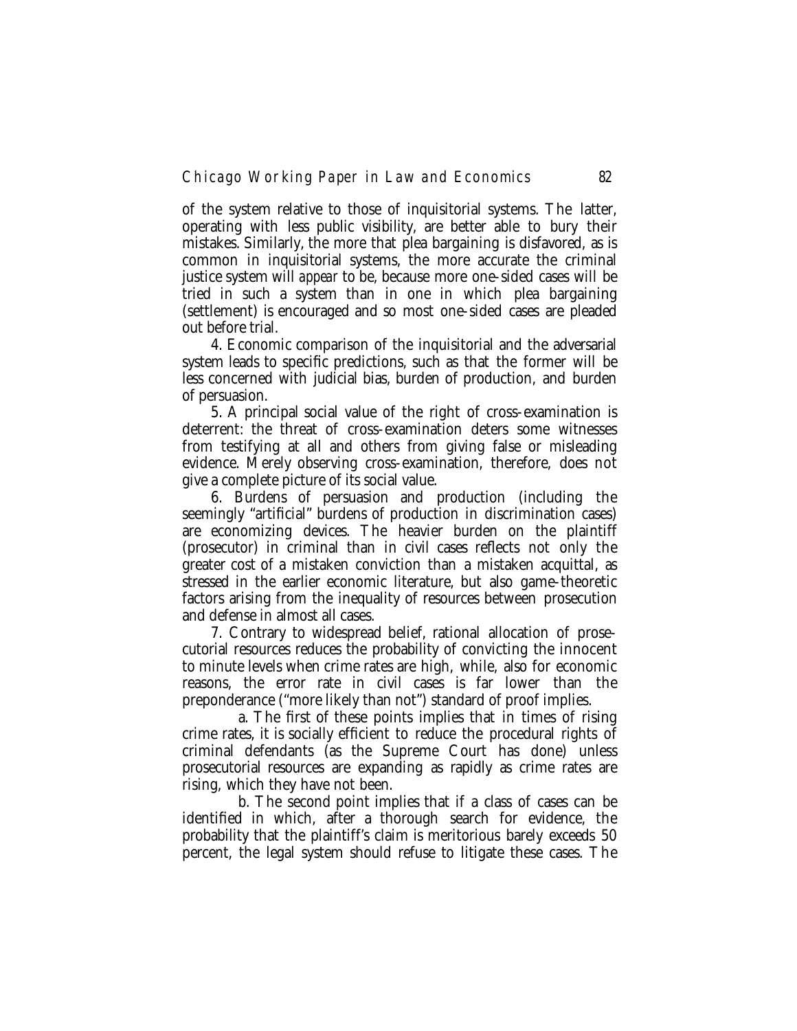of the system relative to those of inquisitorial systems. The latter, operating with less public visibility, are better able to bury their mistakes. Similarly, the more that plea bargaining is disfavored, as is common in inquisitorial systems, the more accurate the criminal justice system will *appear* to be, because more one-sided cases will be tried in such a system than in one in which plea bargaining (settlement) is encouraged and so most one-sided cases are pleaded out before trial.

4. Economic comparison of the inquisitorial and the adversarial system leads to specific predictions, such as that the former will be less concerned with judicial bias, burden of production, and burden of persuasion.

5. A principal social value of the right of cross-examination is deterrent: the threat of cross-examination deters some witnesses from testifying at all and others from giving false or misleading evidence. Merely observing cross-examination, therefore, does not give a complete picture of its social value.

6. Burdens of persuasion and production (including the seemingly "artificial" burdens of production in discrimination cases) are economizing devices. The heavier burden on the plaintiff (prosecutor) in criminal than in civil cases reflects not only the greater cost of a mistaken conviction than a mistaken acquittal, as stressed in the earlier economic literature, but also game-theoretic factors arising from the inequality of resources between prosecution and defense in almost all cases.

7. Contrary to widespread belief, rational allocation of prosecutorial resources reduces the probability of convicting the innocent to minute levels when crime rates are high, while, also for economic reasons, the error rate in civil cases is far lower than the preponderance ("more likely than not") standard of proof implies.

a. The first of these points implies that in times of rising crime rates, it is socially efficient to reduce the procedural rights of criminal defendants (as the Supreme Court has done) unless prosecutorial resources are expanding as rapidly as crime rates are rising, which they have not been.

b. The second point implies that if a class of cases can be identified in which, after a thorough search for evidence, the probability that the plaintiff's claim is meritorious barely exceeds 50 percent, the legal system should refuse to litigate these cases. The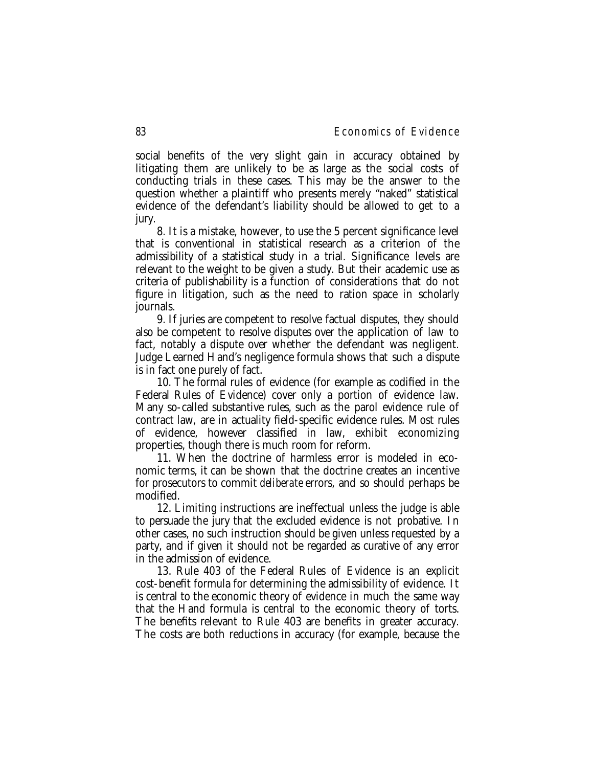social benefits of the very slight gain in accuracy obtained by litigating them are unlikely to be as large as the social costs of conducting trials in these cases. This may be the answer to the question whether a plaintiff who presents merely "naked" statistical evidence of the defendant's liability should be allowed to get to a jury.

8. It is a mistake, however, to use the 5 percent significance level that is conventional in statistical research as a criterion of the admissibility of a statistical study in a trial. Significance levels are relevant to the weight to be given a study. But their academic use as criteria of publishability is a function of considerations that do not figure in litigation, such as the need to ration space in scholarly journals.

9. If juries are competent to resolve factual disputes, they should also be competent to resolve disputes over the application of law to fact, notably a dispute over whether the defendant was negligent. Judge Learned Hand's negligence formula shows that such a dispute is in fact one purely of fact.

10. The formal rules of evidence (for example as codified in the Federal Rules of Evidence) cover only a portion of evidence law. Many so-called substantive rules, such as the parol evidence rule of contract law, are in actuality field-specific evidence rules. Most rules of evidence, however classified in law, exhibit economizing properties, though there is much room for reform.

11. When the doctrine of harmless error is modeled in economic terms, it can be shown that the doctrine creates an incentive for prosecutors to commit *deliberate* errors, and so should perhaps be modified.

12. Limiting instructions are ineffectual unless the judge is able to persuade the jury that the excluded evidence is not probative. In other cases, no such instruction should be given unless requested by a party, and if given it should not be regarded as curative of any error in the admission of evidence.

13. Rule 403 of the Federal Rules of Evidence is an explicit cost-benefit formula for determining the admissibility of evidence. It is central to the economic theory of evidence in much the same way that the Hand formula is central to the economic theory of torts. The benefits relevant to Rule 403 are benefits in greater accuracy. The costs are both reductions in accuracy (for example, because the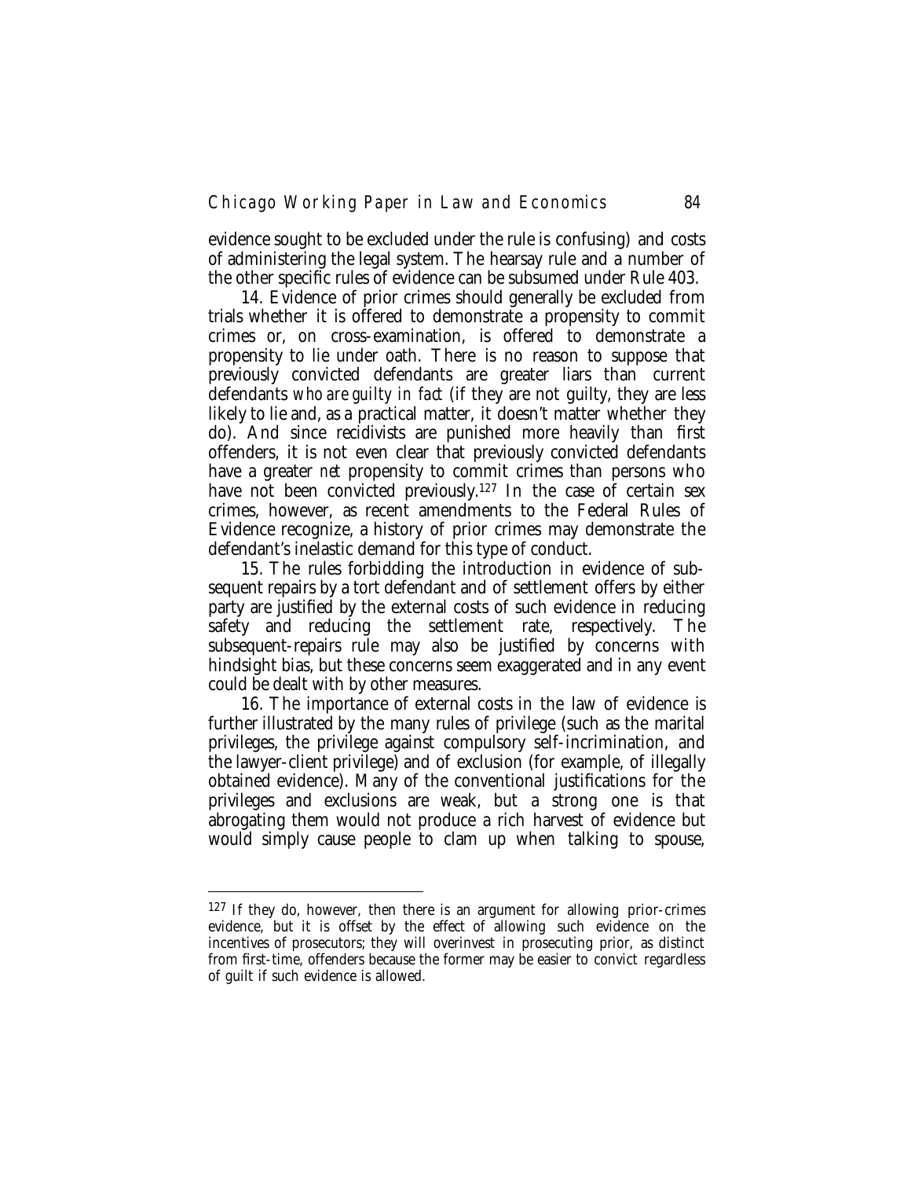evidence sought to be excluded under the rule is confusing) and costs of administering the legal system. The hearsay rule and a number of the other specific rules of evidence can be subsumed under Rule 403.

14. Evidence of prior crimes should generally be excluded from trials whether it is offered to demonstrate a propensity to commit crimes or, on cross-examination, is offered to demonstrate a propensity to lie under oath. There is no reason to suppose that previously convicted defendants are greater liars than current defendants *who are guilty in fact* (if they are not guilty, they are less likely to lie and, as a practical matter, it doesn't matter whether they do). And since recidivists are punished more heavily than first offenders, it is not even clear that previously convicted defendants have a greater *net* propensity to commit crimes than persons who have not been convicted previously.[127] In the case of certain sex crimes, however, as recent amendments to the Federal Rules of Evidence recognize, a history of prior crimes may demonstrate the defendant's inelastic demand for this type of conduct.

15. The rules forbidding the introduction in evidence of subsequent repairs by a tort defendant and of settlement offers by either party are justified by the external costs of such evidence in reducing safety and reducing the settlement rate, respectively. The subsequent-repairs rule may also be justified by concerns with hindsight bias, but these concerns seem exaggerated and in any event could be dealt with by other measures.

16. The importance of external costs in the law of evidence is further illustrated by the many rules of privilege (such as the marital privileges, the privilege against compulsory self-incrimination, and the lawyer-client privilege) and of exclusion (for example, of illegally obtained evidence). Many of the conventional justifications for the privileges and exclusions are weak, but a strong one is that abrogating them would not produce a rich harvest of evidence but would simply cause people to clam up when talking to spouse,

---

[127] If they do, however, then there is an argument for allowing prior-crimes evidence, but it is offset by the effect of allowing such evidence on the incentives of prosecutors; they will overinvest in prosecuting prior, as distinct from first-time, offenders because the former may be easier to convict regardless of guilt if such evidence is allowed.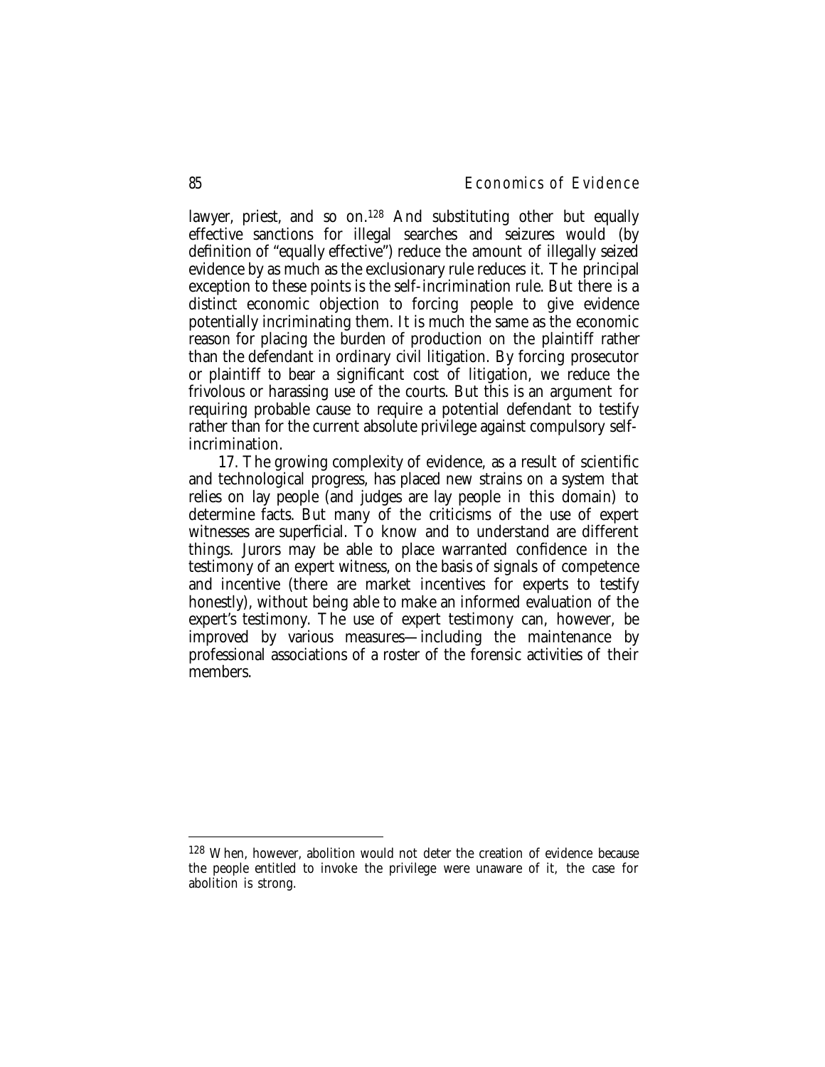lawyer, priest, and so on.[128] And substituting other but equally effective sanctions for illegal searches and seizures would (by definition of "equally effective") reduce the amount of illegally seized evidence by as much as the exclusionary rule reduces it. The principal exception to these points is the self-incrimination rule. But there is a distinct economic objection to forcing people to give evidence potentially incriminating them. It is much the same as the economic reason for placing the burden of production on the plaintiff rather than the defendant in ordinary civil litigation. By forcing prosecutor or plaintiff to bear a significant cost of litigation, we reduce the frivolous or harassing use of the courts. But this is an argument for requiring probable cause to require a potential defendant to testify rather than for the current absolute privilege against compulsory self-incrimination.

17. The growing complexity of evidence, as a result of scientific and technological progress, has placed new strains on a system that relies on lay people (and judges are lay people in this domain) to determine facts. But many of the criticisms of the use of expert witnesses are superficial. To know and to understand are different things. Jurors may be able to place warranted confidence in the testimony of an expert witness, on the basis of signals of competence and incentive (there are market incentives for experts to testify honestly), without being able to make an informed evaluation of the expert's testimony. The use of expert testimony can, however, be improved by various measures—including the maintenance by professional associations of a roster of the forensic activities of their members.

---

[128] When, however, abolition would not deter the creation of evidence because the people entitled to invoke the privilege were unaware of it, the case for abolition is strong.